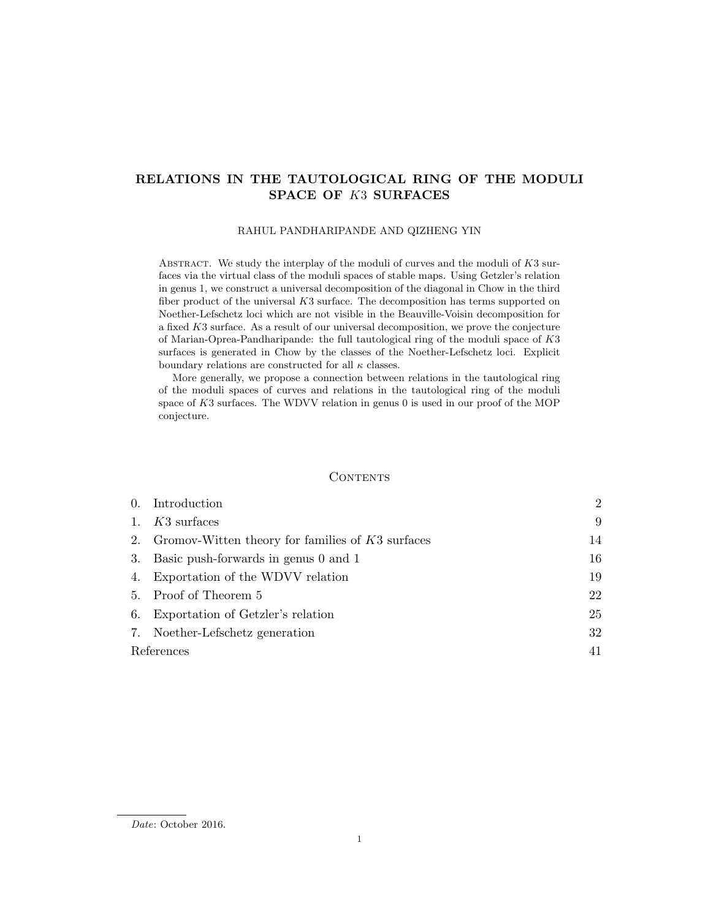# RELATIONS IN THE TAUTOLOGICAL RING OF THE MODULI SPACE OF $K3$ SURFACES

RAHUL PANDHARIPANDE AND QIZHENG YIN

Abstract. We study the interplay of the moduli of curves and the moduli of $K3$ surfaces via the virtual class of the moduli spaces of stable maps. Using Getzler's relation in genus 1, we construct a universal decomposition of the diagonal in Chow in the third fiber product of the universal $K3$ surface. The decomposition has terms supported on Noether-Lefschetz loci which are not visible in the Beauville-Voisin decomposition for a fixed $K3$ surface. As a result of our universal decomposition, we prove the conjecture of Marian-Oprea-Pandharipande: the full tautological ring of the moduli space of $K3$ surfaces is generated in Chow by the classes of the Noether-Lefschetz loci. Explicit boundary relations are constructed for all $\kappa$ classes.

More generally, we propose a connection between relations in the tautological ring of the moduli spaces of curves and relations in the tautological ring of the moduli space of $K3$ surfaces. The WDVV relation in genus 0 is used in our proof of the MOP conjecture.

## Contents

| | | |
|---|---|---|
| 0. | Introduction | 2 |
| 1. | $K3$ surfaces | 9 |
| 2. | Gromov-Witten theory for families of $K3$ surfaces | 14 |
| 3. | Basic push-forwards in genus 0 and 1 | 16 |
| 4. | Exportation of the WDVV relation | 19 |
| 5. | Proof of Theorem 5 | 22 |
| 6. | Exportation of Getzler's relation | 25 |
| 7. | Noether-Lefschetz generation | 32 |
| | References | 41 |

*Date*: October 2016.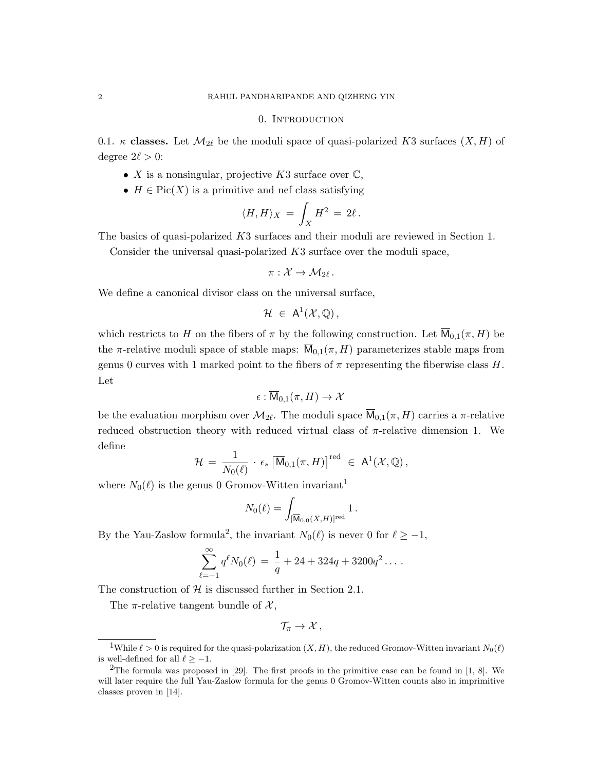## 0. Introduction

0.1. **$\kappa$ classes.** Let $\mathcal{M}_{2\ell}$ be the moduli space of quasi-polarized $K3$ surfaces $(X, H)$ of degree $2\ell > 0$:

- $X$ is a nonsingular, projective $K3$ surface over $\mathbb{C}$,
- $H \in \mathrm{Pic}(X)$ is a primitive and nef class satisfying

$$\langle H, H\rangle_X \,=\, \int_X H^2 \,=\, 2\ell\,.$$

The basics of quasi-polarized $K3$ surfaces and their moduli are reviewed in Section 1.

Consider the universal quasi-polarized $K3$ surface over the moduli space,

$$\pi : \mathcal{X} \to \mathcal{M}_{2\ell}\,.$$

We define a canonical divisor class on the universal surface,

$$\mathcal{H} \,\in\, \mathsf{A}^1(\mathcal{X}, \mathbb{Q})\,,$$

which restricts to $H$ on the fibers of $\pi$ by the following construction. Let $\overline{\mathsf{M}}_{0,1}(\pi, H)$ be the $\pi$-relative moduli space of stable maps: $\overline{\mathsf{M}}_{0,1}(\pi, H)$ parameterizes stable maps from genus 0 curves with 1 marked point to the fibers of $\pi$ representing the fiberwise class $H$. Let

$$\epsilon : \overline{\mathsf{M}}_{0,1}(\pi, H) \to \mathcal{X}$$

be the evaluation morphism over $\mathcal{M}_{2\ell}$. The moduli space $\overline{\mathsf{M}}_{0,1}(\pi, H)$ carries a $\pi$-relative reduced obstruction theory with reduced virtual class of $\pi$-relative dimension 1. We define

$$\mathcal{H} \,=\, \frac{1}{N_0(\ell)} \,\cdot\, \epsilon_* \left[\overline{\mathsf{M}}_{0,1}(\pi, H)\right]^{\mathrm{red}} \,\in\, \mathsf{A}^1(\mathcal{X}, \mathbb{Q})\,,$$

where $N_0(\ell)$ is the genus 0 Gromov-Witten invariant[1]

$$N_0(\ell) = \int_{[\overline{\mathsf{M}}_{0,0}(X,H)]^{\mathrm{red}}} 1\,.$$

By the Yau-Zaslow formula[2], the invariant $N_0(\ell)$ is never 0 for $\ell \geq -1$,

$$\sum_{\ell=-1}^{\infty} q^{\ell} N_0(\ell) \,=\, \frac{1}{q} + 24 + 324q + 3200q^2 \ldots\,.$$

The construction of $\mathcal{H}$ is discussed further in Section 2.1.

The $\pi$-relative tangent bundle of $\mathcal{X}$,

$$\mathcal{T}_\pi \to \mathcal{X}\,,$$

---

[1] While $\ell > 0$ is required for the quasi-polarization $(X, H)$, the reduced Gromov-Witten invariant $N_0(\ell)$ is well-defined for all $\ell \geq -1$.

[2] The formula was proposed in [29]. The first proofs in the primitive case can be found in [1, 8]. We will later require the full Yau-Zaslow formula for the genus 0 Gromov-Witten counts also in imprimitive classes proven in [14].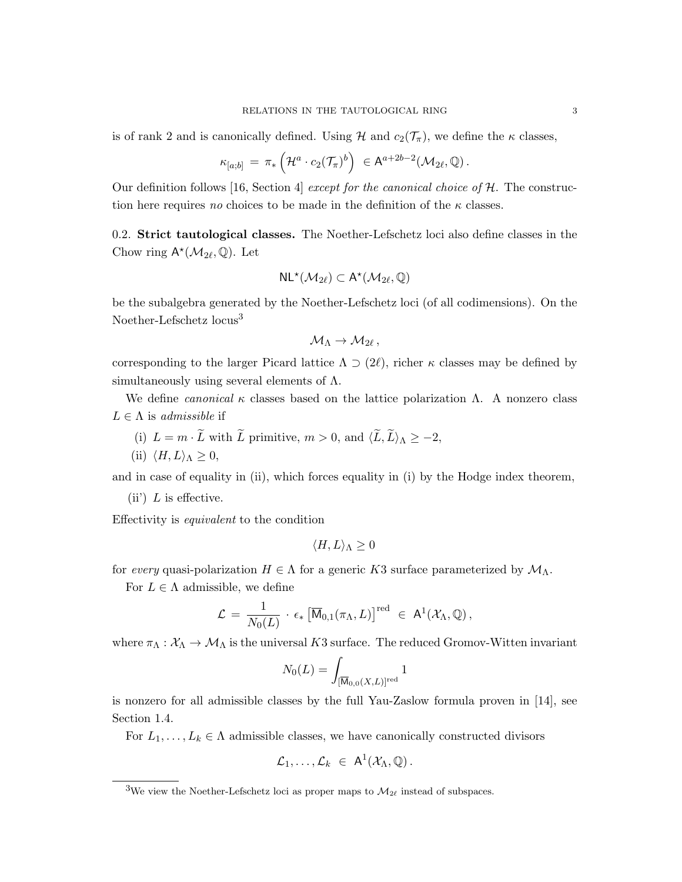is of rank 2 and is canonically defined. Using $\mathcal{H}$ and $c_2(\mathcal{T}_\pi)$, we define the $\kappa$ classes,

$$\kappa_{[a;b]} \,=\, \pi_*\left(\mathcal{H}^a \cdot c_2(\mathcal{T}_\pi)^b\right) \,\in \mathsf{A}^{a+2b-2}(\mathcal{M}_{2\ell},\mathbb{Q})\,.$$

Our definition follows [16, Section 4] *except for the canonical choice of* $\mathcal{H}$. The construction here requires *no* choices to be made in the definition of the $\kappa$ classes.

### 0.2. Strict tautological classes.

The Noether-Lefschetz loci also define classes in the Chow ring $\mathsf{A}^\star(\mathcal{M}_{2\ell},\mathbb{Q})$. Let

$$\mathsf{NL}^\star(\mathcal{M}_{2\ell}) \subset \mathsf{A}^\star(\mathcal{M}_{2\ell},\mathbb{Q})$$

be the subalgebra generated by the Noether-Lefschetz loci (of all codimensions). On the Noether-Lefschetz locus[3]

$$\mathcal{M}_\Lambda \to \mathcal{M}_{2\ell}\,,$$

corresponding to the larger Picard lattice $\Lambda \supset (2\ell)$, richer $\kappa$ classes may be defined by simultaneously using several elements of $\Lambda$.

We define *canonical* $\kappa$ classes based on the lattice polarization $\Lambda$. A nonzero class $L \in \Lambda$ is *admissible* if

(i) $L = m \cdot \widetilde{L}$ with $\widetilde{L}$ primitive, $m > 0$, and $\langle \widetilde{L}, \widetilde{L}\rangle_\Lambda \geq -2$,

(ii) $\langle H, L\rangle_\Lambda \geq 0$,

and in case of equality in (ii), which forces equality in (i) by the Hodge index theorem,

(ii') $L$ is effective.

Effectivity is *equivalent* to the condition

$$\langle H, L\rangle_\Lambda \geq 0$$

for *every* quasi-polarization $H \in \Lambda$ for a generic $K3$ surface parameterized by $\mathcal{M}_\Lambda$.

For $L \in \Lambda$ admissible, we define

$$\mathcal{L} \,=\, \frac{1}{N_0(L)} \cdot \epsilon_*\left[\overline{\mathsf{M}}_{0,1}(\pi_\Lambda, L)\right]^{\text{red}} \,\in\, \mathsf{A}^1(\mathcal{X}_\Lambda,\mathbb{Q})\,,$$

where $\pi_\Lambda : \mathcal{X}_\Lambda \to \mathcal{M}_\Lambda$ is the universal $K3$ surface. The reduced Gromov-Witten invariant

$$N_0(L) = \int_{[\overline{\mathsf{M}}_{0,0}(X,L)]^{\text{red}}} 1$$

is nonzero for all admissible classes by the full Yau-Zaslow formula proven in [14], see Section 1.4.

For $L_1,\ldots,L_k \in \Lambda$ admissible classes, we have canonically constructed divisors

$$\mathcal{L}_1,\ldots,\mathcal{L}_k \,\in\, \mathsf{A}^1(\mathcal{X}_\Lambda,\mathbb{Q})\,.$$

[3] We view the Noether-Lefschetz loci as proper maps to $\mathcal{M}_{2\ell}$ instead of subspaces.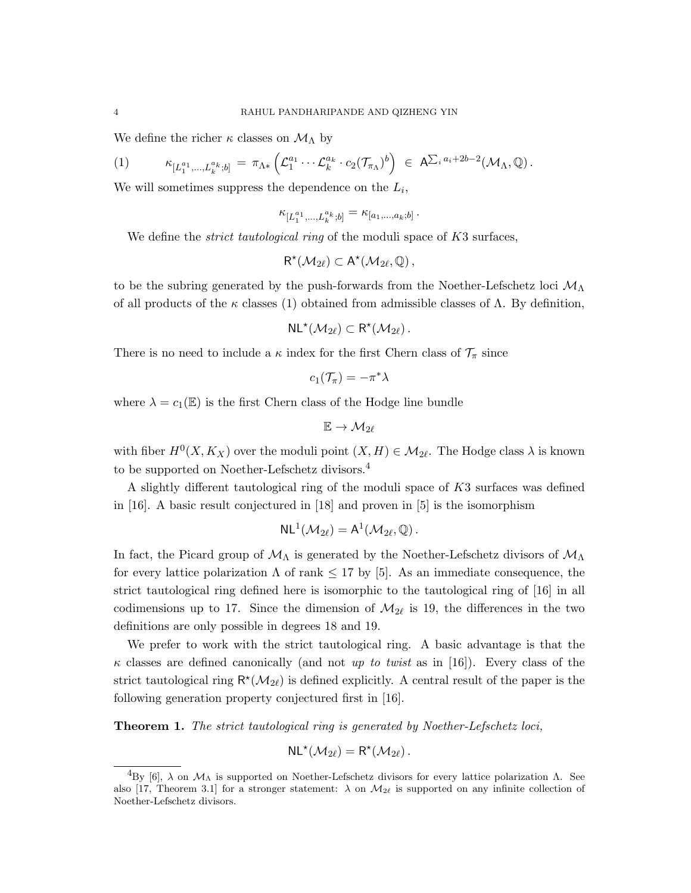We define the richer $\kappa$ classes on $\mathcal{M}_\Lambda$ by

$$\kappa_{[L_1^{a_1},\ldots,L_k^{a_k};b]} = \pi_{\Lambda *}\left(\mathcal{L}_1^{a_1}\cdots\mathcal{L}_k^{a_k}\cdot c_2(\mathcal{T}_{\pi_\Lambda})^b\right) \in \mathsf{A}^{\sum_i a_i + 2b - 2}(\mathcal{M}_\Lambda, \mathbb{Q})\,. \tag{1}$$

We will sometimes suppress the dependence on the $L_i$,

$$\kappa_{[L_1^{a_1},\ldots,L_k^{a_k};b]} = \kappa_{[a_1,\ldots,a_k;b]}\,.$$

We define the *strict tautological ring* of the moduli space of $K3$ surfaces,

$$\mathsf{R}^\star(\mathcal{M}_{2\ell}) \subset \mathsf{A}^\star(\mathcal{M}_{2\ell}, \mathbb{Q})\,,$$

to be the subring generated by the push-forwards from the Noether-Lefschetz loci $\mathcal{M}_\Lambda$ of all products of the $\kappa$ classes (1) obtained from admissible classes of $\Lambda$. By definition,

$$\mathsf{NL}^\star(\mathcal{M}_{2\ell}) \subset \mathsf{R}^\star(\mathcal{M}_{2\ell})\,.$$

There is no need to include a $\kappa$ index for the first Chern class of $\mathcal{T}_\pi$ since

$$c_1(\mathcal{T}_\pi) = -\pi^*\lambda$$

where $\lambda = c_1(\mathbb{E})$ is the first Chern class of the Hodge line bundle

$$\mathbb{E} \to \mathcal{M}_{2\ell}$$

with fiber $H^0(X, K_X)$ over the moduli point $(X, H) \in \mathcal{M}_{2\ell}$. The Hodge class $\lambda$ is known to be supported on Noether-Lefschetz divisors.[4]

A slightly different tautological ring of the moduli space of $K3$ surfaces was defined in [16]. A basic result conjectured in [18] and proven in [5] is the isomorphism

$$\mathsf{NL}^1(\mathcal{M}_{2\ell}) = \mathsf{A}^1(\mathcal{M}_{2\ell}, \mathbb{Q})\,.$$

In fact, the Picard group of $\mathcal{M}_\Lambda$ is generated by the Noether-Lefschetz divisors of $\mathcal{M}_\Lambda$ for every lattice polarization $\Lambda$ of rank $\leq 17$ by [5]. As an immediate consequence, the strict tautological ring defined here is isomorphic to the tautological ring of [16] in all codimensions up to 17. Since the dimension of $\mathcal{M}_{2\ell}$ is 19, the differences in the two definitions are only possible in degrees 18 and 19.

We prefer to work with the strict tautological ring. A basic advantage is that the $\kappa$ classes are defined canonically (and not *up to twist* as in [16]). Every class of the strict tautological ring $\mathsf{R}^\star(\mathcal{M}_{2\ell})$ is defined explicitly. A central result of the paper is the following generation property conjectured first in [16].

**Theorem 1.** *The strict tautological ring is generated by Noether-Lefschetz loci,*

$$\mathsf{NL}^\star(\mathcal{M}_{2\ell}) = \mathsf{R}^\star(\mathcal{M}_{2\ell})\,.$$

---

[4] By [6], $\lambda$ on $\mathcal{M}_\Lambda$ is supported on Noether-Lefschetz divisors for every lattice polarization $\Lambda$. See also [17, Theorem 3.1] for a stronger statement: $\lambda$ on $\mathcal{M}_{2\ell}$ is supported on any infinite collection of Noether-Lefschetz divisors.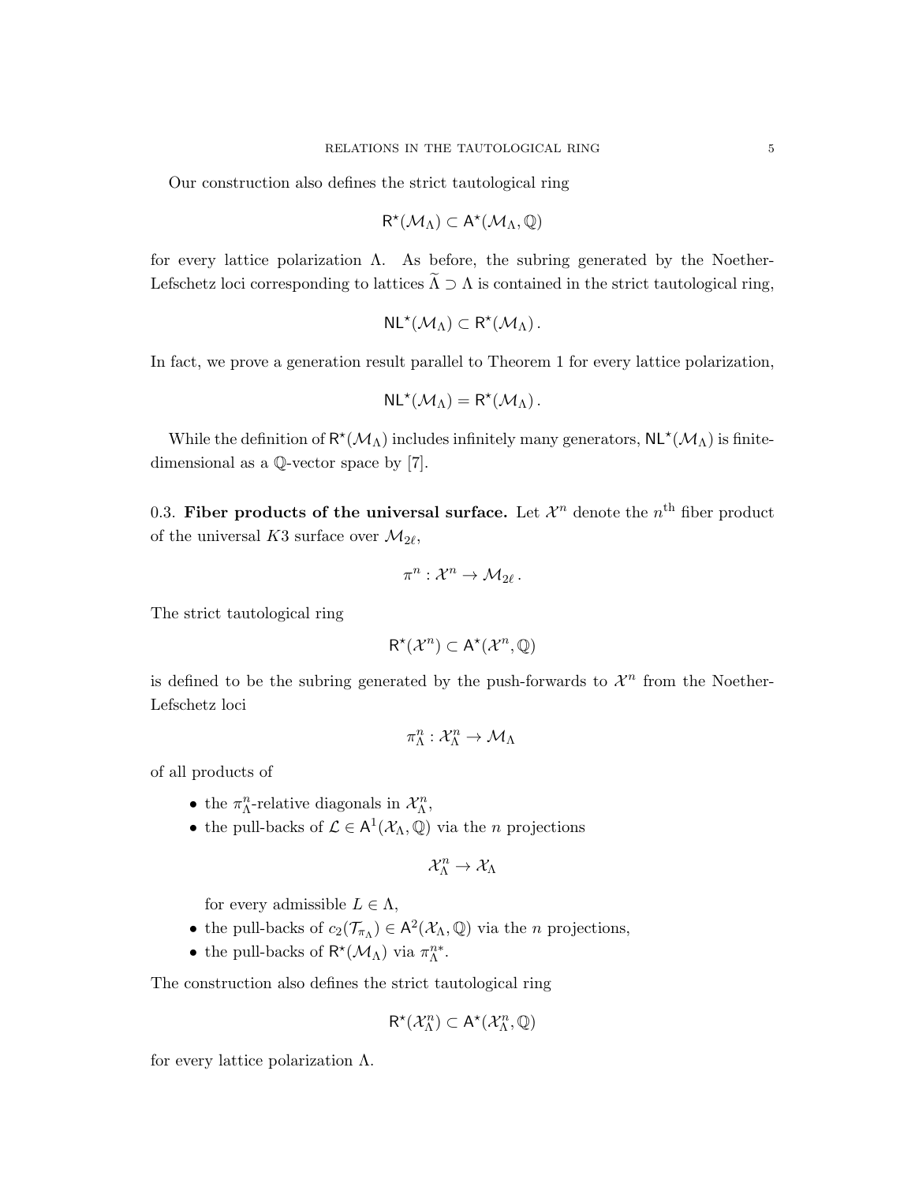Our construction also defines the strict tautological ring

$$\mathsf{R}^\star(\mathcal{M}_\Lambda) \subset \mathsf{A}^\star(\mathcal{M}_\Lambda, \mathbb{Q})$$

for every lattice polarization $\Lambda$. As before, the subring generated by the Noether-Lefschetz loci corresponding to lattices $\widetilde{\Lambda} \supset \Lambda$ is contained in the strict tautological ring,

$$\mathsf{NL}^\star(\mathcal{M}_\Lambda) \subset \mathsf{R}^\star(\mathcal{M}_\Lambda)\,.$$

In fact, we prove a generation result parallel to Theorem 1 for every lattice polarization,

$$\mathsf{NL}^\star(\mathcal{M}_\Lambda) = \mathsf{R}^\star(\mathcal{M}_\Lambda)\,.$$

While the definition of $\mathsf{R}^\star(\mathcal{M}_\Lambda)$ includes infinitely many generators, $\mathsf{NL}^\star(\mathcal{M}_\Lambda)$ is finite-dimensional as a $\mathbb{Q}$-vector space by [7].

0.3. **Fiber products of the universal surface.** Let $\mathcal{X}^n$ denote the $n^{\text{th}}$ fiber product of the universal $K3$ surface over $\mathcal{M}_{2\ell}$,

$$\pi^n : \mathcal{X}^n \to \mathcal{M}_{2\ell}\,.$$

The strict tautological ring

$$\mathsf{R}^\star(\mathcal{X}^n) \subset \mathsf{A}^\star(\mathcal{X}^n, \mathbb{Q})$$

is defined to be the subring generated by the push-forwards to $\mathcal{X}^n$ from the Noether-Lefschetz loci

$$\pi^n_\Lambda : \mathcal{X}^n_\Lambda \to \mathcal{M}_\Lambda$$

of all products of

- the $\pi^n_\Lambda$-relative diagonals in $\mathcal{X}^n_\Lambda$,
- the pull-backs of $\mathcal{L} \in \mathsf{A}^1(\mathcal{X}_\Lambda, \mathbb{Q})$ via the $n$ projections

$$\mathcal{X}^n_\Lambda \to \mathcal{X}_\Lambda$$

  for every admissible $L \in \Lambda$,
- the pull-backs of $c_2(\mathcal{T}_{\pi_\Lambda}) \in \mathsf{A}^2(\mathcal{X}_\Lambda, \mathbb{Q})$ via the $n$ projections,
- the pull-backs of $\mathsf{R}^\star(\mathcal{M}_\Lambda)$ via $\pi^{n*}_\Lambda$.

The construction also defines the strict tautological ring

$$\mathsf{R}^\star(\mathcal{X}^n_\Lambda) \subset \mathsf{A}^\star(\mathcal{X}^n_\Lambda, \mathbb{Q})$$

for every lattice polarization $\Lambda$.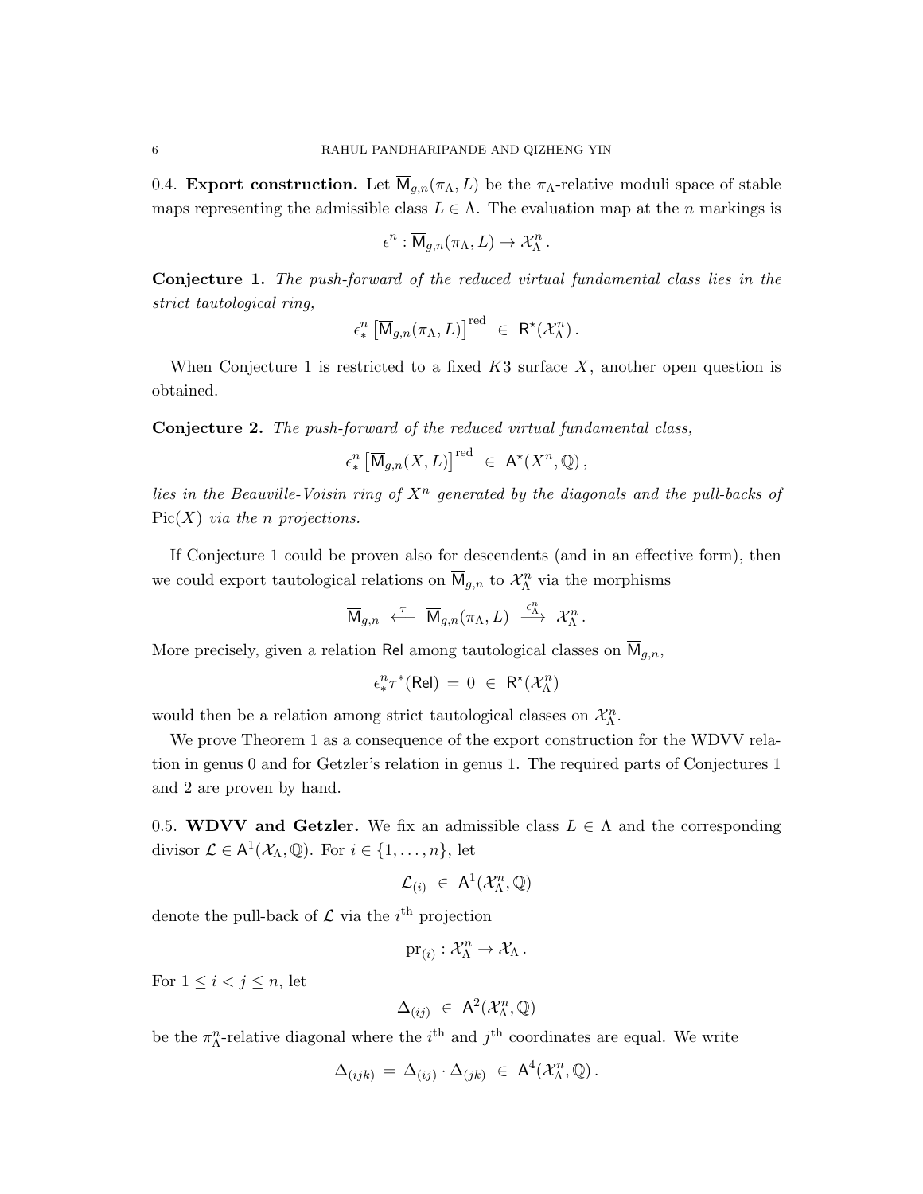**0.4. Export construction.** Let $\overline{\mathsf{M}}_{g,n}(\pi_\Lambda, L)$ be the $\pi_\Lambda$-relative moduli space of stable maps representing the admissible class $L \in \Lambda$. The evaluation map at the $n$ markings is

$$\epsilon^n : \overline{\mathsf{M}}_{g,n}(\pi_\Lambda, L) \to \mathcal{X}_\Lambda^n\,.$$

**Conjecture 1.** *The push-forward of the reduced virtual fundamental class lies in the strict tautological ring,*

$$\epsilon^n_* \left[\overline{\mathsf{M}}_{g,n}(\pi_\Lambda, L)\right]^{\mathrm{red}} \;\in\; \mathsf{R}^\star(\mathcal{X}_\Lambda^n)\,.$$

When Conjecture 1 is restricted to a fixed $K3$ surface $X$, another open question is obtained.

**Conjecture 2.** *The push-forward of the reduced virtual fundamental class,*

$$\epsilon^n_* \left[\overline{\mathsf{M}}_{g,n}(X, L)\right]^{\mathrm{red}} \;\in\; \mathsf{A}^\star(X^n, \mathbb{Q})\,,$$

*lies in the Beauville-Voisin ring of $X^n$ generated by the diagonals and the pull-backs of $\mathrm{Pic}(X)$ via the $n$ projections.*

If Conjecture 1 could be proven also for descendents (and in an effective form), then we could export tautological relations on $\overline{\mathsf{M}}_{g,n}$ to $\mathcal{X}_\Lambda^n$ via the morphisms

$$\overline{\mathsf{M}}_{g,n} \;\xleftarrow{\;\tau\;}\; \overline{\mathsf{M}}_{g,n}(\pi_\Lambda, L) \;\xrightarrow{\;\epsilon^n_\Lambda\;}\; \mathcal{X}_\Lambda^n\,.$$

More precisely, given a relation $\mathsf{Rel}$ among tautological classes on $\overline{\mathsf{M}}_{g,n}$,

$$\epsilon^n_* \tau^*(\mathsf{Rel}) \;=\; 0 \;\in\; \mathsf{R}^\star(\mathcal{X}_\Lambda^n)$$

would then be a relation among strict tautological classes on $\mathcal{X}_\Lambda^n$.

We prove Theorem 1 as a consequence of the export construction for the WDVV relation in genus 0 and for Getzler's relation in genus 1. The required parts of Conjectures 1 and 2 are proven by hand.

**0.5. WDVV and Getzler.** We fix an admissible class $L \in \Lambda$ and the corresponding divisor $\mathcal{L} \in \mathsf{A}^1(\mathcal{X}_\Lambda, \mathbb{Q})$. For $i \in \{1, \ldots, n\}$, let

$$\mathcal{L}_{(i)} \;\in\; \mathsf{A}^1(\mathcal{X}_\Lambda^n, \mathbb{Q})$$

denote the pull-back of $\mathcal{L}$ via the $i^{\text{th}}$ projection

$$\mathrm{pr}_{(i)} : \mathcal{X}_\Lambda^n \to \mathcal{X}_\Lambda\,.$$

For $1 \leq i < j \leq n$, let

$$\Delta_{(ij)} \;\in\; \mathsf{A}^2(\mathcal{X}_\Lambda^n, \mathbb{Q})$$

be the $\pi_\Lambda^n$-relative diagonal where the $i^{\text{th}}$ and $j^{\text{th}}$ coordinates are equal. We write

$$\Delta_{(ijk)} \;=\; \Delta_{(ij)} \cdot \Delta_{(jk)} \;\in\; \mathsf{A}^4(\mathcal{X}_\Lambda^n, \mathbb{Q})\,.$$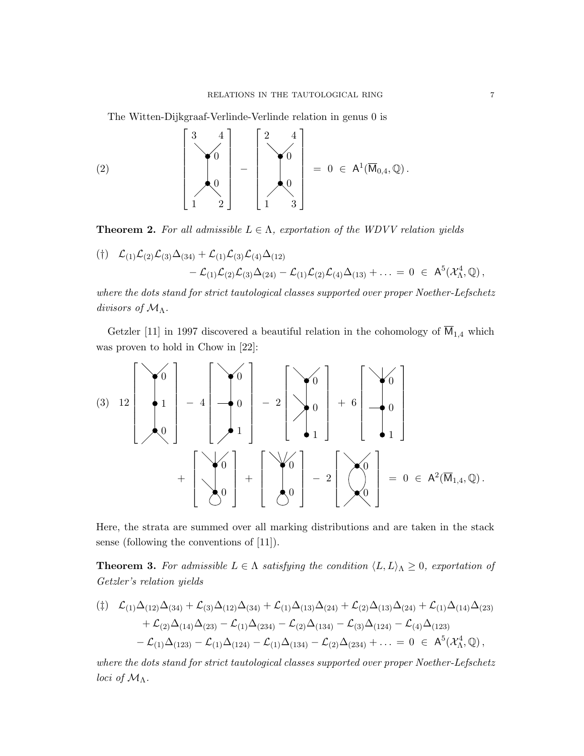The Witten-Dijkgraaf-Verlinde-Verlinde relation in genus 0 is

$$
(2) \qquad \left[\text{graph: vertices } 0,0;\ \text{legs } 3,4 \text{ (top)},\ 1,2 \text{ (bottom)}\right] - \left[\text{graph: vertices } 0,0;\ \text{legs } 2,4 \text{ (top)},\ 1,3 \text{ (bottom)}\right] = 0 \in \mathsf{A}^1(\overline{\mathsf{M}}_{0,4}, \mathbb{Q}).
$$

**Theorem 2.** *For all admissible $L \in \Lambda$, exportation of the WDVV relation yields*

$$
(\dagger) \quad \mathcal{L}_{(1)}\mathcal{L}_{(2)}\mathcal{L}_{(3)}\Delta_{(34)} + \mathcal{L}_{(1)}\mathcal{L}_{(3)}\mathcal{L}_{(4)}\Delta_{(12)} - \mathcal{L}_{(1)}\mathcal{L}_{(2)}\mathcal{L}_{(3)}\Delta_{(24)} - \mathcal{L}_{(1)}\mathcal{L}_{(2)}\mathcal{L}_{(4)}\Delta_{(13)} + \ldots = 0 \in \mathsf{A}^5(\mathcal{X}^4_\Lambda, \mathbb{Q}),
$$

*where the dots stand for strict tautological classes supported over proper Noether-Lefschetz divisors of $\mathcal{M}_\Lambda$.*

Getzler [11] in 1997 discovered a beautiful relation in the cohomology of $\overline{\mathsf{M}}_{1,4}$ which was proven to hold in Chow in [22]:

$$
(3) \quad 12\left[\text{graph}\right] - 4\left[\text{graph}\right] - 2\left[\text{graph}\right] + 6\left[\text{graph}\right] + \left[\text{graph}\right] + \left[\text{graph}\right] - 2\left[\text{graph}\right] = 0 \in \mathsf{A}^2(\overline{\mathsf{M}}_{1,4}, \mathbb{Q}).
$$

Here, the strata are summed over all marking distributions and are taken in the stack sense (following the conventions of [11]).

**Theorem 3.** *For admissible $L \in \Lambda$ satisfying the condition $\langle L, L\rangle_\Lambda \geq 0$, exportation of Getzler's relation yields*

$$
\begin{aligned}
(\ddagger) \quad & \mathcal{L}_{(1)}\Delta_{(12)}\Delta_{(34)} + \mathcal{L}_{(3)}\Delta_{(12)}\Delta_{(34)} + \mathcal{L}_{(1)}\Delta_{(13)}\Delta_{(24)} + \mathcal{L}_{(2)}\Delta_{(13)}\Delta_{(24)} + \mathcal{L}_{(1)}\Delta_{(14)}\Delta_{(23)} \\
& + \mathcal{L}_{(2)}\Delta_{(14)}\Delta_{(23)} - \mathcal{L}_{(1)}\Delta_{(234)} - \mathcal{L}_{(2)}\Delta_{(134)} - \mathcal{L}_{(3)}\Delta_{(124)} - \mathcal{L}_{(4)}\Delta_{(123)} \\
& - \mathcal{L}_{(1)}\Delta_{(123)} - \mathcal{L}_{(1)}\Delta_{(124)} - \mathcal{L}_{(1)}\Delta_{(134)} - \mathcal{L}_{(2)}\Delta_{(234)} + \ldots = 0 \in \mathsf{A}^5(\mathcal{X}^4_\Lambda, \mathbb{Q}),
\end{aligned}
$$

*where the dots stand for strict tautological classes supported over proper Noether-Lefschetz loci of $\mathcal{M}_\Lambda$.*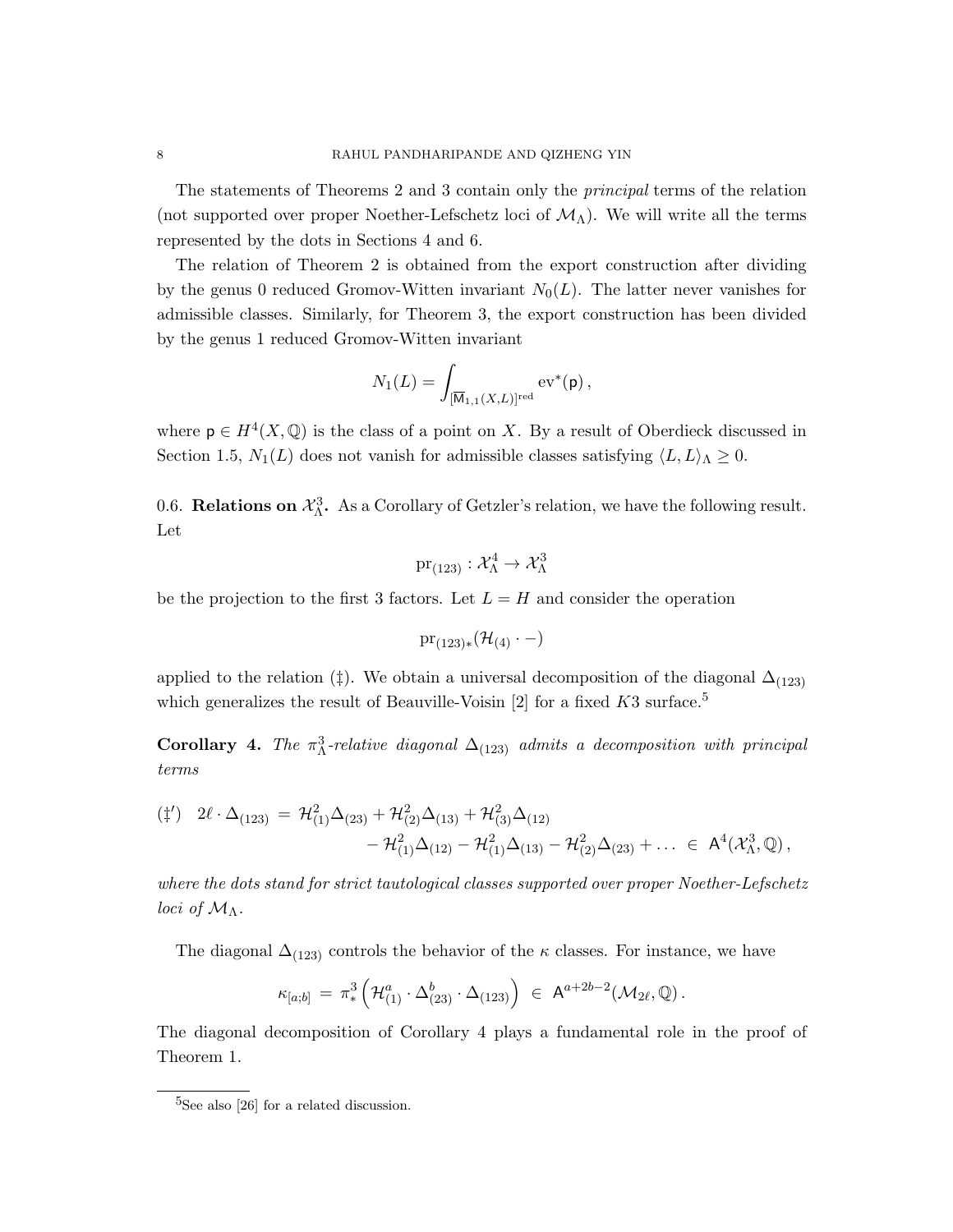The statements of Theorems 2 and 3 contain only the *principal* terms of the relation (not supported over proper Noether-Lefschetz loci of $\mathcal{M}_\Lambda$). We will write all the terms represented by the dots in Sections 4 and 6.

The relation of Theorem 2 is obtained from the export construction after dividing by the genus 0 reduced Gromov-Witten invariant $N_0(L)$. The latter never vanishes for admissible classes. Similarly, for Theorem 3, the export construction has been divided by the genus 1 reduced Gromov-Witten invariant

$$N_1(L) = \int_{[\overline{\mathsf{M}}_{1,1}(X,L)]^{\mathrm{red}}} \mathrm{ev}^*(\mathsf{p})\,,$$

where $\mathsf{p} \in H^4(X,\mathbb{Q})$ is the class of a point on $X$. By a result of Oberdieck discussed in Section 1.5, $N_1(L)$ does not vanish for admissible classes satisfying $\langle L, L\rangle_\Lambda \geq 0$.

0.6. **Relations on $\mathcal{X}^3_\Lambda$.** As a Corollary of Getzler's relation, we have the following result. Let

$$\mathrm{pr}_{(123)} : \mathcal{X}^4_\Lambda \to \mathcal{X}^3_\Lambda$$

be the projection to the first 3 factors. Let $L = H$ and consider the operation

$$\mathrm{pr}_{(123)*}(\mathcal{H}_{(4)} \cdot -)$$

applied to the relation (‡). We obtain a universal decomposition of the diagonal $\Delta_{(123)}$ which generalizes the result of Beauville-Voisin [2] for a fixed $K3$ surface.[5]

**Corollary 4.** *The $\pi^3_\Lambda$-relative diagonal $\Delta_{(123)}$ admits a decomposition with principal terms*

$$(\ddagger')\quad 2\ell \cdot \Delta_{(123)} \;=\; \mathcal{H}^2_{(1)}\Delta_{(23)} + \mathcal{H}^2_{(2)}\Delta_{(13)} + \mathcal{H}^2_{(3)}\Delta_{(12)} - \mathcal{H}^2_{(1)}\Delta_{(12)} - \mathcal{H}^2_{(1)}\Delta_{(13)} - \mathcal{H}^2_{(2)}\Delta_{(23)} + \ldots \;\in\; \mathsf{A}^4(\mathcal{X}^3_\Lambda, \mathbb{Q})\,,$$

*where the dots stand for strict tautological classes supported over proper Noether-Lefschetz loci of $\mathcal{M}_\Lambda$.*

The diagonal $\Delta_{(123)}$ controls the behavior of the $\kappa$ classes. For instance, we have

$$\kappa_{[a;b]} \;=\; \pi^3_*\left(\mathcal{H}^a_{(1)} \cdot \Delta^b_{(23)} \cdot \Delta_{(123)}\right) \;\in\; \mathsf{A}^{a+2b-2}(\mathcal{M}_{2\ell}, \mathbb{Q})\,.$$

The diagonal decomposition of Corollary 4 plays a fundamental role in the proof of Theorem 1.

[5] See also [26] for a related discussion.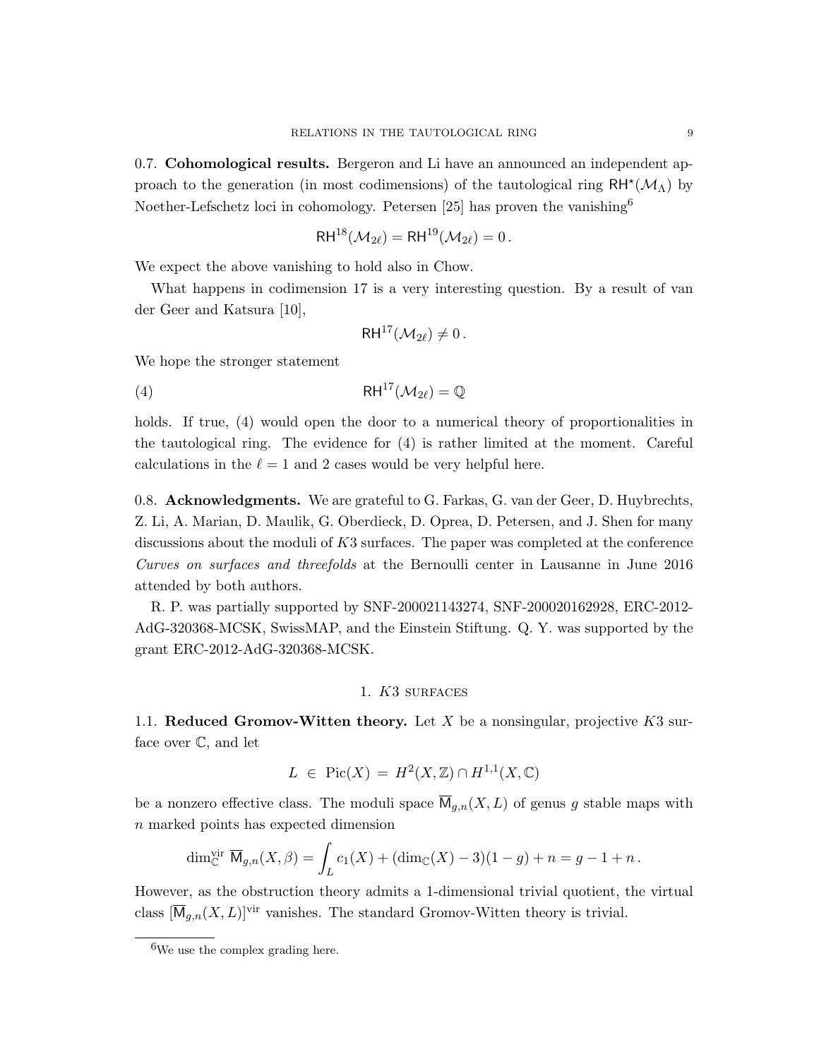0.7. **Cohomological results.** Bergeron and Li have an announced an independent approach to the generation (in most codimensions) of the tautological ring $\mathsf{RH}^\star(\mathcal{M}_\Lambda)$ by Noether-Lefschetz loci in cohomology. Petersen [25] has proven the vanishing[6]

$$\mathsf{RH}^{18}(\mathcal{M}_{2\ell}) = \mathsf{RH}^{19}(\mathcal{M}_{2\ell}) = 0\,.$$

We expect the above vanishing to hold also in Chow.

What happens in codimension 17 is a very interesting question. By a result of van der Geer and Katsura [10],

$$\mathsf{RH}^{17}(\mathcal{M}_{2\ell}) \neq 0\,.$$

We hope the stronger statement

$$\mathsf{RH}^{17}(\mathcal{M}_{2\ell}) = \mathbb{Q} \tag{4}$$

holds. If true, (4) would open the door to a numerical theory of proportionalities in the tautological ring. The evidence for (4) is rather limited at the moment. Careful calculations in the $\ell = 1$ and 2 cases would be very helpful here.

0.8. **Acknowledgments.** We are grateful to G. Farkas, G. van der Geer, D. Huybrechts, Z. Li, A. Marian, D. Maulik, G. Oberdieck, D. Oprea, D. Petersen, and J. Shen for many discussions about the moduli of $K3$ surfaces. The paper was completed at the conference *Curves on surfaces and threefolds* at the Bernoulli center in Lausanne in June 2016 attended by both authors.

R. P. was partially supported by SNF-200021143274, SNF-200020162928, ERC-2012-AdG-320368-MCSK, SwissMAP, and the Einstein Stiftung. Q. Y. was supported by the grant ERC-2012-AdG-320368-MCSK.

## 1. $K3$ surfaces

1.1. **Reduced Gromov-Witten theory.** Let $X$ be a nonsingular, projective $K3$ surface over $\mathbb{C}$, and let

$$L \;\in\; \mathrm{Pic}(X) \;=\; H^2(X,\mathbb{Z}) \cap H^{1,1}(X,\mathbb{C})$$

be a nonzero effective class. The moduli space $\overline{\mathsf{M}}_{g,n}(X,L)$ of genus $g$ stable maps with $n$ marked points has expected dimension

$$\dim^{\mathrm{vir}}_{\mathbb{C}}\ \overline{\mathsf{M}}_{g,n}(X,\beta) = \int_L c_1(X) + (\dim_{\mathbb{C}}(X) - 3)(1-g) + n = g - 1 + n\,.$$

However, as the obstruction theory admits a 1-dimensional trivial quotient, the virtual class $[\overline{\mathsf{M}}_{g,n}(X,L)]^{\mathrm{vir}}$ vanishes. The standard Gromov-Witten theory is trivial.

---

[6] We use the complex grading here.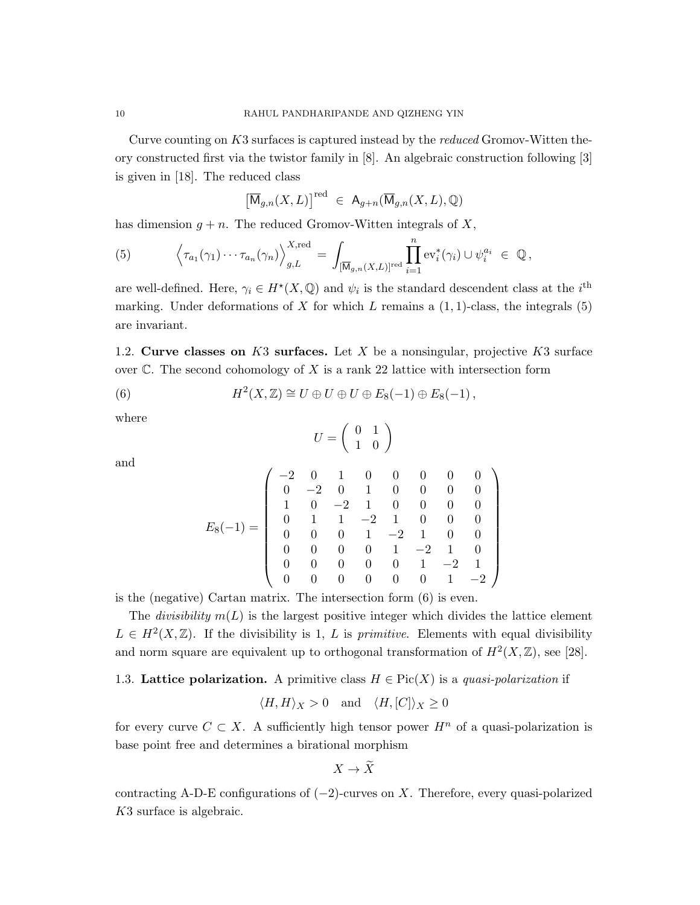Curve counting on $K3$ surfaces is captured instead by the *reduced* Gromov-Witten theory constructed first via the twistor family in [8]. An algebraic construction following [3] is given in [18]. The reduced class

$$\left[\overline{\mathsf{M}}_{g,n}(X,L)\right]^{\mathrm{red}} \in \mathsf{A}_{g+n}(\overline{\mathsf{M}}_{g,n}(X,L),\mathbb{Q})$$

has dimension $g+n$. The reduced Gromov-Witten integrals of $X$,

$$\left\langle \tau_{a_1}(\gamma_1)\cdots\tau_{a_n}(\gamma_n)\right\rangle_{g,L}^{X,\mathrm{red}} = \int_{[\overline{\mathsf{M}}_{g,n}(X,L)]^{\mathrm{red}}} \prod_{i=1}^{n} \mathrm{ev}_i^*(\gamma_i)\cup\psi_i^{a_i} \in \mathbb{Q}\,, \tag{5}$$

are well-defined. Here, $\gamma_i \in H^\star(X,\mathbb{Q})$ and $\psi_i$ is the standard descendent class at the $i^{\mathrm{th}}$ marking. Under deformations of $X$ for which $L$ remains a $(1,1)$-class, the integrals (5) are invariant.

**1.2. Curve classes on $K3$ surfaces.** Let $X$ be a nonsingular, projective $K3$ surface over $\mathbb{C}$. The second cohomology of $X$ is a rank 22 lattice with intersection form

$$H^2(X,\mathbb{Z}) \cong U\oplus U\oplus U\oplus E_8(-1)\oplus E_8(-1)\,, \tag{6}$$

where

$$U = \begin{pmatrix} 0 & 1 \\ 1 & 0 \end{pmatrix}$$

and

$$E_8(-1) = \begin{pmatrix} -2 & 0 & 1 & 0 & 0 & 0 & 0 & 0 \\ 0 & -2 & 0 & 1 & 0 & 0 & 0 & 0 \\ 1 & 0 & -2 & 1 & 0 & 0 & 0 & 0 \\ 0 & 1 & 1 & -2 & 1 & 0 & 0 & 0 \\ 0 & 0 & 0 & 1 & -2 & 1 & 0 & 0 \\ 0 & 0 & 0 & 0 & 1 & -2 & 1 & 0 \\ 0 & 0 & 0 & 0 & 0 & 1 & -2 & 1 \\ 0 & 0 & 0 & 0 & 0 & 0 & 1 & -2 \end{pmatrix}$$

is the (negative) Cartan matrix. The intersection form (6) is even.

The *divisibility* $m(L)$ is the largest positive integer which divides the lattice element $L\in H^2(X,\mathbb{Z})$. If the divisibility is 1, $L$ is *primitive*. Elements with equal divisibility and norm square are equivalent up to orthogonal transformation of $H^2(X,\mathbb{Z})$, see [28].

**1.3. Lattice polarization.** A primitive class $H\in \mathrm{Pic}(X)$ is a *quasi-polarization* if

$$\langle H,H\rangle_X > 0 \quad \text{and} \quad \langle H,[C]\rangle_X \geq 0$$

for every curve $C\subset X$. A sufficiently high tensor power $H^n$ of a quasi-polarization is base point free and determines a birational morphism

$$X\to \widetilde{X}$$

contracting A-D-E configurations of $(-2)$-curves on $X$. Therefore, every quasi-polarized $K3$ surface is algebraic.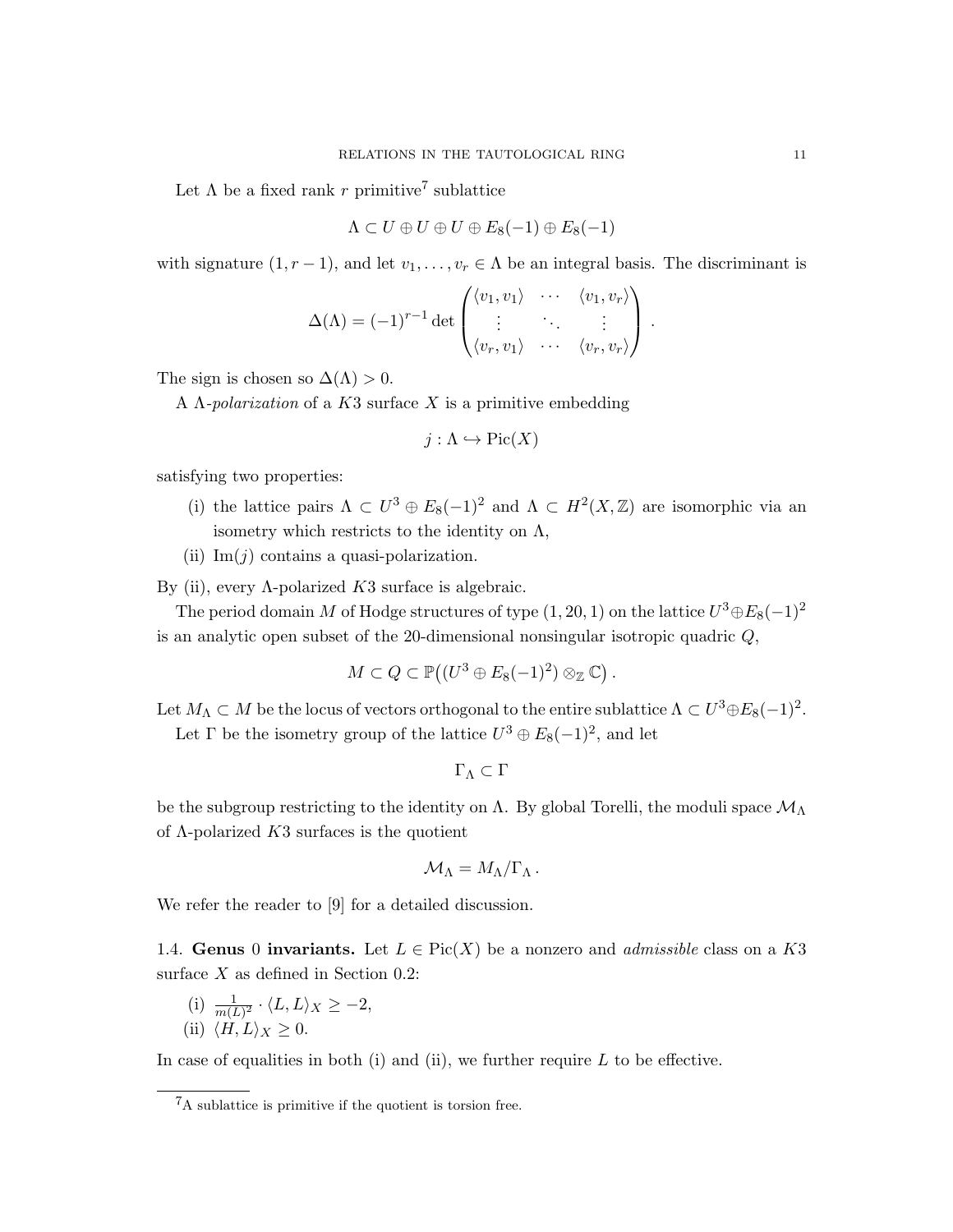Let $\Lambda$ be a fixed rank $r$ primitive[7] sublattice

$$\Lambda \subset U \oplus U \oplus U \oplus E_8(-1) \oplus E_8(-1)$$

with signature $(1, r-1)$, and let $v_1, \ldots, v_r \in \Lambda$ be an integral basis. The discriminant is

$$\Delta(\Lambda) = (-1)^{r-1} \det \begin{pmatrix} \langle v_1, v_1 \rangle & \cdots & \langle v_1, v_r \rangle \\ \vdots & \ddots & \vdots \\ \langle v_r, v_1 \rangle & \cdots & \langle v_r, v_r \rangle \end{pmatrix}.$$

The sign is chosen so $\Delta(\Lambda) > 0$.

A $\Lambda$-*polarization* of a $K3$ surface $X$ is a primitive embedding

$$j : \Lambda \hookrightarrow \mathrm{Pic}(X)$$

satisfying two properties:

(i) the lattice pairs $\Lambda \subset U^3 \oplus E_8(-1)^2$ and $\Lambda \subset H^2(X, \mathbb{Z})$ are isomorphic via an isometry which restricts to the identity on $\Lambda$,

(ii) $\mathrm{Im}(j)$ contains a quasi-polarization.

By (ii), every $\Lambda$-polarized $K3$ surface is algebraic.

The period domain $M$ of Hodge structures of type $(1, 20, 1)$ on the lattice $U^3 \oplus E_8(-1)^2$ is an analytic open subset of the 20-dimensional nonsingular isotropic quadric $Q$,

$$M \subset Q \subset \mathbb{P}\big((U^3 \oplus E_8(-1)^2) \otimes_{\mathbb{Z}} \mathbb{C}\big).$$

Let $M_\Lambda \subset M$ be the locus of vectors orthogonal to the entire sublattice $\Lambda \subset U^3 \oplus E_8(-1)^2$.

Let $\Gamma$ be the isometry group of the lattice $U^3 \oplus E_8(-1)^2$, and let

$$\Gamma_\Lambda \subset \Gamma$$

be the subgroup restricting to the identity on $\Lambda$. By global Torelli, the moduli space $\mathcal{M}_\Lambda$ of $\Lambda$-polarized $K3$ surfaces is the quotient

$$\mathcal{M}_\Lambda = M_\Lambda / \Gamma_\Lambda .$$

We refer the reader to [9] for a detailed discussion.

## 1.4. Genus 0 invariants.

Let $L \in \mathrm{Pic}(X)$ be a nonzero and *admissible* class on a $K3$ surface $X$ as defined in Section 0.2:

(i) $\frac{1}{m(L)^2} \cdot \langle L, L \rangle_X \geq -2$,

(ii) $\langle H, L \rangle_X \geq 0$.

In case of equalities in both (i) and (ii), we further require $L$ to be effective.

[7] A sublattice is primitive if the quotient is torsion free.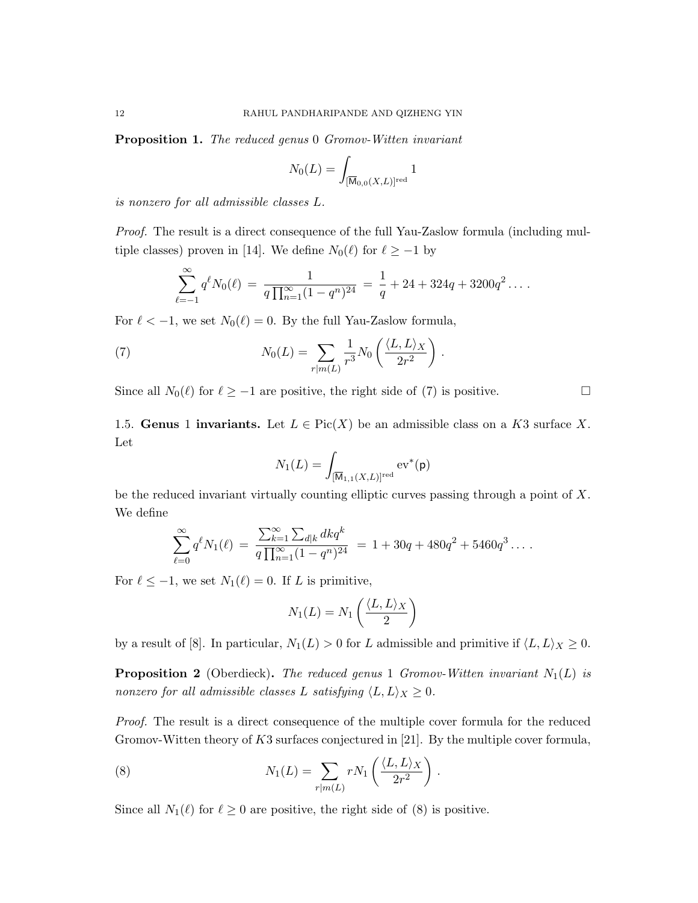**Proposition 1.** *The reduced genus* $0$ *Gromov-Witten invariant*

$$N_0(L) = \int_{[\overline{\mathsf{M}}_{0,0}(X,L)]^{\mathrm{red}}} 1$$

*is nonzero for all admissible classes* $L$.

*Proof.* The result is a direct consequence of the full Yau-Zaslow formula (including multiple classes) proven in [14]. We define $N_0(\ell)$ for $\ell \geq -1$ by

$$\sum_{\ell=-1}^{\infty} q^{\ell} N_0(\ell) \;=\; \frac{1}{q\prod_{n=1}^{\infty}(1-q^n)^{24}} \;=\; \frac{1}{q} + 24 + 324q + 3200q^2 \ldots .$$

For $\ell < -1$, we set $N_0(\ell) = 0$. By the full Yau-Zaslow formula,

$$N_0(L) = \sum_{r | m(L)} \frac{1}{r^3} N_0\left(\frac{\langle L, L\rangle_X}{2r^2}\right) . \tag{7}$$

Since all $N_0(\ell)$ for $\ell \geq -1$ are positive, the right side of (7) is positive. $\square$

1.5. **Genus 1 invariants.** Let $L \in \mathrm{Pic}(X)$ be an admissible class on a $K3$ surface $X$. Let

$$N_1(L) = \int_{[\overline{\mathsf{M}}_{1,1}(X,L)]^{\mathrm{red}}} \mathrm{ev}^*(\mathsf{p})$$

be the reduced invariant virtually counting elliptic curves passing through a point of $X$. We define

$$\sum_{\ell=0}^{\infty} q^{\ell} N_1(\ell) \;=\; \frac{\sum_{k=1}^{\infty}\sum_{d|k} dk q^k}{q\prod_{n=1}^{\infty}(1-q^n)^{24}} \;=\; 1 + 30q + 480q^2 + 5460q^3 \ldots .$$

For $\ell \leq -1$, we set $N_1(\ell) = 0$. If $L$ is primitive,

$$N_1(L) = N_1\left(\frac{\langle L, L\rangle_X}{2}\right)$$

by a result of [8]. In particular, $N_1(L) > 0$ for $L$ admissible and primitive if $\langle L, L\rangle_X \geq 0$.

**Proposition 2** (Oberdieck)**.** *The reduced genus* $1$ *Gromov-Witten invariant* $N_1(L)$ *is nonzero for all admissible classes* $L$ *satisfying* $\langle L, L\rangle_X \geq 0$.

*Proof.* The result is a direct consequence of the multiple cover formula for the reduced Gromov-Witten theory of $K3$ surfaces conjectured in [21]. By the multiple cover formula,

$$N_1(L) = \sum_{r | m(L)} r N_1\left(\frac{\langle L, L\rangle_X}{2r^2}\right) . \tag{8}$$

Since all $N_1(\ell)$ for $\ell \geq 0$ are positive, the right side of (8) is positive.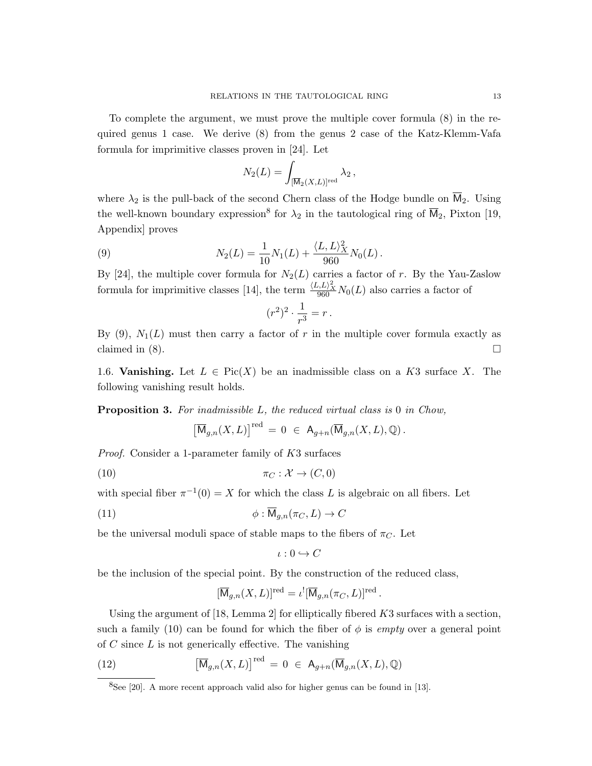To complete the argument, we must prove the multiple cover formula (8) in the required genus 1 case. We derive (8) from the genus 2 case of the Katz-Klemm-Vafa formula for imprimitive classes proven in [24]. Let

$$N_2(L) = \int_{[\overline{\mathsf{M}}_2(X,L)]^{\mathrm{red}}} \lambda_2 \,,$$

where $\lambda_2$ is the pull-back of the second Chern class of the Hodge bundle on $\overline{\mathsf{M}}_2$. Using the well-known boundary expression[8] for $\lambda_2$ in the tautological ring of $\overline{\mathsf{M}}_2$, Pixton [19, Appendix] proves

$$N_2(L) = \frac{1}{10} N_1(L) + \frac{\langle L, L\rangle_X^2}{960} N_0(L)\,. \tag{9}$$

By [24], the multiple cover formula for $N_2(L)$ carries a factor of $r$. By the Yau-Zaslow formula for imprimitive classes [14], the term $\frac{\langle L,L\rangle_X^2}{960} N_0(L)$ also carries a factor of

$$(r^2)^2 \cdot \frac{1}{r^3} = r\,.$$

By (9), $N_1(L)$ must then carry a factor of $r$ in the multiple cover formula exactly as claimed in (8). $\square$

1.6. **Vanishing.** Let $L \in \mathrm{Pic}(X)$ be an inadmissible class on a $K3$ surface $X$. The following vanishing result holds.

**Proposition 3.** *For inadmissible $L$, the reduced virtual class is $0$ in Chow,*

$$\left[\overline{\mathsf{M}}_{g,n}(X,L)\right]^{\mathrm{red}} \,=\, 0 \,\in\, \mathsf{A}_{g+n}(\overline{\mathsf{M}}_{g,n}(X,L),\mathbb{Q})\,.$$

*Proof.* Consider a 1-parameter family of $K3$ surfaces

$$\pi_C : \mathcal{X} \to (C,0) \tag{10}$$

with special fiber $\pi^{-1}(0) = X$ for which the class $L$ is algebraic on all fibers. Let

$$\phi : \overline{\mathsf{M}}_{g,n}(\pi_C, L) \to C \tag{11}$$

be the universal moduli space of stable maps to the fibers of $\pi_C$. Let

$$\iota : 0 \hookrightarrow C$$

be the inclusion of the special point. By the construction of the reduced class,

$$[\overline{\mathsf{M}}_{g,n}(X,L)]^{\mathrm{red}} = \iota^! [\overline{\mathsf{M}}_{g,n}(\pi_C,L)]^{\mathrm{red}}\,.$$

Using the argument of [18, Lemma 2] for elliptically fibered $K3$ surfaces with a section, such a family (10) can be found for which the fiber of $\phi$ is *empty* over a general point of $C$ since $L$ is not generically effective. The vanishing

$$\left[\overline{\mathsf{M}}_{g,n}(X,L)\right]^{\mathrm{red}} \,=\, 0 \,\in\, \mathsf{A}_{g+n}(\overline{\mathsf{M}}_{g,n}(X,L),\mathbb{Q}) \tag{12}$$

---

[8] See [20]. A more recent approach valid also for higher genus can be found in [13].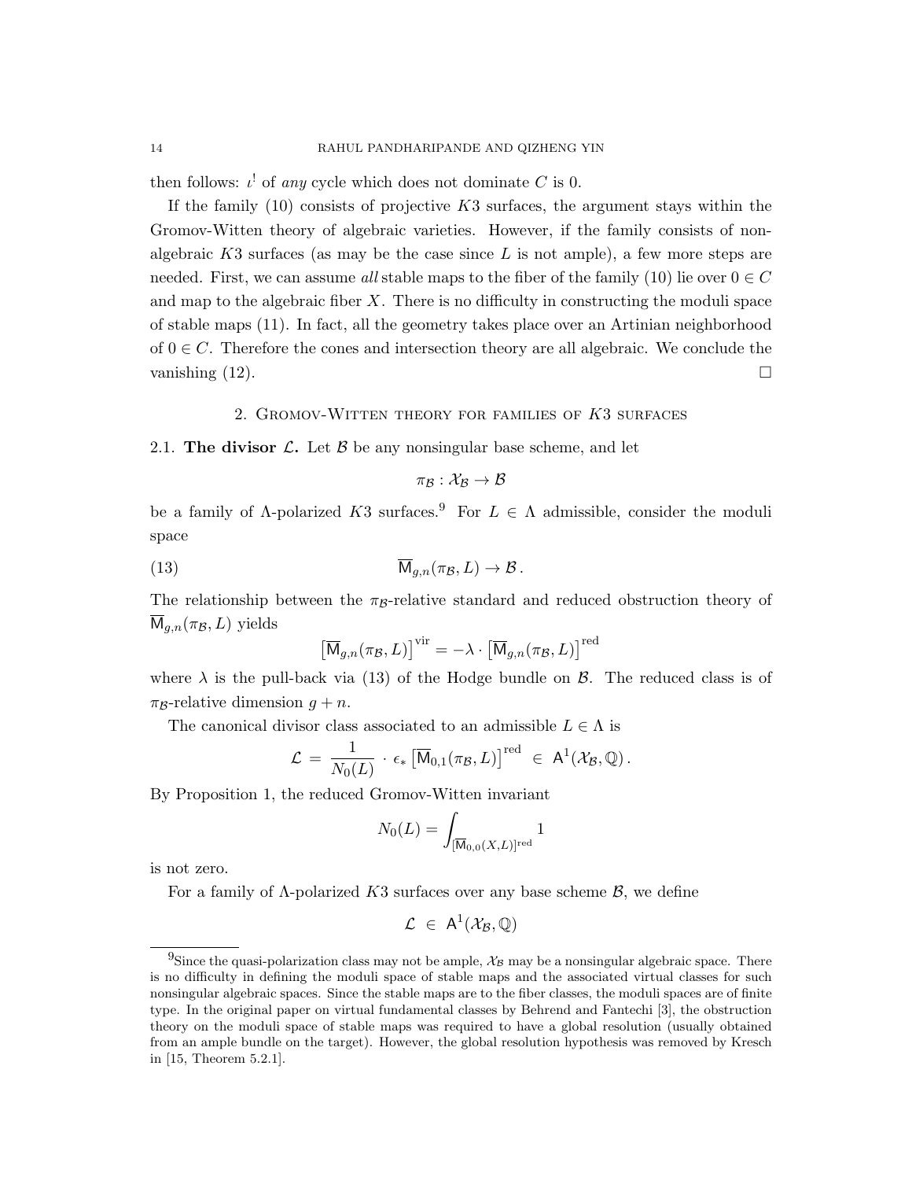then follows: $\iota^!$ of *any* cycle which does not dominate $C$ is 0.

If the family (10) consists of projective $K3$ surfaces, the argument stays within the Gromov-Witten theory of algebraic varieties. However, if the family consists of non-algebraic $K3$ surfaces (as may be the case since $L$ is not ample), a few more steps are needed. First, we can assume *all* stable maps to the fiber of the family (10) lie over $0 \in C$ and map to the algebraic fiber $X$. There is no difficulty in constructing the moduli space of stable maps (11). In fact, all the geometry takes place over an Artinian neighborhood of $0 \in C$. Therefore the cones and intersection theory are all algebraic. We conclude the vanishing (12). $\square$

## 2. Gromov-Witten theory for families of $K3$ surfaces

**2.1. The divisor $\mathcal{L}$.** Let $\mathcal{B}$ be any nonsingular base scheme, and let

$$\pi_{\mathcal{B}} : \mathcal{X}_{\mathcal{B}} \to \mathcal{B}$$

be a family of $\Lambda$-polarized $K3$ surfaces.[9] For $L \in \Lambda$ admissible, consider the moduli space

$$\overline{\mathsf{M}}_{g,n}(\pi_{\mathcal{B}}, L) \to \mathcal{B}\,. \tag{13}$$

The relationship between the $\pi_{\mathcal{B}}$-relative standard and reduced obstruction theory of $\overline{\mathsf{M}}_{g,n}(\pi_{\mathcal{B}}, L)$ yields

$$\left[\overline{\mathsf{M}}_{g,n}(\pi_{\mathcal{B}}, L)\right]^{\mathrm{vir}} = -\lambda \cdot \left[\overline{\mathsf{M}}_{g,n}(\pi_{\mathcal{B}}, L)\right]^{\mathrm{red}}$$

where $\lambda$ is the pull-back via (13) of the Hodge bundle on $\mathcal{B}$. The reduced class is of $\pi_{\mathcal{B}}$-relative dimension $g + n$.

The canonical divisor class associated to an admissible $L \in \Lambda$ is

$$\mathcal{L} \;=\; \frac{1}{N_0(L)} \cdot \epsilon_* \left[\overline{\mathsf{M}}_{0,1}(\pi_{\mathcal{B}}, L)\right]^{\mathrm{red}} \;\in\; \mathsf{A}^1(\mathcal{X}_{\mathcal{B}}, \mathbb{Q})\,.$$

By Proposition 1, the reduced Gromov-Witten invariant

$$N_0(L) = \int_{[\overline{\mathsf{M}}_{0,0}(X,L)]^{\mathrm{red}}} 1$$

is not zero.

For a family of $\Lambda$-polarized $K3$ surfaces over any base scheme $\mathcal{B}$, we define

$$\mathcal{L} \;\in\; \mathsf{A}^1(\mathcal{X}_{\mathcal{B}}, \mathbb{Q})$$

---

[9] Since the quasi-polarization class may not be ample, $\mathcal{X}_{\mathcal{B}}$ may be a nonsingular algebraic space. There is no difficulty in defining the moduli space of stable maps and the associated virtual classes for such nonsingular algebraic spaces. Since the stable maps are to the fiber classes, the moduli spaces are of finite type. In the original paper on virtual fundamental classes by Behrend and Fantechi [3], the obstruction theory on the moduli space of stable maps was required to have a global resolution (usually obtained from an ample bundle on the target). However, the global resolution hypothesis was removed by Kresch in [15, Theorem 5.2.1].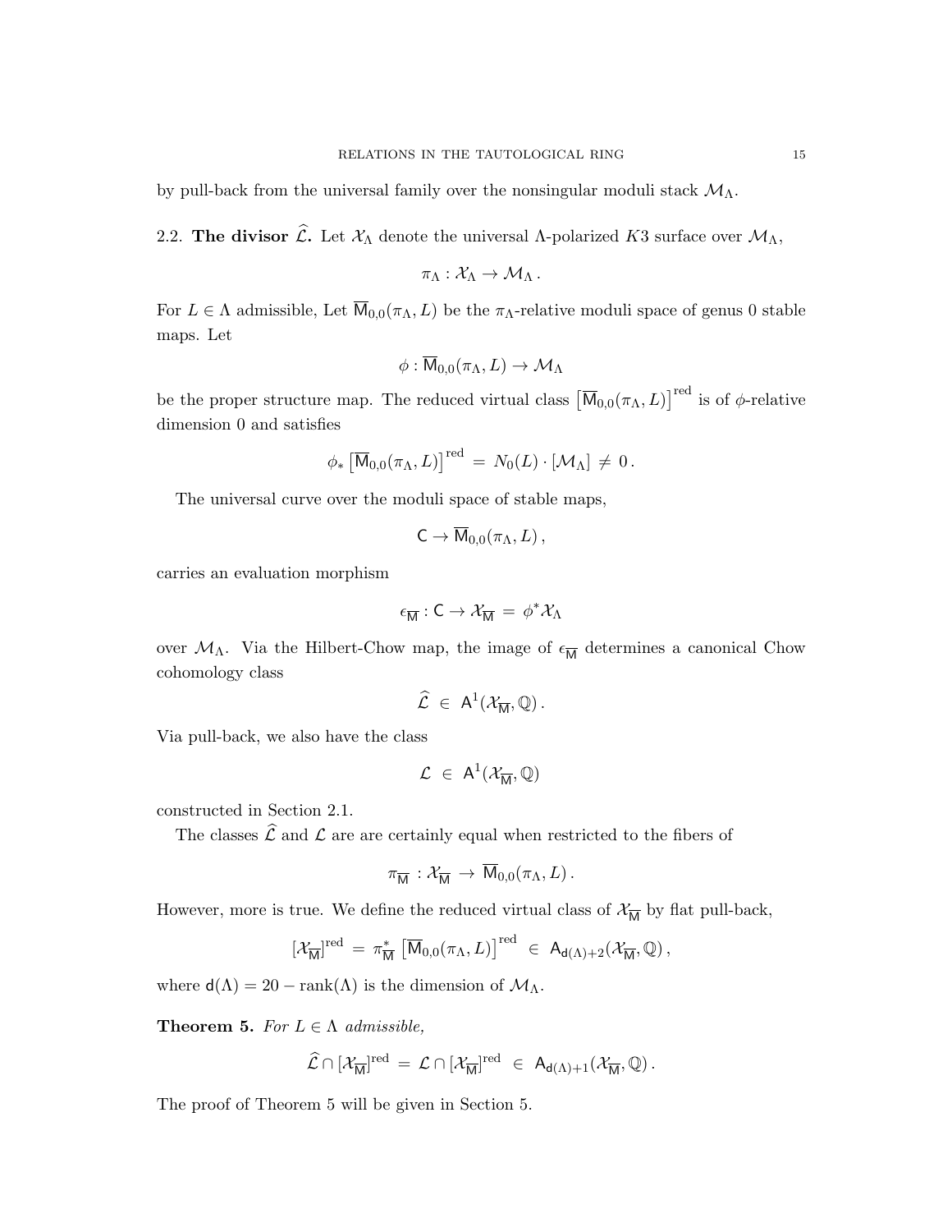by pull-back from the universal family over the nonsingular moduli stack $\mathcal{M}_\Lambda$.

2.2. **The divisor $\widehat{\mathcal{L}}$.** Let $\mathcal{X}_\Lambda$ denote the universal $\Lambda$-polarized $K3$ surface over $\mathcal{M}_\Lambda$,

$$\pi_\Lambda : \mathcal{X}_\Lambda \to \mathcal{M}_\Lambda .$$

For $L \in \Lambda$ admissible, Let $\overline{\mathsf{M}}_{0,0}(\pi_\Lambda, L)$ be the $\pi_\Lambda$-relative moduli space of genus 0 stable maps. Let

$$\phi : \overline{\mathsf{M}}_{0,0}(\pi_\Lambda, L) \to \mathcal{M}_\Lambda$$

be the proper structure map. The reduced virtual class $\left[\overline{\mathsf{M}}_{0,0}(\pi_\Lambda, L)\right]^{\text{red}}$ is of $\phi$-relative dimension 0 and satisfies

$$\phi_* \left[\overline{\mathsf{M}}_{0,0}(\pi_\Lambda, L)\right]^{\text{red}} = N_0(L) \cdot [\mathcal{M}_\Lambda] \neq 0 .$$

The universal curve over the moduli space of stable maps,

$$\mathsf{C} \to \overline{\mathsf{M}}_{0,0}(\pi_\Lambda, L) ,$$

carries an evaluation morphism

$$\epsilon_{\overline{\mathsf{M}}} : \mathsf{C} \to \mathcal{X}_{\overline{\mathsf{M}}} = \phi^* \mathcal{X}_\Lambda$$

over $\mathcal{M}_\Lambda$. Via the Hilbert-Chow map, the image of $\epsilon_{\overline{\mathsf{M}}}$ determines a canonical Chow cohomology class

$$\widehat{\mathcal{L}} \in \mathsf{A}^1(\mathcal{X}_{\overline{\mathsf{M}}}, \mathbb{Q}) .$$

Via pull-back, we also have the class

$$\mathcal{L} \in \mathsf{A}^1(\mathcal{X}_{\overline{\mathsf{M}}}, \mathbb{Q})$$

constructed in Section 2.1.

The classes $\widehat{\mathcal{L}}$ and $\mathcal{L}$ are are certainly equal when restricted to the fibers of

$$\pi_{\overline{\mathsf{M}}} : \mathcal{X}_{\overline{\mathsf{M}}} \to \overline{\mathsf{M}}_{0,0}(\pi_\Lambda, L) .$$

However, more is true. We define the reduced virtual class of $\mathcal{X}_{\overline{\mathsf{M}}}$ by flat pull-back,

$$[\mathcal{X}_{\overline{\mathsf{M}}}]^{\text{red}} = \pi_{\overline{\mathsf{M}}}^* \left[\overline{\mathsf{M}}_{0,0}(\pi_\Lambda, L)\right]^{\text{red}} \in \mathsf{A}_{\mathsf{d}(\Lambda)+2}(\mathcal{X}_{\overline{\mathsf{M}}}, \mathbb{Q}) ,$$

where $\mathsf{d}(\Lambda) = 20 - \text{rank}(\Lambda)$ is the dimension of $\mathcal{M}_\Lambda$.

**Theorem 5.** *For $L \in \Lambda$ admissible,*

$$\widehat{\mathcal{L}} \cap [\mathcal{X}_{\overline{\mathsf{M}}}]^{\text{red}} = \mathcal{L} \cap [\mathcal{X}_{\overline{\mathsf{M}}}]^{\text{red}} \in \mathsf{A}_{\mathsf{d}(\Lambda)+1}(\mathcal{X}_{\overline{\mathsf{M}}}, \mathbb{Q}) .$$

The proof of Theorem 5 will be given in Section 5.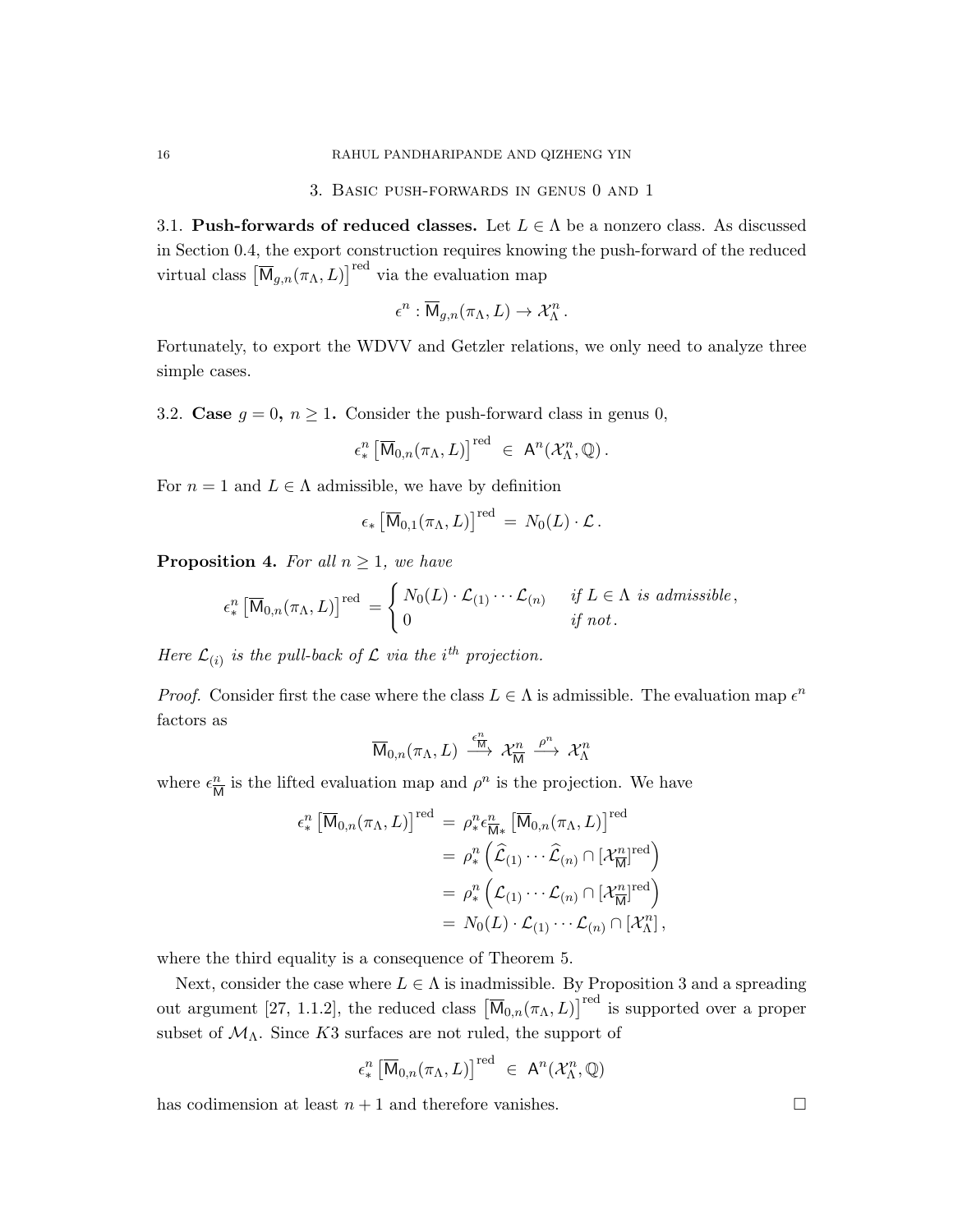## 3. Basic push-forwards in genus 0 and 1

**3.1. Push-forwards of reduced classes.** Let $L \in \Lambda$ be a nonzero class. As discussed in Section 0.4, the export construction requires knowing the push-forward of the reduced virtual class $\left[\overline{\mathsf{M}}_{g,n}(\pi_\Lambda, L)\right]^{\mathrm{red}}$ via the evaluation map

$$\epsilon^n : \overline{\mathsf{M}}_{g,n}(\pi_\Lambda, L) \to \mathcal{X}_\Lambda^n \,.$$

Fortunately, to export the WDVV and Getzler relations, we only need to analyze three simple cases.

**3.2. Case $g = 0$, $n \geq 1$.** Consider the push-forward class in genus 0,

$$\epsilon^n_* \left[\overline{\mathsf{M}}_{0,n}(\pi_\Lambda, L)\right]^{\mathrm{red}} \;\in\; \mathsf{A}^n(\mathcal{X}_\Lambda^n, \mathbb{Q}) \,.$$

For $n = 1$ and $L \in \Lambda$ admissible, we have by definition

$$\epsilon_* \left[\overline{\mathsf{M}}_{0,1}(\pi_\Lambda, L)\right]^{\mathrm{red}} \;=\; N_0(L) \cdot \mathcal{L} \,.$$

**Proposition 4.** *For all $n \geq 1$, we have*

$$\epsilon^n_* \left[\overline{\mathsf{M}}_{0,n}(\pi_\Lambda, L)\right]^{\mathrm{red}} = \begin{cases} N_0(L) \cdot \mathcal{L}_{(1)} \cdots \mathcal{L}_{(n)} & \text{if } L \in \Lambda \text{ is admissible}, \\ 0 & \text{if not}. \end{cases}$$

*Here $\mathcal{L}_{(i)}$ is the pull-back of $\mathcal{L}$ via the $i^{th}$ projection.*

*Proof.* Consider first the case where the class $L \in \Lambda$ is admissible. The evaluation map $\epsilon^n$ factors as

$$\overline{\mathsf{M}}_{0,n}(\pi_\Lambda, L) \xrightarrow{\epsilon^n_{\overline{\mathsf{M}}}} \mathcal{X}^n_{\overline{\mathsf{M}}} \xrightarrow{\rho^n} \mathcal{X}^n_\Lambda$$

where $\epsilon^n_{\overline{\mathsf{M}}}$ is the lifted evaluation map and $\rho^n$ is the projection. We have

$$\begin{aligned}
\epsilon^n_* \left[\overline{\mathsf{M}}_{0,n}(\pi_\Lambda, L)\right]^{\mathrm{red}} &= \rho^n_* \epsilon^n_{\overline{\mathsf{M}}*} \left[\overline{\mathsf{M}}_{0,n}(\pi_\Lambda, L)\right]^{\mathrm{red}} \\
&= \rho^n_* \left( \widehat{\mathcal{L}}_{(1)} \cdots \widehat{\mathcal{L}}_{(n)} \cap [\mathcal{X}^n_{\overline{\mathsf{M}}}]^{\mathrm{red}} \right) \\
&= \rho^n_* \left( \mathcal{L}_{(1)} \cdots \mathcal{L}_{(n)} \cap [\mathcal{X}^n_{\overline{\mathsf{M}}}]^{\mathrm{red}} \right) \\
&= N_0(L) \cdot \mathcal{L}_{(1)} \cdots \mathcal{L}_{(n)} \cap [\mathcal{X}^n_\Lambda] \,,
\end{aligned}$$

where the third equality is a consequence of Theorem 5.

Next, consider the case where $L \in \Lambda$ is inadmissible. By Proposition 3 and a spreading out argument [27, 1.1.2], the reduced class $\left[\overline{\mathsf{M}}_{0,n}(\pi_\Lambda, L)\right]^{\mathrm{red}}$ is supported over a proper subset of $\mathcal{M}_\Lambda$. Since $K3$ surfaces are not ruled, the support of

$$\epsilon^n_* \left[\overline{\mathsf{M}}_{0,n}(\pi_\Lambda, L)\right]^{\mathrm{red}} \;\in\; \mathsf{A}^n(\mathcal{X}^n_\Lambda, \mathbb{Q})$$

has codimension at least $n + 1$ and therefore vanishes. $\square$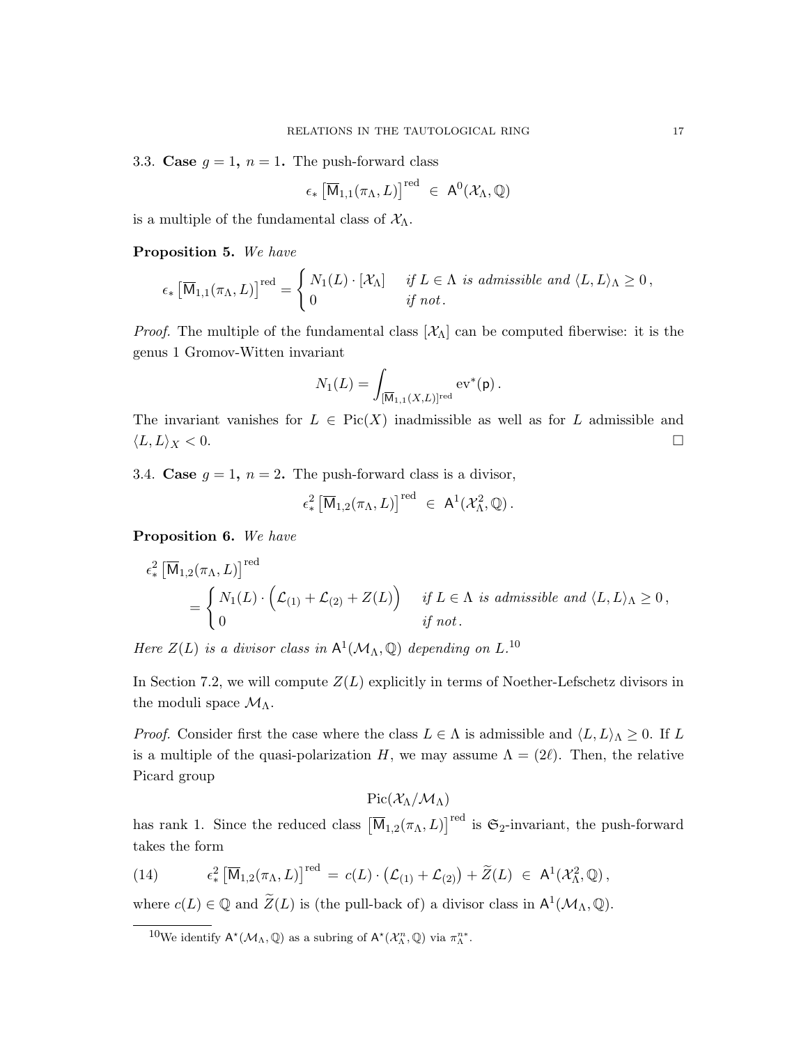3.3. **Case** $g = 1$**,** $n = 1$**.** The push-forward class

$$\epsilon_* \left[\overline{\mathsf{M}}_{1,1}(\pi_\Lambda, L)\right]^{\text{red}} \in \mathsf{A}^0(\mathcal{X}_\Lambda, \mathbb{Q})$$

is a multiple of the fundamental class of $\mathcal{X}_\Lambda$.

**Proposition 5.** *We have*

$$\epsilon_* \left[\overline{\mathsf{M}}_{1,1}(\pi_\Lambda, L)\right]^{\text{red}} = \begin{cases} N_1(L) \cdot [\mathcal{X}_\Lambda] & \text{if } L \in \Lambda \text{ is admissible and } \langle L, L \rangle_\Lambda \geq 0\,, \\ 0 & \text{if not}\,. \end{cases}$$

*Proof.* The multiple of the fundamental class $[\mathcal{X}_\Lambda]$ can be computed fiberwise: it is the genus 1 Gromov-Witten invariant

$$N_1(L) = \int_{[\overline{\mathsf{M}}_{1,1}(X,L)]^{\text{red}}} \text{ev}^*(\mathsf{p})\,.$$

The invariant vanishes for $L \in \text{Pic}(X)$ inadmissible as well as for $L$ admissible and $\langle L, L \rangle_X < 0$. $\square$

3.4. **Case** $g = 1$**,** $n = 2$**.** The push-forward class is a divisor,

$$\epsilon^2_* \left[\overline{\mathsf{M}}_{1,2}(\pi_\Lambda, L)\right]^{\text{red}} \in \mathsf{A}^1(\mathcal{X}^2_\Lambda, \mathbb{Q})\,.$$

**Proposition 6.** *We have*

$$\epsilon^2_* \left[\overline{\mathsf{M}}_{1,2}(\pi_\Lambda, L)\right]^{\text{red}} = \begin{cases} N_1(L) \cdot \Big(\mathcal{L}_{(1)} + \mathcal{L}_{(2)} + Z(L)\Big) & \text{if } L \in \Lambda \text{ is admissible and } \langle L, L \rangle_\Lambda \geq 0\,, \\ 0 & \text{if not}\,. \end{cases}$$

*Here $Z(L)$ is a divisor class in $\mathsf{A}^1(\mathcal{M}_\Lambda, \mathbb{Q})$ depending on $L$.*[10]

In Section 7.2, we will compute $Z(L)$ explicitly in terms of Noether-Lefschetz divisors in the moduli space $\mathcal{M}_\Lambda$.

*Proof.* Consider first the case where the class $L \in \Lambda$ is admissible and $\langle L, L \rangle_\Lambda \geq 0$. If $L$ is a multiple of the quasi-polarization $H$, we may assume $\Lambda = (2\ell)$. Then, the relative Picard group

$$\text{Pic}(\mathcal{X}_\Lambda / \mathcal{M}_\Lambda)$$

has rank 1. Since the reduced class $\left[\overline{\mathsf{M}}_{1,2}(\pi_\Lambda, L)\right]^{\text{red}}$ is $\mathfrak{S}_2$-invariant, the push-forward takes the form

$$\epsilon^2_* \left[\overline{\mathsf{M}}_{1,2}(\pi_\Lambda, L)\right]^{\text{red}} = c(L) \cdot \left(\mathcal{L}_{(1)} + \mathcal{L}_{(2)}\right) + \widetilde{Z}(L) \in \mathsf{A}^1(\mathcal{X}^2_\Lambda, \mathbb{Q})\,, \tag{14}$$

where $c(L) \in \mathbb{Q}$ and $\widetilde{Z}(L)$ is (the pull-back of) a divisor class in $\mathsf{A}^1(\mathcal{M}_\Lambda, \mathbb{Q})$.

---

[10] We identify $\mathsf{A}^*(\mathcal{M}_\Lambda, \mathbb{Q})$ as a subring of $\mathsf{A}^*(\mathcal{X}^n_\Lambda, \mathbb{Q})$ via $\pi^{n*}_\Lambda$.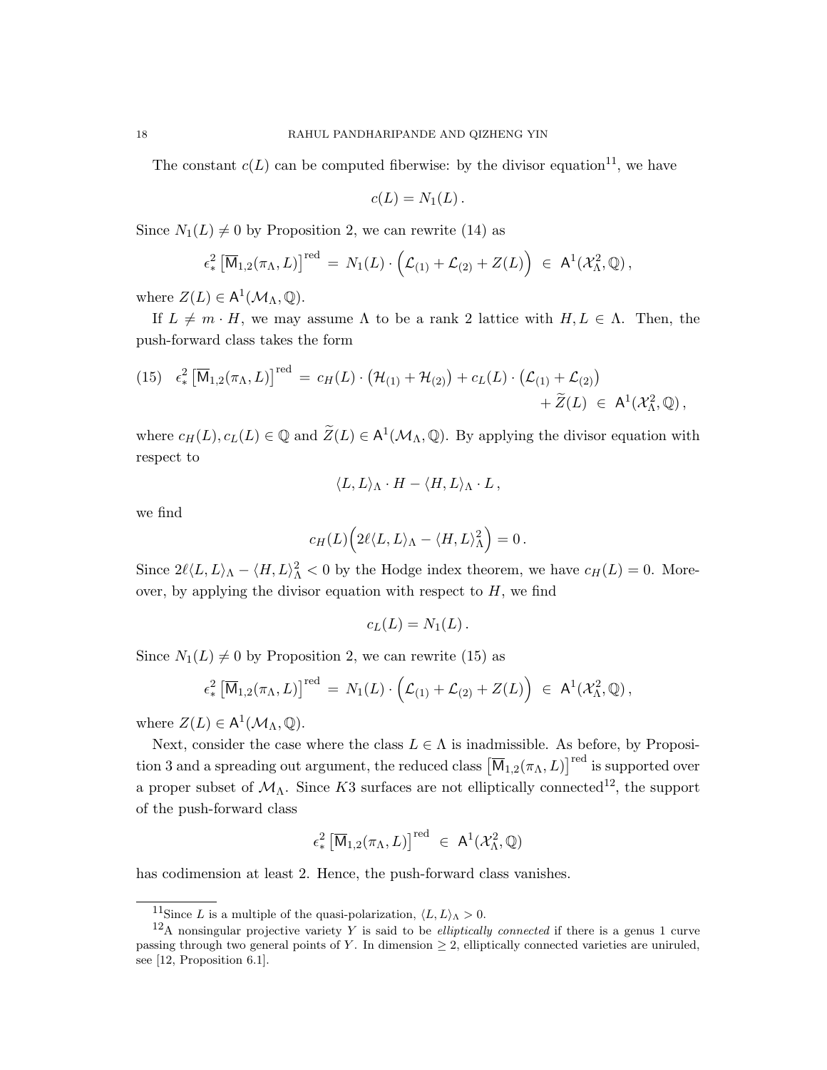The constant $c(L)$ can be computed fiberwise: by the divisor equation[11], we have

$$c(L) = N_1(L)\,.$$

Since $N_1(L) \neq 0$ by Proposition 2, we can rewrite (14) as

$$\epsilon_*^2 \left[\overline{\mathsf{M}}_{1,2}(\pi_\Lambda, L)\right]^{\mathrm{red}} \,=\, N_1(L) \cdot \Big(\mathcal{L}_{(1)} + \mathcal{L}_{(2)} + Z(L)\Big) \,\in\, \mathsf{A}^1(\mathcal{X}_\Lambda^2, \mathbb{Q})\,,$$

where $Z(L) \in \mathsf{A}^1(\mathcal{M}_\Lambda, \mathbb{Q})$.

If $L \neq m \cdot H$, we may assume $\Lambda$ to be a rank 2 lattice with $H, L \in \Lambda$. Then, the push-forward class takes the form

$$\begin{aligned}(15)\quad \epsilon_*^2 \left[\overline{\mathsf{M}}_{1,2}(\pi_\Lambda, L)\right]^{\mathrm{red}} \,=\, c_H(L) \cdot \big(\mathcal{H}_{(1)} + \mathcal{H}_{(2)}\big) + c_L(L) \cdot \big(\mathcal{L}_{(1)} + \mathcal{L}_{(2)}\big) \\ + \widetilde{Z}(L) \,\in\, \mathsf{A}^1(\mathcal{X}_\Lambda^2, \mathbb{Q})\,,\end{aligned}$$

where $c_H(L), c_L(L) \in \mathbb{Q}$ and $\widetilde{Z}(L) \in \mathsf{A}^1(\mathcal{M}_\Lambda, \mathbb{Q})$. By applying the divisor equation with respect to

$$\langle L, L\rangle_\Lambda \cdot H - \langle H, L\rangle_\Lambda \cdot L\,,$$

we find

$$c_H(L)\Big(2\ell\langle L, L\rangle_\Lambda - \langle H, L\rangle_\Lambda^2\Big) = 0\,.$$

Since $2\ell\langle L, L\rangle_\Lambda - \langle H, L\rangle_\Lambda^2 < 0$ by the Hodge index theorem, we have $c_H(L) = 0$. Moreover, by applying the divisor equation with respect to $H$, we find

$$c_L(L) = N_1(L)\,.$$

Since $N_1(L) \neq 0$ by Proposition 2, we can rewrite (15) as

$$\epsilon_*^2 \left[\overline{\mathsf{M}}_{1,2}(\pi_\Lambda, L)\right]^{\mathrm{red}} \,=\, N_1(L) \cdot \Big(\mathcal{L}_{(1)} + \mathcal{L}_{(2)} + Z(L)\Big) \,\in\, \mathsf{A}^1(\mathcal{X}_\Lambda^2, \mathbb{Q})\,,$$

where $Z(L) \in \mathsf{A}^1(\mathcal{M}_\Lambda, \mathbb{Q})$.

Next, consider the case where the class $L \in \Lambda$ is inadmissible. As before, by Proposition 3 and a spreading out argument, the reduced class $\left[\overline{\mathsf{M}}_{1,2}(\pi_\Lambda, L)\right]^{\mathrm{red}}$ is supported over a proper subset of $\mathcal{M}_\Lambda$. Since $K3$ surfaces are not elliptically connected[12], the support of the push-forward class

$$\epsilon_*^2 \left[\overline{\mathsf{M}}_{1,2}(\pi_\Lambda, L)\right]^{\mathrm{red}} \,\in\, \mathsf{A}^1(\mathcal{X}_\Lambda^2, \mathbb{Q})$$

has codimension at least 2. Hence, the push-forward class vanishes.

---

[11] Since $L$ is a multiple of the quasi-polarization, $\langle L, L\rangle_\Lambda > 0$.

[12] A nonsingular projective variety $Y$ is said to be *elliptically connected* if there is a genus 1 curve passing through two general points of $Y$. In dimension $\geq 2$, elliptically connected varieties are uniruled, see [12, Proposition 6.1].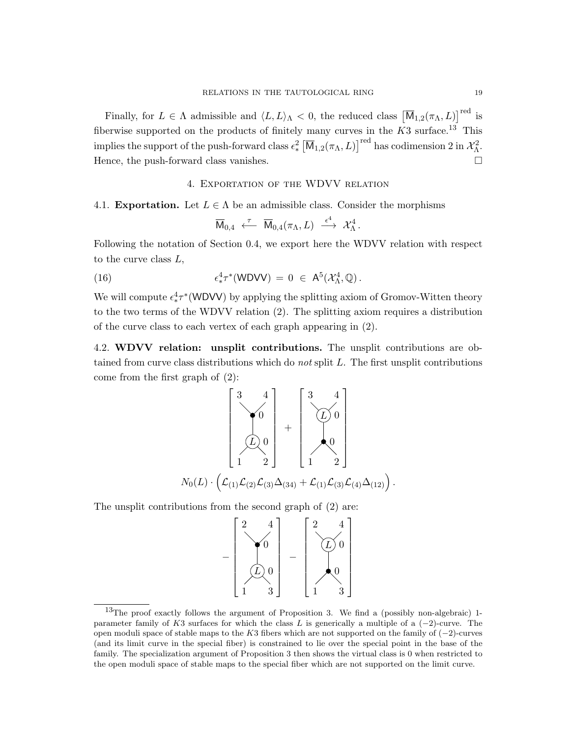Finally, for $L \in \Lambda$ admissible and $\langle L, L\rangle_\Lambda < 0$, the reduced class $\left[\overline{\mathsf{M}}_{1,2}(\pi_\Lambda, L)\right]^{\text{red}}$ is fiberwise supported on the products of finitely many curves in the $K3$ surface.[13] This implies the support of the push-forward class $\epsilon^2_* \left[\overline{\mathsf{M}}_{1,2}(\pi_\Lambda, L)\right]^{\text{red}}$ has codimension 2 in $\mathcal{X}^2_\Lambda$. Hence, the push-forward class vanishes. □

## 4. Exportation of the WDVV relation

**4.1. Exportation.** Let $L \in \Lambda$ be an admissible class. Consider the morphisms

$$\overline{\mathsf{M}}_{0,4} \xleftarrow{\ \tau\ } \overline{\mathsf{M}}_{0,4}(\pi_\Lambda, L) \xrightarrow{\ \epsilon^4\ } \mathcal{X}^4_\Lambda\,.$$

Following the notation of Section 0.4, we export here the WDVV relation with respect to the curve class $L$,

$$\epsilon^4_* \tau^*(\mathsf{WDVV}) \;=\; 0 \;\in\; \mathsf{A}^5(\mathcal{X}^4_\Lambda, \mathbb{Q})\,. \tag{16}$$

We will compute $\epsilon^4_*\tau^*(\mathsf{WDVV})$ by applying the splitting axiom of Gromov-Witten theory to the two terms of the WDVV relation (2). The splitting axiom requires a distribution of the curve class to each vertex of each graph appearing in (2).

**4.2. WDVV relation: unsplit contributions.** The unsplit contributions are obtained from curve class distributions which do *not* split $L$. The first unsplit contributions come from the first graph of (2):

$$\left[\begin{array}{c} 3 \quad\ \ 4 \\ \bullet\ 0 \\ | \\ (L)\ 0 \\ 1 \quad\ \ 2 \end{array}\right] + \left[\begin{array}{c} 3 \quad\ \ 4 \\ (L)\ 0 \\ | \\ \bullet\ 0 \\ 1 \quad\ \ 2 \end{array}\right]$$

$$N_0(L) \cdot \Big(\mathcal{L}_{(1)}\mathcal{L}_{(2)}\mathcal{L}_{(3)}\Delta_{(34)} + \mathcal{L}_{(1)}\mathcal{L}_{(3)}\mathcal{L}_{(4)}\Delta_{(12)}\Big)\,.$$

The unsplit contributions from the second graph of (2) are:

$$-\left[\begin{array}{c} 2 \quad\ \ 4 \\ \bullet\ 0 \\ | \\ (L)\ 0 \\ 1 \quad\ \ 3 \end{array}\right] - \left[\begin{array}{c} 2 \quad\ \ 4 \\ (L)\ 0 \\ | \\ \bullet\ 0 \\ 1 \quad\ \ 3 \end{array}\right]$$

---

[13] The proof exactly follows the argument of Proposition 3. We find a (possibly non-algebraic) 1-parameter family of $K3$ surfaces for which the class $L$ is generically a multiple of a $(-2)$-curve. The open moduli space of stable maps to the $K3$ fibers which are not supported on the family of $(-2)$-curves (and its limit curve in the special fiber) is constrained to lie over the special point in the base of the family. The specialization argument of Proposition 3 then shows the virtual class is 0 when restricted to the open moduli space of stable maps to the special fiber which are not supported on the limit curve.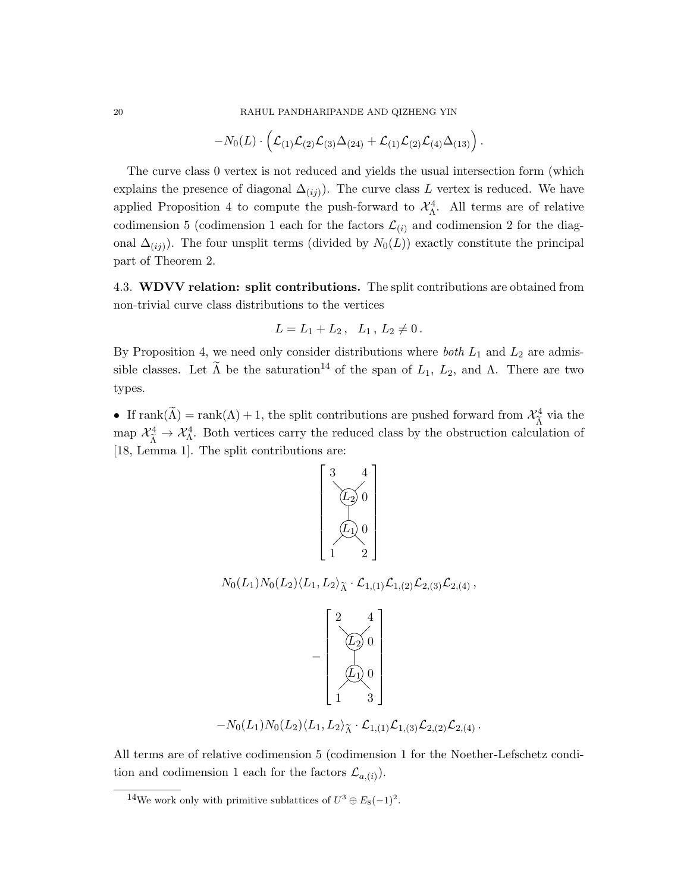$$-N_0(L)\cdot\Big(\mathcal{L}_{(1)}\mathcal{L}_{(2)}\mathcal{L}_{(3)}\Delta_{(24)}+\mathcal{L}_{(1)}\mathcal{L}_{(2)}\mathcal{L}_{(4)}\Delta_{(13)}\Big)\,.$$

The curve class 0 vertex is not reduced and yields the usual intersection form (which explains the presence of diagonal $\Delta_{(ij)}$). The curve class $L$ vertex is reduced. We have applied Proposition 4 to compute the push-forward to $\mathcal{X}^4_\Lambda$. All terms are of relative codimension 5 (codimension 1 each for the factors $\mathcal{L}_{(i)}$ and codimension 2 for the diagonal $\Delta_{(ij)}$). The four unsplit terms (divided by $N_0(L)$) exactly constitute the principal part of Theorem 2.

## 4.3. WDVV relation: split contributions.

The split contributions are obtained from non-trivial curve class distributions to the vertices

$$L=L_1+L_2\,,\quad L_1\,,\,L_2\neq 0\,.$$

By Proposition 4, we need only consider distributions where *both* $L_1$ and $L_2$ are admissible classes. Let $\widetilde{\Lambda}$ be the saturation[14] of the span of $L_1$, $L_2$, and $\Lambda$. There are two types.

- If $\text{rank}(\widetilde{\Lambda})=\text{rank}(\Lambda)+1$, the split contributions are pushed forward from $\mathcal{X}^4_{\widetilde{\Lambda}}$ via the map $\mathcal{X}^4_{\widetilde{\Lambda}}\to\mathcal{X}^4_\Lambda$. Both vertices carry the reduced class by the obstruction calculation of [18, Lemma 1]. The split contributions are:

$$\left[\begin{array}{c} 3 \quad\quad 4 \\ (L_2)\; 0 \\ | \\ (L_1)\; 0 \\ 1 \quad\quad 2 \end{array}\right]$$

$$N_0(L_1)N_0(L_2)\langle L_1,L_2\rangle_{\widetilde{\Lambda}}\cdot\mathcal{L}_{1,(1)}\mathcal{L}_{1,(2)}\mathcal{L}_{2,(3)}\mathcal{L}_{2,(4)}\,,$$

$$-\left[\begin{array}{c} 2 \quad\quad 4 \\ (L_2)\; 0 \\ | \\ (L_1)\; 0 \\ 1 \quad\quad 3 \end{array}\right]$$

$$-N_0(L_1)N_0(L_2)\langle L_1,L_2\rangle_{\widetilde{\Lambda}}\cdot\mathcal{L}_{1,(1)}\mathcal{L}_{1,(3)}\mathcal{L}_{2,(2)}\mathcal{L}_{2,(4)}\,.$$

All terms are of relative codimension 5 (codimension 1 for the Noether-Lefschetz condition and codimension 1 each for the factors $\mathcal{L}_{a,(i)}$).

---

[14] We work only with primitive sublattices of $U^3\oplus E_8(-1)^2$.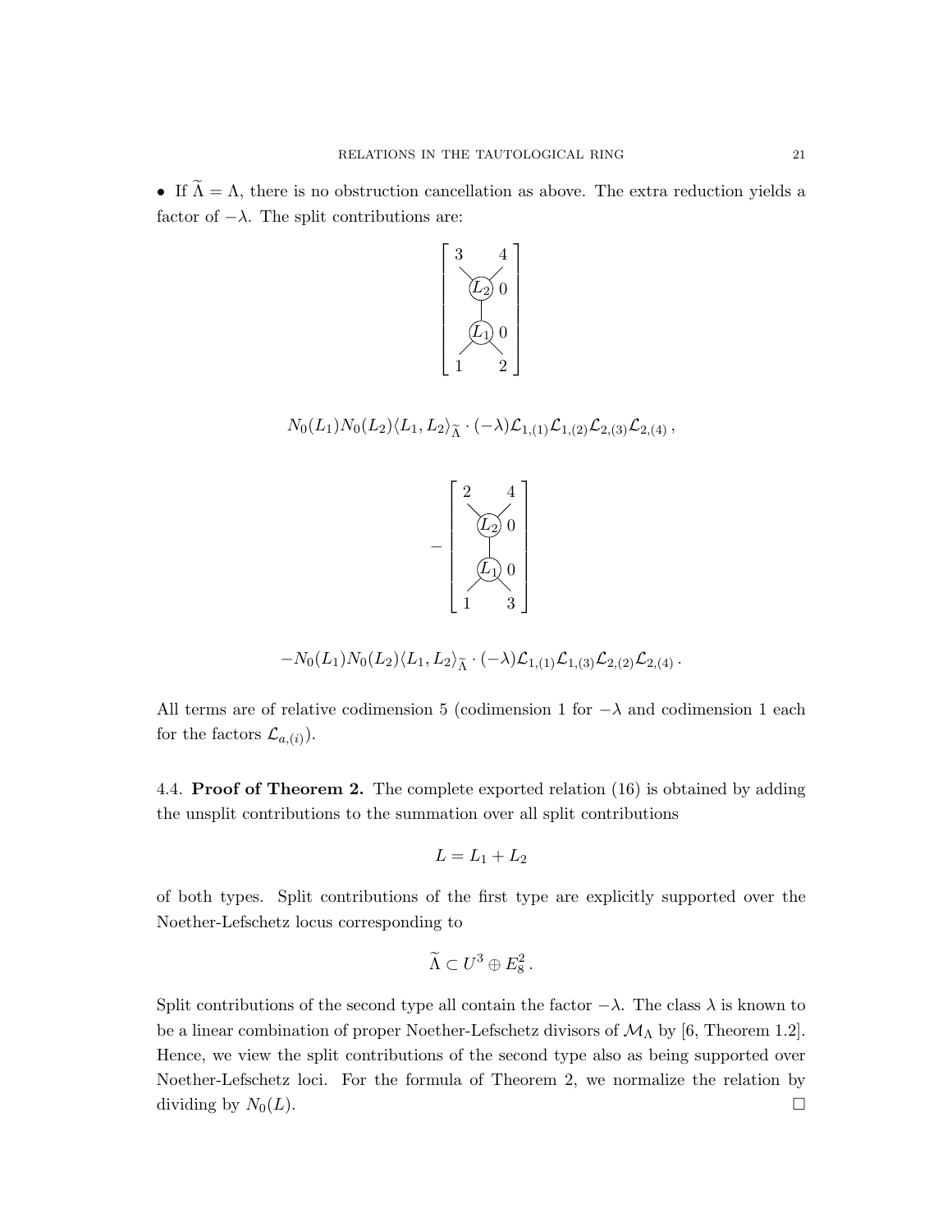• If $\widetilde{\Lambda} = \Lambda$, there is no obstruction cancellation as above. The extra reduction yields a factor of $-\lambda$. The split contributions are:

$$\left[\begin{array}{ccc} 3 & & 4 \\ & (L_2) & 0 \\ & | & \\ & (L_1) & 0 \\ 1 & & 2 \end{array}\right]$$

$$N_0(L_1)N_0(L_2)\langle L_1, L_2\rangle_{\widetilde{\Lambda}} \cdot (-\lambda)\mathcal{L}_{1,(1)}\mathcal{L}_{1,(2)}\mathcal{L}_{2,(3)}\mathcal{L}_{2,(4)}\,,$$

$$-\left[\begin{array}{ccc} 2 & & 4 \\ & (L_2) & 0 \\ & | & \\ & (L_1) & 0 \\ 1 & & 3 \end{array}\right]$$

$$-N_0(L_1)N_0(L_2)\langle L_1, L_2\rangle_{\widetilde{\Lambda}} \cdot (-\lambda)\mathcal{L}_{1,(1)}\mathcal{L}_{1,(3)}\mathcal{L}_{2,(2)}\mathcal{L}_{2,(4)}\,.$$

All terms are of relative codimension 5 (codimension 1 for $-\lambda$ and codimension 1 each for the factors $\mathcal{L}_{a,(i)}$).

4.4. **Proof of Theorem 2.** The complete exported relation (16) is obtained by adding the unsplit contributions to the summation over all split contributions

$$L = L_1 + L_2$$

of both types. Split contributions of the first type are explicitly supported over the Noether-Lefschetz locus corresponding to

$$\widetilde{\Lambda} \subset U^3 \oplus E_8^2\,.$$

Split contributions of the second type all contain the factor $-\lambda$. The class $\lambda$ is known to be a linear combination of proper Noether-Lefschetz divisors of $\mathcal{M}_\Lambda$ by [6, Theorem 1.2]. Hence, we view the split contributions of the second type also as being supported over Noether-Lefschetz loci. For the formula of Theorem 2, we normalize the relation by dividing by $N_0(L)$. $\square$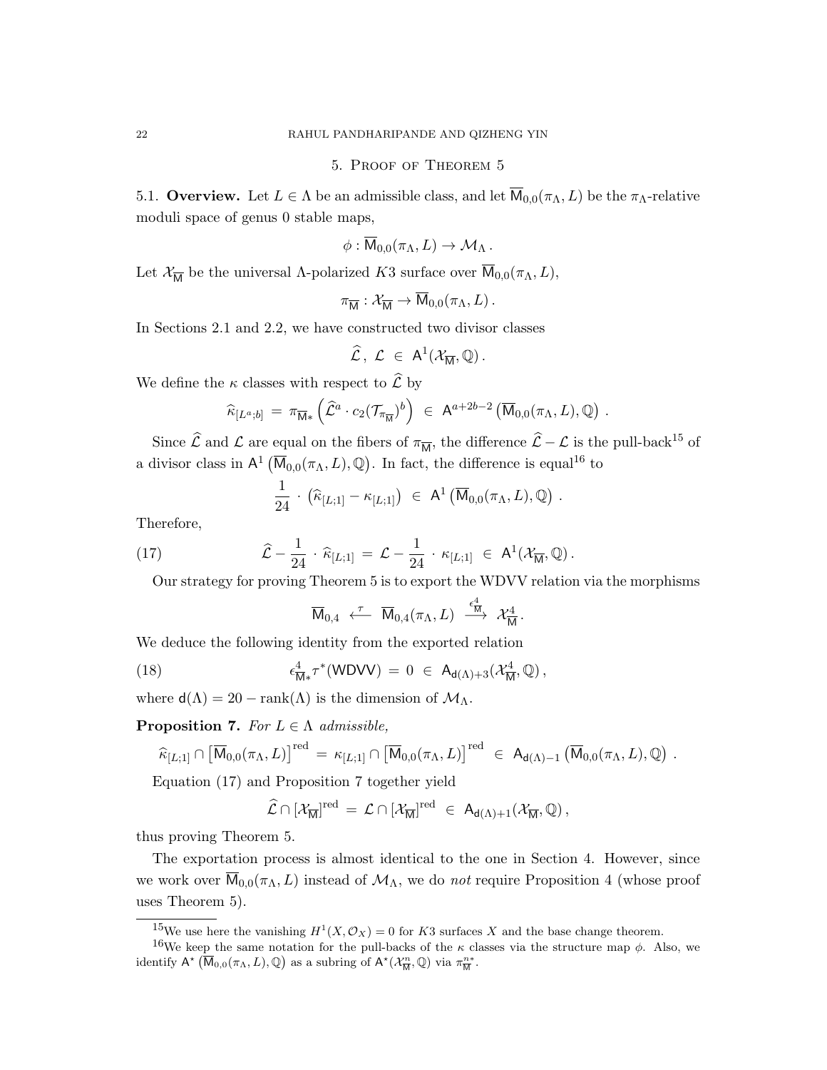## 5. Proof of Theorem 5

**5.1. Overview.** Let $L \in \Lambda$ be an admissible class, and let $\overline{\mathsf{M}}_{0,0}(\pi_\Lambda, L)$ be the $\pi_\Lambda$-relative moduli space of genus 0 stable maps,

$$\phi : \overline{\mathsf{M}}_{0,0}(\pi_\Lambda, L) \to \mathcal{M}_\Lambda \, .$$

Let $\mathcal{X}_{\overline{\mathsf{M}}}$ be the universal $\Lambda$-polarized $K3$ surface over $\overline{\mathsf{M}}_{0,0}(\pi_\Lambda, L)$,

$$\pi_{\overline{\mathsf{M}}} : \mathcal{X}_{\overline{\mathsf{M}}} \to \overline{\mathsf{M}}_{0,0}(\pi_\Lambda, L) \, .$$

In Sections 2.1 and 2.2, we have constructed two divisor classes

$$\widehat{\mathcal{L}} \, , \; \mathcal{L} \; \in \; \mathsf{A}^1(\mathcal{X}_{\overline{\mathsf{M}}}, \mathbb{Q}) \, .$$

We define the $\kappa$ classes with respect to $\widehat{\mathcal{L}}$ by

$$\widehat{\kappa}_{[L^a;b]} \; = \; \pi_{\overline{\mathsf{M}}*}\left(\widehat{\mathcal{L}}^a \cdot c_2(\mathcal{T}_{\pi_{\overline{\mathsf{M}}}})^b\right) \; \in \; \mathsf{A}^{a+2b-2}\left(\overline{\mathsf{M}}_{0,0}(\pi_\Lambda, L), \mathbb{Q}\right) \, .$$

Since $\widehat{\mathcal{L}}$ and $\mathcal{L}$ are equal on the fibers of $\pi_{\overline{\mathsf{M}}}$, the difference $\widehat{\mathcal{L}} - \mathcal{L}$ is the pull-back[15] of a divisor class in $\mathsf{A}^1\left(\overline{\mathsf{M}}_{0,0}(\pi_\Lambda, L), \mathbb{Q}\right)$. In fact, the difference is equal[16] to

$$\frac{1}{24} \cdot \left(\widehat{\kappa}_{[L;1]} - \kappa_{[L;1]}\right) \; \in \; \mathsf{A}^1\left(\overline{\mathsf{M}}_{0,0}(\pi_\Lambda, L), \mathbb{Q}\right) \, .$$

Therefore,

$$\widehat{\mathcal{L}} - \frac{1}{24} \cdot \widehat{\kappa}_{[L;1]} \; = \; \mathcal{L} - \frac{1}{24} \cdot \kappa_{[L;1]} \; \in \; \mathsf{A}^1(\mathcal{X}_{\overline{\mathsf{M}}}, \mathbb{Q}) \, . \tag{17}$$

Our strategy for proving Theorem 5 is to export the WDVV relation via the morphisms

$$\overline{\mathsf{M}}_{0,4} \xleftarrow{\;\tau\;} \overline{\mathsf{M}}_{0,4}(\pi_\Lambda, L) \xrightarrow{\;\epsilon^4_{\overline{\mathsf{M}}}\;} \mathcal{X}^4_{\overline{\mathsf{M}}} \, .$$

We deduce the following identity from the exported relation

$$\epsilon^4_{\overline{\mathsf{M}}*}\tau^*(\mathsf{WDVV}) \; = \; 0 \; \in \; \mathsf{A}_{\mathsf{d}(\Lambda)+3}(\mathcal{X}^4_{\overline{\mathsf{M}}}, \mathbb{Q}) \, , \tag{18}$$

where $\mathsf{d}(\Lambda) = 20 - \mathrm{rank}(\Lambda)$ is the dimension of $\mathcal{M}_\Lambda$.

**Proposition 7.** *For $L \in \Lambda$ admissible,*

$$\widehat{\kappa}_{[L;1]} \cap \left[\overline{\mathsf{M}}_{0,0}(\pi_\Lambda, L)\right]^{\mathrm{red}} \; = \; \kappa_{[L;1]} \cap \left[\overline{\mathsf{M}}_{0,0}(\pi_\Lambda, L)\right]^{\mathrm{red}} \; \in \; \mathsf{A}_{\mathsf{d}(\Lambda)-1}\left(\overline{\mathsf{M}}_{0,0}(\pi_\Lambda, L), \mathbb{Q}\right) \, .$$

Equation (17) and Proposition 7 together yield

$$\widehat{\mathcal{L}} \cap [\mathcal{X}_{\overline{\mathsf{M}}}]^{\mathrm{red}} \; = \; \mathcal{L} \cap [\mathcal{X}_{\overline{\mathsf{M}}}]^{\mathrm{red}} \; \in \; \mathsf{A}_{\mathsf{d}(\Lambda)+1}(\mathcal{X}_{\overline{\mathsf{M}}}, \mathbb{Q}) \, ,$$

thus proving Theorem 5.

The exportation process is almost identical to the one in Section 4. However, since we work over $\overline{\mathsf{M}}_{0,0}(\pi_\Lambda, L)$ instead of $\mathcal{M}_\Lambda$, we do *not* require Proposition 4 (whose proof uses Theorem 5).

---

[15] We use here the vanishing $H^1(X, \mathcal{O}_X) = 0$ for $K3$ surfaces $X$ and the base change theorem.

[16] We keep the same notation for the pull-backs of the $\kappa$ classes via the structure map $\phi$. Also, we identify $\mathsf{A}^\star\left(\overline{\mathsf{M}}_{0,0}(\pi_\Lambda, L), \mathbb{Q}\right)$ as a subring of $\mathsf{A}^\star(\mathcal{X}^n_{\overline{\mathsf{M}}}, \mathbb{Q})$ via $\pi^{n*}_{\overline{\mathsf{M}}}$.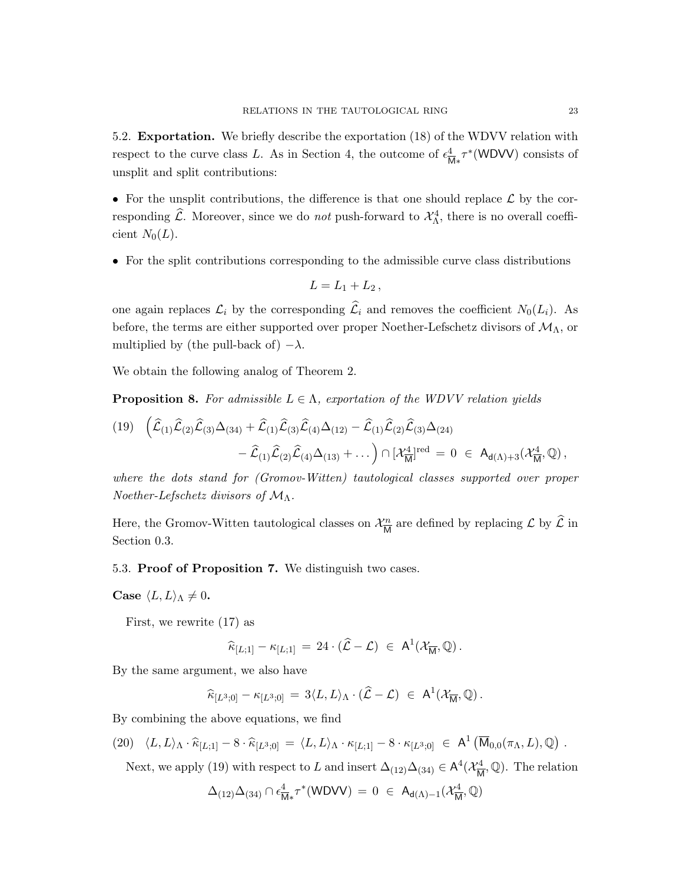5.2. **Exportation.** We briefly describe the exportation (18) of the WDVV relation with respect to the curve class $L$. As in Section 4, the outcome of $\epsilon^4_{\overline{\mathsf{M}}*}\tau^*(\mathsf{WDVV})$ consists of unsplit and split contributions:

- For the unsplit contributions, the difference is that one should replace $\mathcal{L}$ by the corresponding $\widehat{\mathcal{L}}$. Moreover, since we do *not* push-forward to $\mathcal{X}^4_\Lambda$, there is no overall coefficient $N_0(L)$.

- For the split contributions corresponding to the admissible curve class distributions

$$L = L_1 + L_2 \,,$$

one again replaces $\mathcal{L}_i$ by the corresponding $\widehat{\mathcal{L}}_i$ and removes the coefficient $N_0(L_i)$. As before, the terms are either supported over proper Noether-Lefschetz divisors of $\mathcal{M}_\Lambda$, or multiplied by (the pull-back of) $-\lambda$.

We obtain the following analog of Theorem 2.

**Proposition 8.** *For admissible $L \in \Lambda$, exportation of the WDVV relation yields*

$$(19)\quad \Big(\widehat{\mathcal{L}}_{(1)}\widehat{\mathcal{L}}_{(2)}\widehat{\mathcal{L}}_{(3)}\Delta_{(34)} + \widehat{\mathcal{L}}_{(1)}\widehat{\mathcal{L}}_{(3)}\widehat{\mathcal{L}}_{(4)}\Delta_{(12)} - \widehat{\mathcal{L}}_{(1)}\widehat{\mathcal{L}}_{(2)}\widehat{\mathcal{L}}_{(3)}\Delta_{(24)} - \widehat{\mathcal{L}}_{(1)}\widehat{\mathcal{L}}_{(2)}\widehat{\mathcal{L}}_{(4)}\Delta_{(13)} + \dots\Big) \cap [\mathcal{X}^4_{\overline{\mathsf{M}}}]^{\mathrm{red}} \,=\, 0 \;\in\; \mathsf{A}_{\mathsf{d}(\Lambda)+3}(\mathcal{X}^4_{\overline{\mathsf{M}}},\mathbb{Q})\,,$$

*where the dots stand for (Gromov-Witten) tautological classes supported over proper Noether-Lefschetz divisors of $\mathcal{M}_\Lambda$.*

Here, the Gromov-Witten tautological classes on $\mathcal{X}^n_{\overline{\mathsf{M}}}$ are defined by replacing $\mathcal{L}$ by $\widehat{\mathcal{L}}$ in Section 0.3.

5.3. **Proof of Proposition 7.** We distinguish two cases.

**Case $\langle L, L\rangle_\Lambda \neq 0$.**

First, we rewrite (17) as

$$\widehat{\kappa}_{[L;1]} - \kappa_{[L;1]} \,=\, 24\cdot(\widehat{\mathcal{L}} - \mathcal{L}) \;\in\; \mathsf{A}^1(\mathcal{X}_{\overline{\mathsf{M}}},\mathbb{Q})\,.$$

By the same argument, we also have

$$\widehat{\kappa}_{[L^3;0]} - \kappa_{[L^3;0]} \,=\, 3\langle L, L\rangle_\Lambda\cdot(\widehat{\mathcal{L}} - \mathcal{L}) \;\in\; \mathsf{A}^1(\mathcal{X}_{\overline{\mathsf{M}}},\mathbb{Q})\,.$$

By combining the above equations, we find

$$(20)\quad \langle L, L\rangle_\Lambda\cdot\widehat{\kappa}_{[L;1]} - 8\cdot\widehat{\kappa}_{[L^3;0]} \,=\, \langle L, L\rangle_\Lambda\cdot\kappa_{[L;1]} - 8\cdot\kappa_{[L^3;0]} \;\in\; \mathsf{A}^1\left(\overline{\mathsf{M}}_{0,0}(\pi_\Lambda, L),\mathbb{Q}\right)\,.$$

Next, we apply (19) with respect to $L$ and insert $\Delta_{(12)}\Delta_{(34)} \in \mathsf{A}^4(\mathcal{X}^4_{\overline{\mathsf{M}}},\mathbb{Q})$. The relation

$$\Delta_{(12)}\Delta_{(34)} \cap \epsilon^4_{\overline{\mathsf{M}}*}\tau^*(\mathsf{WDVV}) \,=\, 0 \;\in\; \mathsf{A}_{\mathsf{d}(\Lambda)-1}(\mathcal{X}^4_{\overline{\mathsf{M}}},\mathbb{Q})$$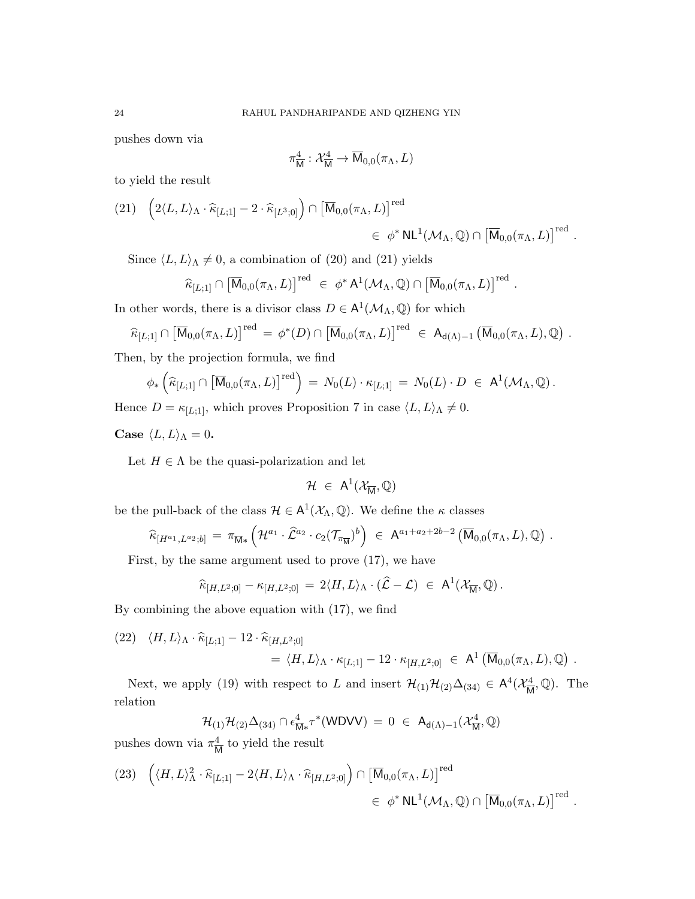pushes down via

$$\pi^4_{\mathsf{M}} : \mathcal{X}^4_{\mathsf{M}} \to \overline{\mathsf{M}}_{0,0}(\pi_\Lambda, L)$$

to yield the result

$$(21) \quad \Big(2\langle L, L\rangle_\Lambda \cdot \widehat{\kappa}_{[L;1]} - 2 \cdot \widehat{\kappa}_{[L^3;0]}\Big) \cap \big[\overline{\mathsf{M}}_{0,0}(\pi_\Lambda, L)\big]^{\mathrm{red}} \\ \in \ \phi^* \, \mathsf{NL}^1(\mathcal{M}_\Lambda, \mathbb{Q}) \cap \big[\overline{\mathsf{M}}_{0,0}(\pi_\Lambda, L)\big]^{\mathrm{red}} \ .$$

Since $\langle L, L\rangle_\Lambda \neq 0$, a combination of (20) and (21) yields

$$\widehat{\kappa}_{[L;1]} \cap \big[\overline{\mathsf{M}}_{0,0}(\pi_\Lambda, L)\big]^{\mathrm{red}} \ \in \ \phi^* \, \mathsf{A}^1(\mathcal{M}_\Lambda, \mathbb{Q}) \cap \big[\overline{\mathsf{M}}_{0,0}(\pi_\Lambda, L)\big]^{\mathrm{red}} \ .$$

In other words, there is a divisor class $D \in \mathsf{A}^1(\mathcal{M}_\Lambda, \mathbb{Q})$ for which

$$\widehat{\kappa}_{[L;1]} \cap \big[\overline{\mathsf{M}}_{0,0}(\pi_\Lambda, L)\big]^{\mathrm{red}} \ = \ \phi^*(D) \cap \big[\overline{\mathsf{M}}_{0,0}(\pi_\Lambda, L)\big]^{\mathrm{red}} \ \in \ \mathsf{A}_{\mathsf{d}(\Lambda)-1}\big(\overline{\mathsf{M}}_{0,0}(\pi_\Lambda, L), \mathbb{Q}\big) \ .$$

Then, by the projection formula, we find

$$\phi_*\Big(\widehat{\kappa}_{[L;1]} \cap \big[\overline{\mathsf{M}}_{0,0}(\pi_\Lambda, L)\big]^{\mathrm{red}}\Big) \ = \ N_0(L) \cdot \kappa_{[L;1]} \ = \ N_0(L) \cdot D \ \in \ \mathsf{A}^1(\mathcal{M}_\Lambda, \mathbb{Q}) \, .$$

Hence $D = \kappa_{[L;1]}$, which proves Proposition 7 in case $\langle L, L\rangle_\Lambda \neq 0$.

**Case $\langle L, L\rangle_\Lambda = 0$.**

Let $H \in \Lambda$ be the quasi-polarization and let

$$\mathcal{H} \ \in \ \mathsf{A}^1(\mathcal{X}_{\overline{\mathsf{M}}}, \mathbb{Q})$$

be the pull-back of the class $\mathcal{H} \in \mathsf{A}^1(\mathcal{X}_\Lambda, \mathbb{Q})$. We define the $\kappa$ classes

$$\widehat{\kappa}_{[H^{a_1}, L^{a_2}; b]} \ = \ \pi_{\overline{\mathsf{M}}*}\Big(\mathcal{H}^{a_1} \cdot \widehat{\mathcal{L}}^{a_2} \cdot c_2(\mathcal{T}_{\pi_{\overline{\mathsf{M}}}})^b\Big) \ \in \ \mathsf{A}^{a_1+a_2+2b-2}\big(\overline{\mathsf{M}}_{0,0}(\pi_\Lambda, L), \mathbb{Q}\big) \ .$$

First, by the same argument used to prove (17), we have

$$\widehat{\kappa}_{[H, L^2;0]} - \kappa_{[H, L^2;0]} \ = \ 2\langle H, L\rangle_\Lambda \cdot (\widehat{\mathcal{L}} - \mathcal{L}) \ \in \ \mathsf{A}^1(\mathcal{X}_{\overline{\mathsf{M}}}, \mathbb{Q}) \, .$$

By combining the above equation with (17), we find

$$(22) \quad \langle H, L\rangle_\Lambda \cdot \widehat{\kappa}_{[L;1]} - 12 \cdot \widehat{\kappa}_{[H, L^2;0]} \\ = \ \langle H, L\rangle_\Lambda \cdot \kappa_{[L;1]} - 12 \cdot \kappa_{[H, L^2;0]} \ \in \ \mathsf{A}^1\big(\overline{\mathsf{M}}_{0,0}(\pi_\Lambda, L), \mathbb{Q}\big) \ .$$

Next, we apply (19) with respect to $L$ and insert $\mathcal{H}_{(1)}\mathcal{H}_{(2)}\Delta_{(34)} \in \mathsf{A}^4(\mathcal{X}^4_{\overline{\mathsf{M}}}, \mathbb{Q})$. The relation

$$\mathcal{H}_{(1)}\mathcal{H}_{(2)}\Delta_{(34)} \cap \epsilon^4_{\overline{\mathsf{M}}*}\tau^*(\mathsf{WDVV}) \ = \ 0 \ \in \ \mathsf{A}_{\mathsf{d}(\Lambda)-1}(\mathcal{X}^4_{\overline{\mathsf{M}}}, \mathbb{Q})$$

pushes down via $\pi^4_{\overline{\mathsf{M}}}$ to yield the result

$$(23) \quad \Big(\langle H, L\rangle^2_\Lambda \cdot \widehat{\kappa}_{[L;1]} - 2\langle H, L\rangle_\Lambda \cdot \widehat{\kappa}_{[H, L^2;0]}\Big) \cap \big[\overline{\mathsf{M}}_{0,0}(\pi_\Lambda, L)\big]^{\mathrm{red}} \\ \in \ \phi^* \, \mathsf{NL}^1(\mathcal{M}_\Lambda, \mathbb{Q}) \cap \big[\overline{\mathsf{M}}_{0,0}(\pi_\Lambda, L)\big]^{\mathrm{red}} \ .$$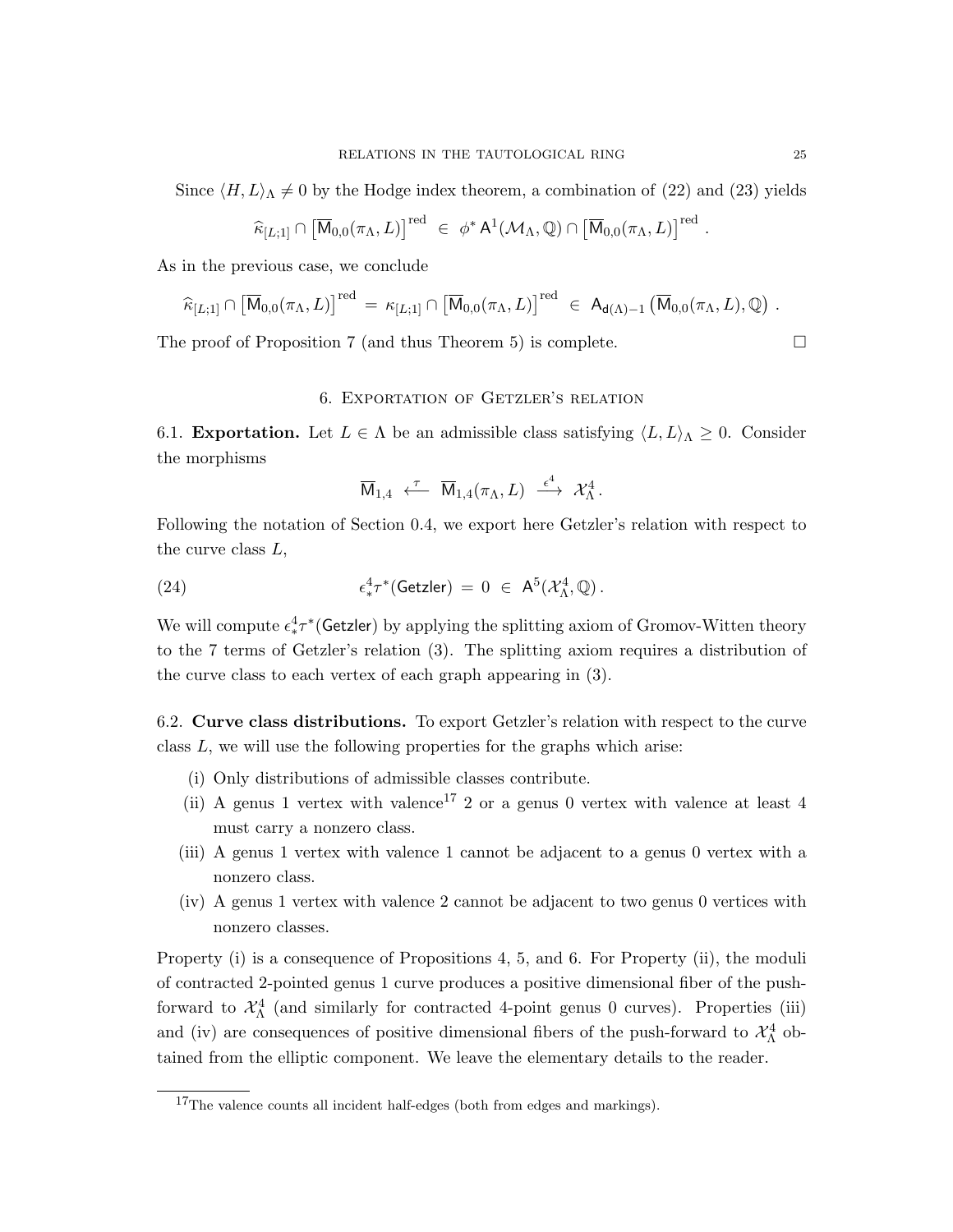Since $\langle H, L\rangle_\Lambda \neq 0$ by the Hodge index theorem, a combination of (22) and (23) yields

$$\widehat{\kappa}_{[L;1]} \cap \left[\overline{\mathsf{M}}_{0,0}(\pi_\Lambda, L)\right]^{\mathrm{red}} \ \in \ \phi^* \mathsf{A}^1(\mathcal{M}_\Lambda, \mathbb{Q}) \cap \left[\overline{\mathsf{M}}_{0,0}(\pi_\Lambda, L)\right]^{\mathrm{red}} .$$

As in the previous case, we conclude

$$\widehat{\kappa}_{[L;1]} \cap \left[\overline{\mathsf{M}}_{0,0}(\pi_\Lambda, L)\right]^{\mathrm{red}} \ = \ \kappa_{[L;1]} \cap \left[\overline{\mathsf{M}}_{0,0}(\pi_\Lambda, L)\right]^{\mathrm{red}} \ \in \ \mathsf{A}_{\mathsf{d}(\Lambda)-1}\left(\overline{\mathsf{M}}_{0,0}(\pi_\Lambda, L), \mathbb{Q}\right) .$$

The proof of Proposition 7 (and thus Theorem 5) is complete. ◻

## 6. Exportation of Getzler's relation

6.1. **Exportation.** Let $L \in \Lambda$ be an admissible class satisfying $\langle L, L\rangle_\Lambda \geq 0$. Consider the morphisms

$$\overline{\mathsf{M}}_{1,4} \ \xleftarrow{\ \tau\ } \ \overline{\mathsf{M}}_{1,4}(\pi_\Lambda, L) \ \xrightarrow{\ \epsilon^4\ } \ \mathcal{X}^4_\Lambda .$$

Following the notation of Section 0.4, we export here Getzler's relation with respect to the curve class $L$,

$$\epsilon^4_* \tau^*(\mathsf{Getzler}) \ = \ 0 \ \in \ \mathsf{A}^5(\mathcal{X}^4_\Lambda, \mathbb{Q}) . \tag{24}$$

We will compute $\epsilon^4_*\tau^*(\mathsf{Getzler})$ by applying the splitting axiom of Gromov-Witten theory to the 7 terms of Getzler's relation (3). The splitting axiom requires a distribution of the curve class to each vertex of each graph appearing in (3).

6.2. **Curve class distributions.** To export Getzler's relation with respect to the curve class $L$, we will use the following properties for the graphs which arise:

(i) Only distributions of admissible classes contribute.
(ii) A genus 1 vertex with valence[17] 2 or a genus 0 vertex with valence at least 4 must carry a nonzero class.
(iii) A genus 1 vertex with valence 1 cannot be adjacent to a genus 0 vertex with a nonzero class.
(iv) A genus 1 vertex with valence 2 cannot be adjacent to two genus 0 vertices with nonzero classes.

Property (i) is a consequence of Propositions 4, 5, and 6. For Property (ii), the moduli of contracted 2-pointed genus 1 curve produces a positive dimensional fiber of the push-forward to $\mathcal{X}^4_\Lambda$ (and similarly for contracted 4-point genus 0 curves). Properties (iii) and (iv) are consequences of positive dimensional fibers of the push-forward to $\mathcal{X}^4_\Lambda$ obtained from the elliptic component. We leave the elementary details to the reader.

[17] The valence counts all incident half-edges (both from edges and markings).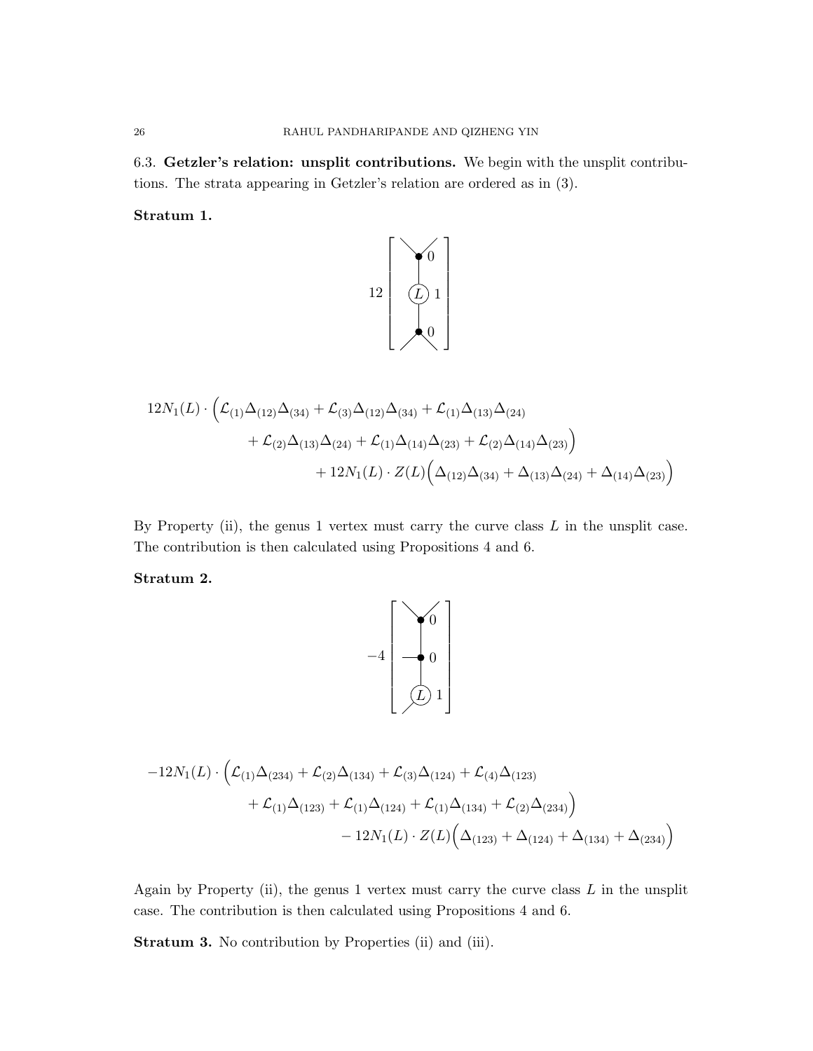6.3. **Getzler's relation: unsplit contributions.** We begin with the unsplit contributions. The strata appearing in Getzler's relation are ordered as in (3).

**Stratum 1.**

$$12\left[\begin{array}{c} \text{graph: genus } 0 \text{ vertex} - \text{genus } 1 \text{ vertex } (L) - \text{genus } 0 \text{ vertex} \end{array}\right]$$

$$
\begin{aligned}
12N_1(L)\cdot\Big(&\mathcal{L}_{(1)}\Delta_{(12)}\Delta_{(34)}+\mathcal{L}_{(3)}\Delta_{(12)}\Delta_{(34)}+\mathcal{L}_{(1)}\Delta_{(13)}\Delta_{(24)}\\
&+\mathcal{L}_{(2)}\Delta_{(13)}\Delta_{(24)}+\mathcal{L}_{(1)}\Delta_{(14)}\Delta_{(23)}+\mathcal{L}_{(2)}\Delta_{(14)}\Delta_{(23)}\Big)\\
&\qquad+12N_1(L)\cdot Z(L)\Big(\Delta_{(12)}\Delta_{(34)}+\Delta_{(13)}\Delta_{(24)}+\Delta_{(14)}\Delta_{(23)}\Big)
\end{aligned}
$$

By Property (ii), the genus 1 vertex must carry the curve class $L$ in the unsplit case. The contribution is then calculated using Propositions 4 and 6.

**Stratum 2.**

$$-4\left[\begin{array}{c} \text{graph: genus } 0 \text{ vertex} - \text{genus } 0 \text{ vertex} - \text{genus } 1 \text{ vertex } (L) \end{array}\right]$$

$$
\begin{aligned}
-12N_1(L)\cdot\Big(&\mathcal{L}_{(1)}\Delta_{(234)}+\mathcal{L}_{(2)}\Delta_{(134)}+\mathcal{L}_{(3)}\Delta_{(124)}+\mathcal{L}_{(4)}\Delta_{(123)}\\
&+\mathcal{L}_{(1)}\Delta_{(123)}+\mathcal{L}_{(1)}\Delta_{(124)}+\mathcal{L}_{(1)}\Delta_{(134)}+\mathcal{L}_{(2)}\Delta_{(234)}\Big)\\
&\qquad-12N_1(L)\cdot Z(L)\Big(\Delta_{(123)}+\Delta_{(124)}+\Delta_{(134)}+\Delta_{(234)}\Big)
\end{aligned}
$$

Again by Property (ii), the genus 1 vertex must carry the curve class $L$ in the unsplit case. The contribution is then calculated using Propositions 4 and 6.

**Stratum 3.** No contribution by Properties (ii) and (iii).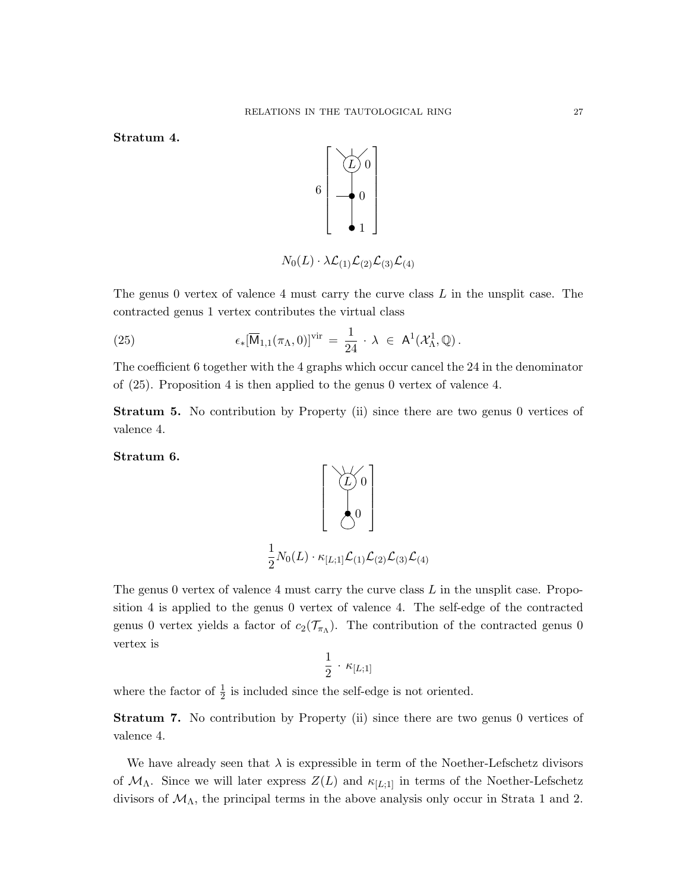**Stratum 4.**

$$6\left[\begin{array}{c} \text{(L) } 0 \\ | \\ \bullet\ 0 \\ | \\ \bullet\ 1 \end{array}\right]$$

$$N_0(L)\cdot \lambda \mathcal{L}_{(1)}\mathcal{L}_{(2)}\mathcal{L}_{(3)}\mathcal{L}_{(4)}$$

The genus 0 vertex of valence 4 must carry the curve class $L$ in the unsplit case. The contracted genus 1 vertex contributes the virtual class

$$\epsilon_*[\overline{\mathsf{M}}_{1,1}(\pi_\Lambda, 0)]^{\mathrm{vir}} \;=\; \frac{1}{24}\cdot \lambda \;\in\; \mathsf{A}^1(\mathcal{X}^1_\Lambda, \mathbb{Q})\,. \tag{25}$$

The coefficient 6 together with the 4 graphs which occur cancel the 24 in the denominator of (25). Proposition 4 is then applied to the genus 0 vertex of valence 4.

**Stratum 5.** No contribution by Property (ii) since there are two genus 0 vertices of valence 4.

**Stratum 6.**

$$\left[\begin{array}{c} \text{(L) } 0 \\ | \\ \bullet\ 0 \\ \circlearrowleft \end{array}\right]$$

$$\frac{1}{2}N_0(L)\cdot \kappa_{[L;1]}\mathcal{L}_{(1)}\mathcal{L}_{(2)}\mathcal{L}_{(3)}\mathcal{L}_{(4)}$$

The genus 0 vertex of valence 4 must carry the curve class $L$ in the unsplit case. Proposition 4 is applied to the genus 0 vertex of valence 4. The self-edge of the contracted genus 0 vertex yields a factor of $c_2(\mathcal{T}_{\pi_\Lambda})$. The contribution of the contracted genus 0 vertex is

$$\frac{1}{2}\cdot \kappa_{[L;1]}$$

where the factor of $\frac{1}{2}$ is included since the self-edge is not oriented.

**Stratum 7.** No contribution by Property (ii) since there are two genus 0 vertices of valence 4.

We have already seen that $\lambda$ is expressible in term of the Noether-Lefschetz divisors of $\mathcal{M}_\Lambda$. Since we will later express $Z(L)$ and $\kappa_{[L;1]}$ in terms of the Noether-Lefschetz divisors of $\mathcal{M}_\Lambda$, the principal terms in the above analysis only occur in Strata 1 and 2.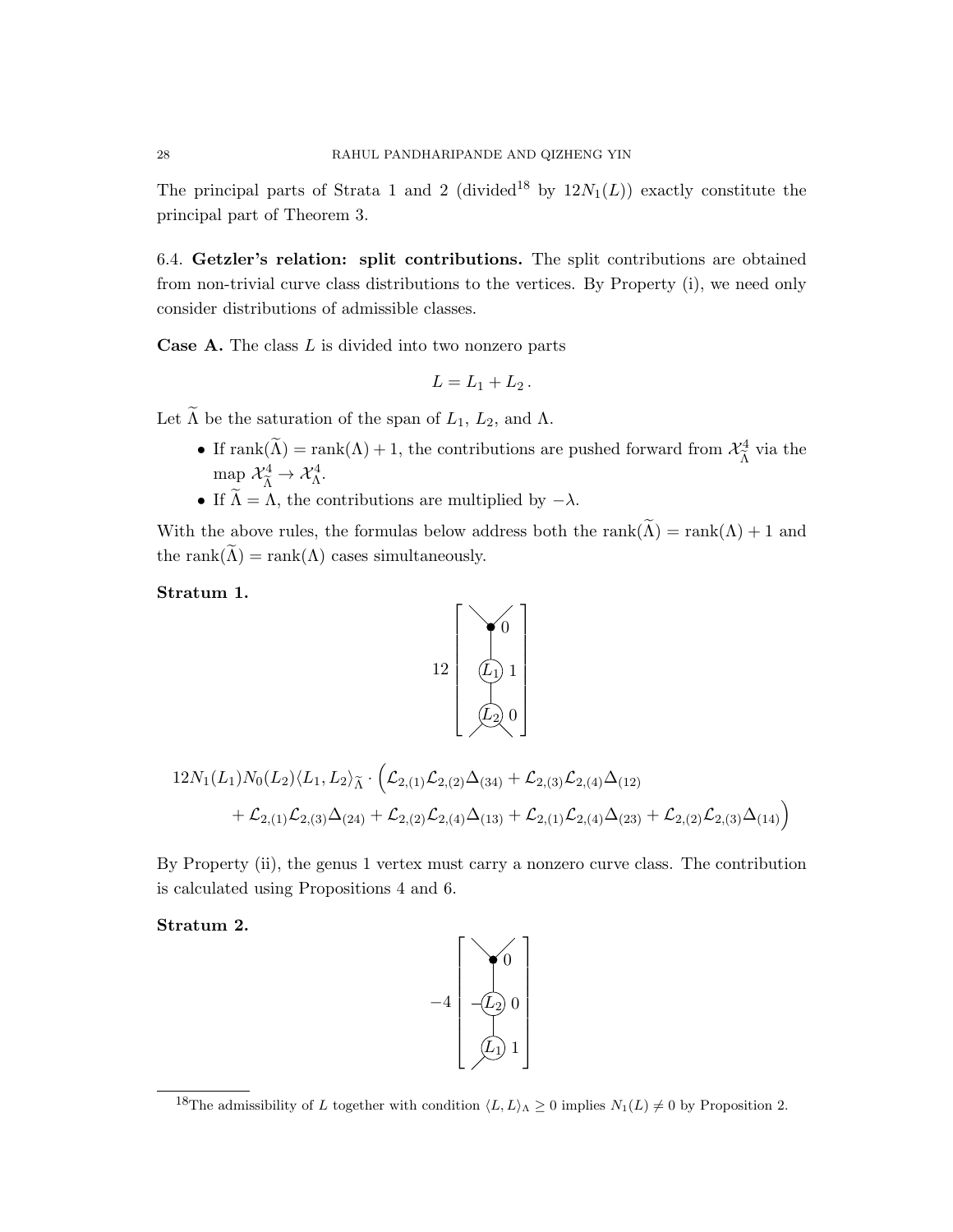The principal parts of Strata 1 and 2 (divided[18] by $12N_1(L)$) exactly constitute the principal part of Theorem 3.

6.4. **Getzler's relation: split contributions.** The split contributions are obtained from non-trivial curve class distributions to the vertices. By Property (i), we need only consider distributions of admissible classes.

**Case A.** The class $L$ is divided into two nonzero parts

$$L = L_1 + L_2 \,.$$

Let $\widetilde{\Lambda}$ be the saturation of the span of $L_1$, $L_2$, and $\Lambda$.

- If $\mathrm{rank}(\widetilde{\Lambda}) = \mathrm{rank}(\Lambda) + 1$, the contributions are pushed forward from $\mathcal{X}^4_{\widetilde{\Lambda}}$ via the map $\mathcal{X}^4_{\widetilde{\Lambda}} \to \mathcal{X}^4_{\Lambda}$.
- If $\widetilde{\Lambda} = \Lambda$, the contributions are multiplied by $-\lambda$.

With the above rules, the formulas below address both the $\mathrm{rank}(\widetilde{\Lambda}) = \mathrm{rank}(\Lambda) + 1$ and the $\mathrm{rank}(\widetilde{\Lambda}) = \mathrm{rank}(\Lambda)$ cases simultaneously.

**Stratum 1.**

$$12 \left[ \begin{array}{c} \bullet \; 0 \\ | \\ (L_1) \; 1 \\ | \\ (L_2) \; 0 \end{array} \right]$$

$$12N_1(L_1)N_0(L_2)\langle L_1, L_2\rangle_{\widetilde{\Lambda}} \cdot \Big( \mathcal{L}_{2,(1)}\mathcal{L}_{2,(2)}\Delta_{(34)} + \mathcal{L}_{2,(3)}\mathcal{L}_{2,(4)}\Delta_{(12)}$$
$$+ \mathcal{L}_{2,(1)}\mathcal{L}_{2,(3)}\Delta_{(24)} + \mathcal{L}_{2,(2)}\mathcal{L}_{2,(4)}\Delta_{(13)} + \mathcal{L}_{2,(1)}\mathcal{L}_{2,(4)}\Delta_{(23)} + \mathcal{L}_{2,(2)}\mathcal{L}_{2,(3)}\Delta_{(14)} \Big)$$

By Property (ii), the genus 1 vertex must carry a nonzero curve class. The contribution is calculated using Propositions 4 and 6.

**Stratum 2.**

$$-4 \left[ \begin{array}{c} \bullet \; 0 \\ | \\ (L_2) \; 0 \\ | \\ (L_1) \; 1 \end{array} \right]$$

[18] The admissibility of $L$ together with condition $\langle L, L\rangle_\Lambda \geq 0$ implies $N_1(L) \neq 0$ by Proposition 2.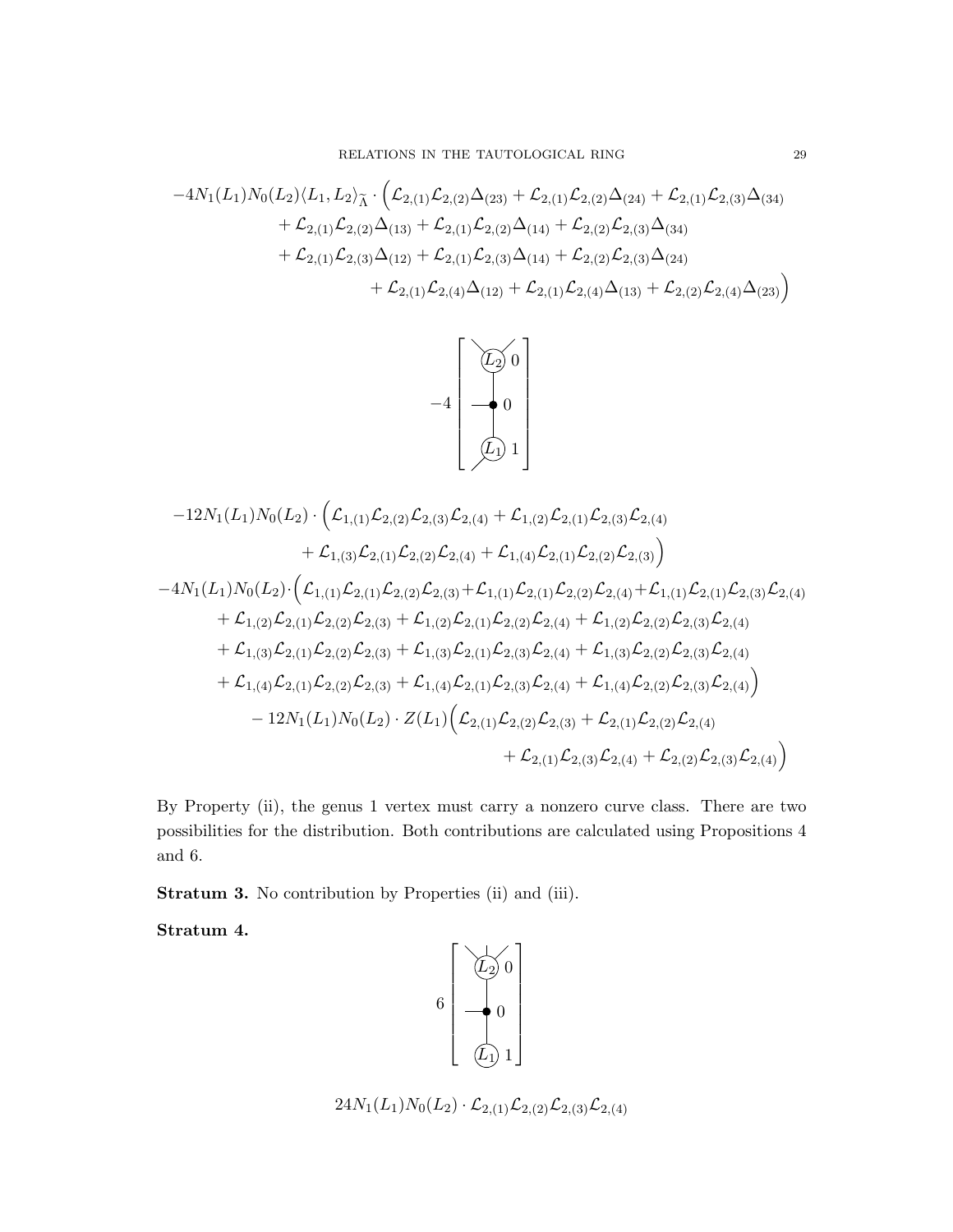$$-4N_1(L_1)N_0(L_2)\langle L_1, L_2\rangle_{\widetilde{\Lambda}} \cdot \Big(\mathcal{L}_{2,(1)}\mathcal{L}_{2,(2)}\Delta_{(23)} + \mathcal{L}_{2,(1)}\mathcal{L}_{2,(2)}\Delta_{(24)} + \mathcal{L}_{2,(1)}\mathcal{L}_{2,(3)}\Delta_{(34)}$$
$$+ \mathcal{L}_{2,(1)}\mathcal{L}_{2,(2)}\Delta_{(13)} + \mathcal{L}_{2,(1)}\mathcal{L}_{2,(2)}\Delta_{(14)} + \mathcal{L}_{2,(2)}\mathcal{L}_{2,(3)}\Delta_{(34)}$$
$$+ \mathcal{L}_{2,(1)}\mathcal{L}_{2,(3)}\Delta_{(12)} + \mathcal{L}_{2,(1)}\mathcal{L}_{2,(3)}\Delta_{(14)} + \mathcal{L}_{2,(2)}\mathcal{L}_{2,(3)}\Delta_{(24)}$$
$$+ \mathcal{L}_{2,(1)}\mathcal{L}_{2,(4)}\Delta_{(12)} + \mathcal{L}_{2,(1)}\mathcal{L}_{2,(4)}\Delta_{(13)} + \mathcal{L}_{2,(2)}\mathcal{L}_{2,(4)}\Delta_{(23)}\Big)$$

$-4$ [graph: vertex $L_2$ genus 0 — vertex genus 0 — vertex $L_1$ genus 1]

$$-12N_1(L_1)N_0(L_2) \cdot \Big(\mathcal{L}_{1,(1)}\mathcal{L}_{2,(2)}\mathcal{L}_{2,(3)}\mathcal{L}_{2,(4)} + \mathcal{L}_{1,(2)}\mathcal{L}_{2,(1)}\mathcal{L}_{2,(3)}\mathcal{L}_{2,(4)}$$
$$+ \mathcal{L}_{1,(3)}\mathcal{L}_{2,(1)}\mathcal{L}_{2,(2)}\mathcal{L}_{2,(4)} + \mathcal{L}_{1,(4)}\mathcal{L}_{2,(1)}\mathcal{L}_{2,(2)}\mathcal{L}_{2,(3)}\Big)$$
$$-4N_1(L_1)N_0(L_2)\cdot\Big(\mathcal{L}_{1,(1)}\mathcal{L}_{2,(1)}\mathcal{L}_{2,(2)}\mathcal{L}_{2,(3)}+\mathcal{L}_{1,(1)}\mathcal{L}_{2,(1)}\mathcal{L}_{2,(2)}\mathcal{L}_{2,(4)}+\mathcal{L}_{1,(1)}\mathcal{L}_{2,(1)}\mathcal{L}_{2,(3)}\mathcal{L}_{2,(4)}$$
$$+ \mathcal{L}_{1,(2)}\mathcal{L}_{2,(1)}\mathcal{L}_{2,(2)}\mathcal{L}_{2,(3)} + \mathcal{L}_{1,(2)}\mathcal{L}_{2,(1)}\mathcal{L}_{2,(2)}\mathcal{L}_{2,(4)} + \mathcal{L}_{1,(2)}\mathcal{L}_{2,(2)}\mathcal{L}_{2,(3)}\mathcal{L}_{2,(4)}$$
$$+ \mathcal{L}_{1,(3)}\mathcal{L}_{2,(1)}\mathcal{L}_{2,(2)}\mathcal{L}_{2,(3)} + \mathcal{L}_{1,(3)}\mathcal{L}_{2,(1)}\mathcal{L}_{2,(3)}\mathcal{L}_{2,(4)} + \mathcal{L}_{1,(3)}\mathcal{L}_{2,(2)}\mathcal{L}_{2,(3)}\mathcal{L}_{2,(4)}$$
$$+ \mathcal{L}_{1,(4)}\mathcal{L}_{2,(1)}\mathcal{L}_{2,(2)}\mathcal{L}_{2,(3)} + \mathcal{L}_{1,(4)}\mathcal{L}_{2,(1)}\mathcal{L}_{2,(3)}\mathcal{L}_{2,(4)} + \mathcal{L}_{1,(4)}\mathcal{L}_{2,(2)}\mathcal{L}_{2,(3)}\mathcal{L}_{2,(4)}\Big)$$
$$- 12N_1(L_1)N_0(L_2) \cdot Z(L_1)\Big(\mathcal{L}_{2,(1)}\mathcal{L}_{2,(2)}\mathcal{L}_{2,(3)} + \mathcal{L}_{2,(1)}\mathcal{L}_{2,(2)}\mathcal{L}_{2,(4)}$$
$$+ \mathcal{L}_{2,(1)}\mathcal{L}_{2,(3)}\mathcal{L}_{2,(4)} + \mathcal{L}_{2,(2)}\mathcal{L}_{2,(3)}\mathcal{L}_{2,(4)}\Big)$$

By Property (ii), the genus 1 vertex must carry a nonzero curve class. There are two possibilities for the distribution. Both contributions are calculated using Propositions 4 and 6.

**Stratum 3.** No contribution by Properties (ii) and (iii).

**Stratum 4.**

$6$ [graph: vertex $L_2$ genus 0 — vertex genus 0 — vertex $L_1$ genus 1]

$$24N_1(L_1)N_0(L_2) \cdot \mathcal{L}_{2,(1)}\mathcal{L}_{2,(2)}\mathcal{L}_{2,(3)}\mathcal{L}_{2,(4)}$$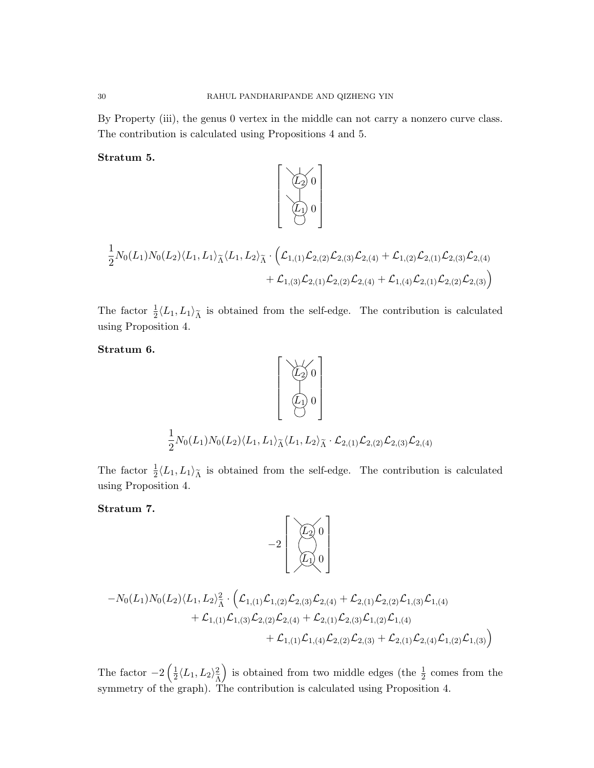By Property (iii), the genus 0 vertex in the middle can not carry a nonzero curve class. The contribution is calculated using Propositions 4 and 5.

**Stratum 5.**

$$\frac{1}{2}N_0(L_1)N_0(L_2)\langle L_1, L_1\rangle_{\widetilde{\Lambda}}\langle L_1, L_2\rangle_{\widetilde{\Lambda}} \cdot \Big(\mathcal{L}_{1,(1)}\mathcal{L}_{2,(2)}\mathcal{L}_{2,(3)}\mathcal{L}_{2,(4)} + \mathcal{L}_{1,(2)}\mathcal{L}_{2,(1)}\mathcal{L}_{2,(3)}\mathcal{L}_{2,(4)} + \mathcal{L}_{1,(3)}\mathcal{L}_{2,(1)}\mathcal{L}_{2,(2)}\mathcal{L}_{2,(4)} + \mathcal{L}_{1,(4)}\mathcal{L}_{2,(1)}\mathcal{L}_{2,(2)}\mathcal{L}_{2,(3)}\Big)$$

The factor $\frac{1}{2}\langle L_1, L_1\rangle_{\widetilde{\Lambda}}$ is obtained from the self-edge. The contribution is calculated using Proposition 4.

**Stratum 6.**

$$\frac{1}{2}N_0(L_1)N_0(L_2)\langle L_1, L_1\rangle_{\widetilde{\Lambda}}\langle L_1, L_2\rangle_{\widetilde{\Lambda}} \cdot \mathcal{L}_{2,(1)}\mathcal{L}_{2,(2)}\mathcal{L}_{2,(3)}\mathcal{L}_{2,(4)}$$

The factor $\frac{1}{2}\langle L_1, L_1\rangle_{\widetilde{\Lambda}}$ is obtained from the self-edge. The contribution is calculated using Proposition 4.

**Stratum 7.**

$$-N_0(L_1)N_0(L_2)\langle L_1, L_2\rangle_{\widetilde{\Lambda}}^2 \cdot \Big(\mathcal{L}_{1,(1)}\mathcal{L}_{1,(2)}\mathcal{L}_{2,(3)}\mathcal{L}_{2,(4)} + \mathcal{L}_{2,(1)}\mathcal{L}_{2,(2)}\mathcal{L}_{1,(3)}\mathcal{L}_{1,(4)} + \mathcal{L}_{1,(1)}\mathcal{L}_{1,(3)}\mathcal{L}_{2,(2)}\mathcal{L}_{2,(4)} + \mathcal{L}_{2,(1)}\mathcal{L}_{2,(3)}\mathcal{L}_{1,(2)}\mathcal{L}_{1,(4)} + \mathcal{L}_{1,(1)}\mathcal{L}_{1,(4)}\mathcal{L}_{2,(2)}\mathcal{L}_{2,(3)} + \mathcal{L}_{2,(1)}\mathcal{L}_{2,(4)}\mathcal{L}_{1,(2)}\mathcal{L}_{1,(3)}\Big)$$

The factor $-2\left(\frac{1}{2}\langle L_1, L_2\rangle_{\widetilde{\Lambda}}^2\right)$ is obtained from two middle edges (the $\frac{1}{2}$ comes from the symmetry of the graph). The contribution is calculated using Proposition 4.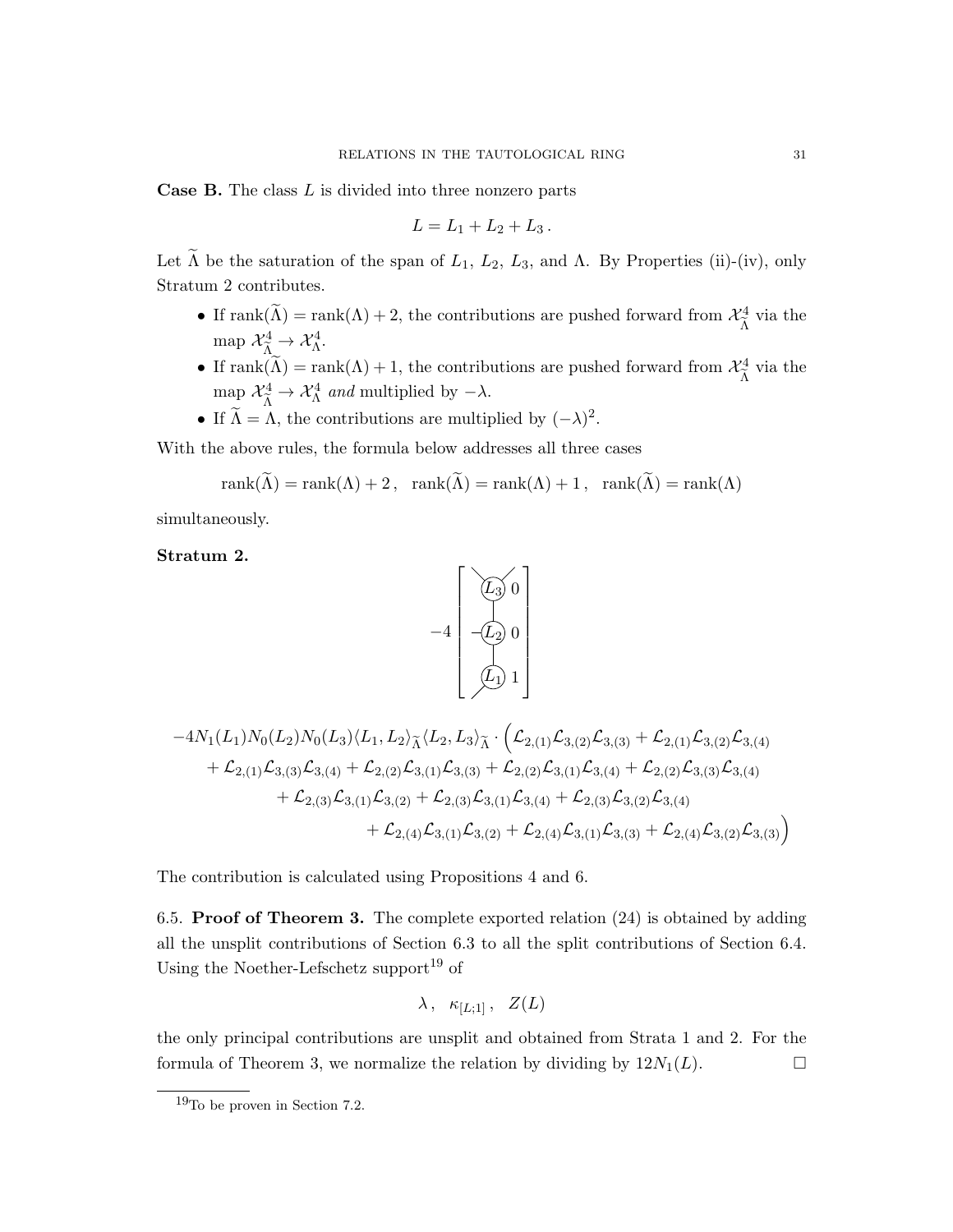**Case B.** The class $L$ is divided into three nonzero parts

$$L = L_1 + L_2 + L_3 \,.$$

Let $\widetilde{\Lambda}$ be the saturation of the span of $L_1$, $L_2$, $L_3$, and $\Lambda$. By Properties (ii)-(iv), only Stratum 2 contributes.

- If $\text{rank}(\widetilde{\Lambda}) = \text{rank}(\Lambda) + 2$, the contributions are pushed forward from $\mathcal{X}^4_{\widetilde{\Lambda}}$ via the map $\mathcal{X}^4_{\widetilde{\Lambda}} \to \mathcal{X}^4_{\Lambda}$.
- If $\text{rank}(\widetilde{\Lambda}) = \text{rank}(\Lambda) + 1$, the contributions are pushed forward from $\mathcal{X}^4_{\widetilde{\Lambda}}$ via the map $\mathcal{X}^4_{\widetilde{\Lambda}} \to \mathcal{X}^4_{\Lambda}$ *and* multiplied by $-\lambda$.
- If $\widetilde{\Lambda} = \Lambda$, the contributions are multiplied by $(-\lambda)^2$.

With the above rules, the formula below addresses all three cases

$$\text{rank}(\widetilde{\Lambda}) = \text{rank}(\Lambda) + 2\,, \quad \text{rank}(\widetilde{\Lambda}) = \text{rank}(\Lambda) + 1\,, \quad \text{rank}(\widetilde{\Lambda}) = \text{rank}(\Lambda)$$

simultaneously.

**Stratum 2.**

$$-4 \left[ \begin{array}{c} (L_3)\ 0 \\ | \\ -(L_2)\ 0 \\ | \\ (L_1)\ 1 \end{array} \right]$$

$$-4N_1(L_1)N_0(L_2)N_0(L_3)\langle L_1, L_2\rangle_{\widetilde{\Lambda}}\langle L_2, L_3\rangle_{\widetilde{\Lambda}} \cdot \Big( \mathcal{L}_{2,(1)}\mathcal{L}_{3,(2)}\mathcal{L}_{3,(3)} + \mathcal{L}_{2,(1)}\mathcal{L}_{3,(2)}\mathcal{L}_{3,(4)}$$
$$+ \mathcal{L}_{2,(1)}\mathcal{L}_{3,(3)}\mathcal{L}_{3,(4)} + \mathcal{L}_{2,(2)}\mathcal{L}_{3,(1)}\mathcal{L}_{3,(3)} + \mathcal{L}_{2,(2)}\mathcal{L}_{3,(1)}\mathcal{L}_{3,(4)} + \mathcal{L}_{2,(2)}\mathcal{L}_{3,(3)}\mathcal{L}_{3,(4)}$$
$$+ \mathcal{L}_{2,(3)}\mathcal{L}_{3,(1)}\mathcal{L}_{3,(2)} + \mathcal{L}_{2,(3)}\mathcal{L}_{3,(1)}\mathcal{L}_{3,(4)} + \mathcal{L}_{2,(3)}\mathcal{L}_{3,(2)}\mathcal{L}_{3,(4)}$$
$$+ \mathcal{L}_{2,(4)}\mathcal{L}_{3,(1)}\mathcal{L}_{3,(2)} + \mathcal{L}_{2,(4)}\mathcal{L}_{3,(1)}\mathcal{L}_{3,(3)} + \mathcal{L}_{2,(4)}\mathcal{L}_{3,(2)}\mathcal{L}_{3,(3)} \Big)$$

The contribution is calculated using Propositions 4 and 6.

6.5. **Proof of Theorem 3.** The complete exported relation (24) is obtained by adding all the unsplit contributions of Section 6.3 to all the split contributions of Section 6.4. Using the Noether-Lefschetz support[19] of

$$\lambda\,, \quad \kappa_{[L;1]}\,, \quad Z(L)$$

the only principal contributions are unsplit and obtained from Strata 1 and 2. For the formula of Theorem 3, we normalize the relation by dividing by $12N_1(L)$. □

[19] To be proven in Section 7.2.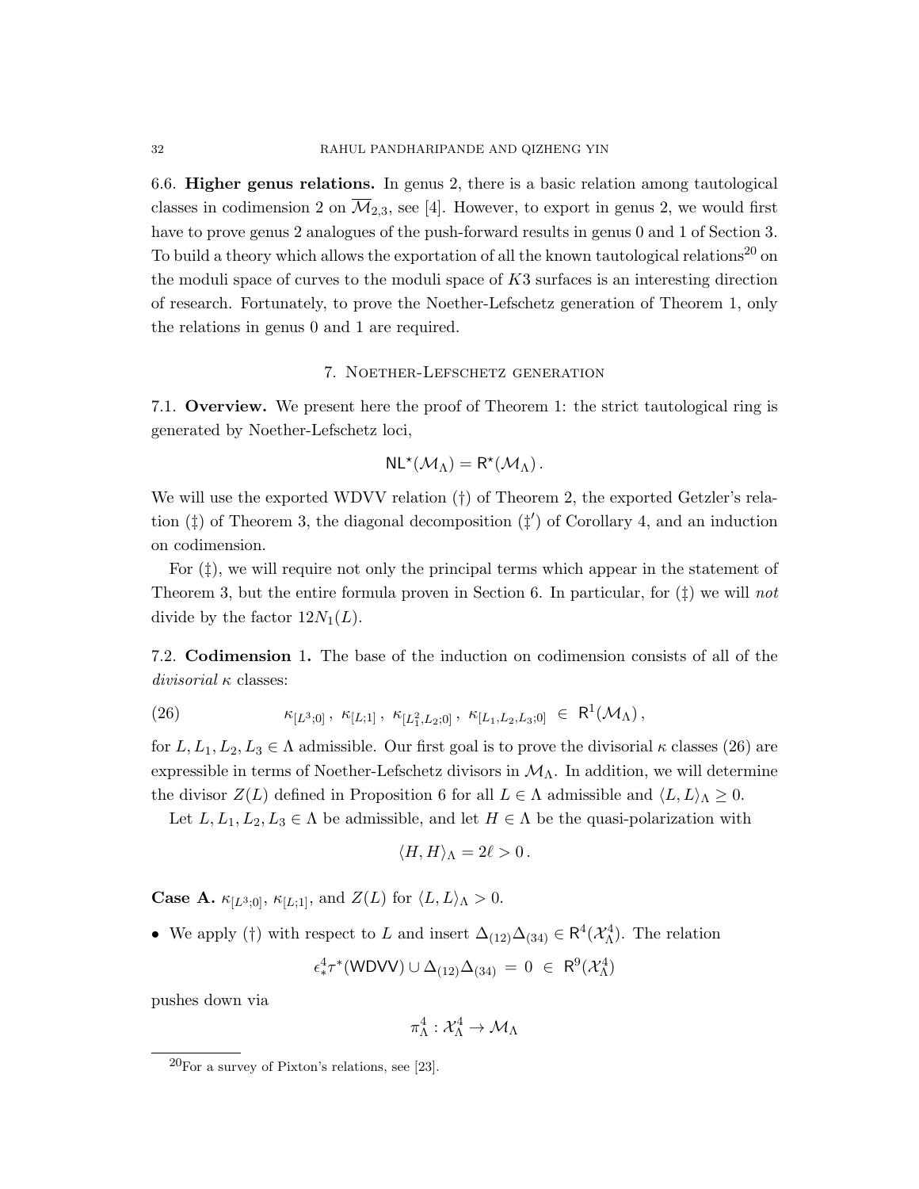6.6. **Higher genus relations.** In genus 2, there is a basic relation among tautological classes in codimension 2 on $\overline{\mathcal{M}}_{2,3}$, see [4]. However, to export in genus 2, we would first have to prove genus 2 analogues of the push-forward results in genus 0 and 1 of Section 3. To build a theory which allows the exportation of all the known tautological relations[20] on the moduli space of curves to the moduli space of $K3$ surfaces is an interesting direction of research. Fortunately, to prove the Noether-Lefschetz generation of Theorem 1, only the relations in genus 0 and 1 are required.

## 7. Noether-Lefschetz generation

7.1. **Overview.** We present here the proof of Theorem 1: the strict tautological ring is generated by Noether-Lefschetz loci,

$$\mathsf{NL}^\star(\mathcal{M}_\Lambda) = \mathsf{R}^\star(\mathcal{M}_\Lambda)\,.$$

We will use the exported WDVV relation (†) of Theorem 2, the exported Getzler's relation (‡) of Theorem 3, the diagonal decomposition (‡′) of Corollary 4, and an induction on codimension.

For (‡), we will require not only the principal terms which appear in the statement of Theorem 3, but the entire formula proven in Section 6. In particular, for (‡) we will *not* divide by the factor $12N_1(L)$.

7.2. **Codimension** 1**.** The base of the induction on codimension consists of all of the *divisorial* $\kappa$ classes:

$$\kappa_{[L^3;0]}\,,\ \kappa_{[L;1]}\,,\ \kappa_{[L_1^2,L_2;0]}\,,\ \kappa_{[L_1,L_2,L_3;0]}\ \in\ \mathsf{R}^1(\mathcal{M}_\Lambda)\,, \tag{26}$$

for $L, L_1, L_2, L_3 \in \Lambda$ admissible. Our first goal is to prove the divisorial $\kappa$ classes (26) are expressible in terms of Noether-Lefschetz divisors in $\mathcal{M}_\Lambda$. In addition, we will determine the divisor $Z(L)$ defined in Proposition 6 for all $L \in \Lambda$ admissible and $\langle L, L\rangle_\Lambda \geq 0$.

Let $L, L_1, L_2, L_3 \in \Lambda$ be admissible, and let $H \in \Lambda$ be the quasi-polarization with

$$\langle H, H\rangle_\Lambda = 2\ell > 0\,.$$

**Case A.** $\kappa_{[L^3;0]}$, $\kappa_{[L;1]}$, and $Z(L)$ for $\langle L, L\rangle_\Lambda > 0$.

- We apply (†) with respect to $L$ and insert $\Delta_{(12)}\Delta_{(34)} \in \mathsf{R}^4(\mathcal{X}_\Lambda^4)$. The relation

$$\epsilon^4_*\tau^*(\mathsf{WDVV}) \cup \Delta_{(12)}\Delta_{(34)}\ =\ 0\ \in\ \mathsf{R}^9(\mathcal{X}^4_\Lambda)$$

pushes down via

$$\pi^4_\Lambda : \mathcal{X}^4_\Lambda \to \mathcal{M}_\Lambda$$

---

[20] For a survey of Pixton's relations, see [23].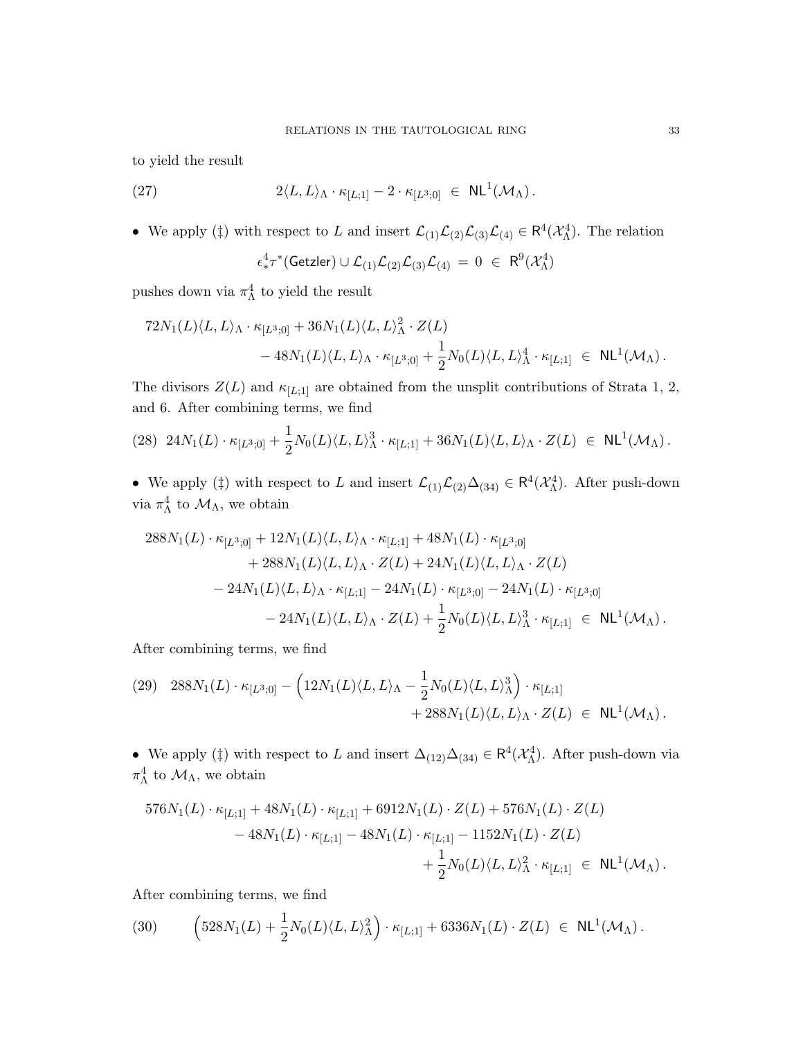to yield the result

$$2\langle L, L\rangle_\Lambda \cdot \kappa_{[L;1]} - 2 \cdot \kappa_{[L^3;0]} \ \in \ \mathsf{NL}^1(\mathcal{M}_\Lambda)\,. \tag{27}$$

- We apply (‡) with respect to $L$ and insert $\mathcal{L}_{(1)}\mathcal{L}_{(2)}\mathcal{L}_{(3)}\mathcal{L}_{(4)} \in \mathsf{R}^4(\mathcal{X}^4_\Lambda)$. The relation

$$\epsilon^4_* \tau^*(\mathsf{Getzler}) \cup \mathcal{L}_{(1)}\mathcal{L}_{(2)}\mathcal{L}_{(3)}\mathcal{L}_{(4)} \ = \ 0 \ \in \ \mathsf{R}^9(\mathcal{X}^4_\Lambda)$$

pushes down via $\pi^4_\Lambda$ to yield the result

$$72N_1(L)\langle L, L\rangle_\Lambda \cdot \kappa_{[L^3;0]} + 36N_1(L)\langle L, L\rangle^2_\Lambda \cdot Z(L) \\ - 48N_1(L)\langle L, L\rangle_\Lambda \cdot \kappa_{[L^3;0]} + \frac{1}{2}N_0(L)\langle L, L\rangle^4_\Lambda \cdot \kappa_{[L;1]} \ \in \ \mathsf{NL}^1(\mathcal{M}_\Lambda)\,.$$

The divisors $Z(L)$ and $\kappa_{[L;1]}$ are obtained from the unsplit contributions of Strata 1, 2, and 6. After combining terms, we find

$$24N_1(L) \cdot \kappa_{[L^3;0]} + \frac{1}{2}N_0(L)\langle L, L\rangle^3_\Lambda \cdot \kappa_{[L;1]} + 36N_1(L)\langle L, L\rangle_\Lambda \cdot Z(L) \ \in \ \mathsf{NL}^1(\mathcal{M}_\Lambda)\,. \tag{28}$$

- We apply (‡) with respect to $L$ and insert $\mathcal{L}_{(1)}\mathcal{L}_{(2)}\Delta_{(34)} \in \mathsf{R}^4(\mathcal{X}^4_\Lambda)$. After push-down via $\pi^4_\Lambda$ to $\mathcal{M}_\Lambda$, we obtain

$$288N_1(L) \cdot \kappa_{[L^3;0]} + 12N_1(L)\langle L, L\rangle_\Lambda \cdot \kappa_{[L;1]} + 48N_1(L) \cdot \kappa_{[L^3;0]} \\ + 288N_1(L)\langle L, L\rangle_\Lambda \cdot Z(L) + 24N_1(L)\langle L, L\rangle_\Lambda \cdot Z(L) \\ - 24N_1(L)\langle L, L\rangle_\Lambda \cdot \kappa_{[L;1]} - 24N_1(L) \cdot \kappa_{[L^3;0]} - 24N_1(L) \cdot \kappa_{[L^3;0]} \\ - 24N_1(L)\langle L, L\rangle_\Lambda \cdot Z(L) + \frac{1}{2}N_0(L)\langle L, L\rangle^3_\Lambda \cdot \kappa_{[L;1]} \ \in \ \mathsf{NL}^1(\mathcal{M}_\Lambda)\,.$$

After combining terms, we find

$$288N_1(L) \cdot \kappa_{[L^3;0]} - \Big(12N_1(L)\langle L, L\rangle_\Lambda - \frac{1}{2}N_0(L)\langle L, L\rangle^3_\Lambda\Big) \cdot \kappa_{[L;1]} \\ + 288N_1(L)\langle L, L\rangle_\Lambda \cdot Z(L) \ \in \ \mathsf{NL}^1(\mathcal{M}_\Lambda)\,. \tag{29}$$

- We apply (‡) with respect to $L$ and insert $\Delta_{(12)}\Delta_{(34)} \in \mathsf{R}^4(\mathcal{X}^4_\Lambda)$. After push-down via $\pi^4_\Lambda$ to $\mathcal{M}_\Lambda$, we obtain

$$576N_1(L) \cdot \kappa_{[L;1]} + 48N_1(L) \cdot \kappa_{[L;1]} + 6912N_1(L) \cdot Z(L) + 576N_1(L) \cdot Z(L) \\ - 48N_1(L) \cdot \kappa_{[L;1]} - 48N_1(L) \cdot \kappa_{[L;1]} - 1152N_1(L) \cdot Z(L) \\ + \frac{1}{2}N_0(L)\langle L, L\rangle^2_\Lambda \cdot \kappa_{[L;1]} \ \in \ \mathsf{NL}^1(\mathcal{M}_\Lambda)\,.$$

After combining terms, we find

$$\Big(528N_1(L) + \frac{1}{2}N_0(L)\langle L, L\rangle^2_\Lambda\Big) \cdot \kappa_{[L;1]} + 6336N_1(L) \cdot Z(L) \ \in \ \mathsf{NL}^1(\mathcal{M}_\Lambda)\,. \tag{30}$$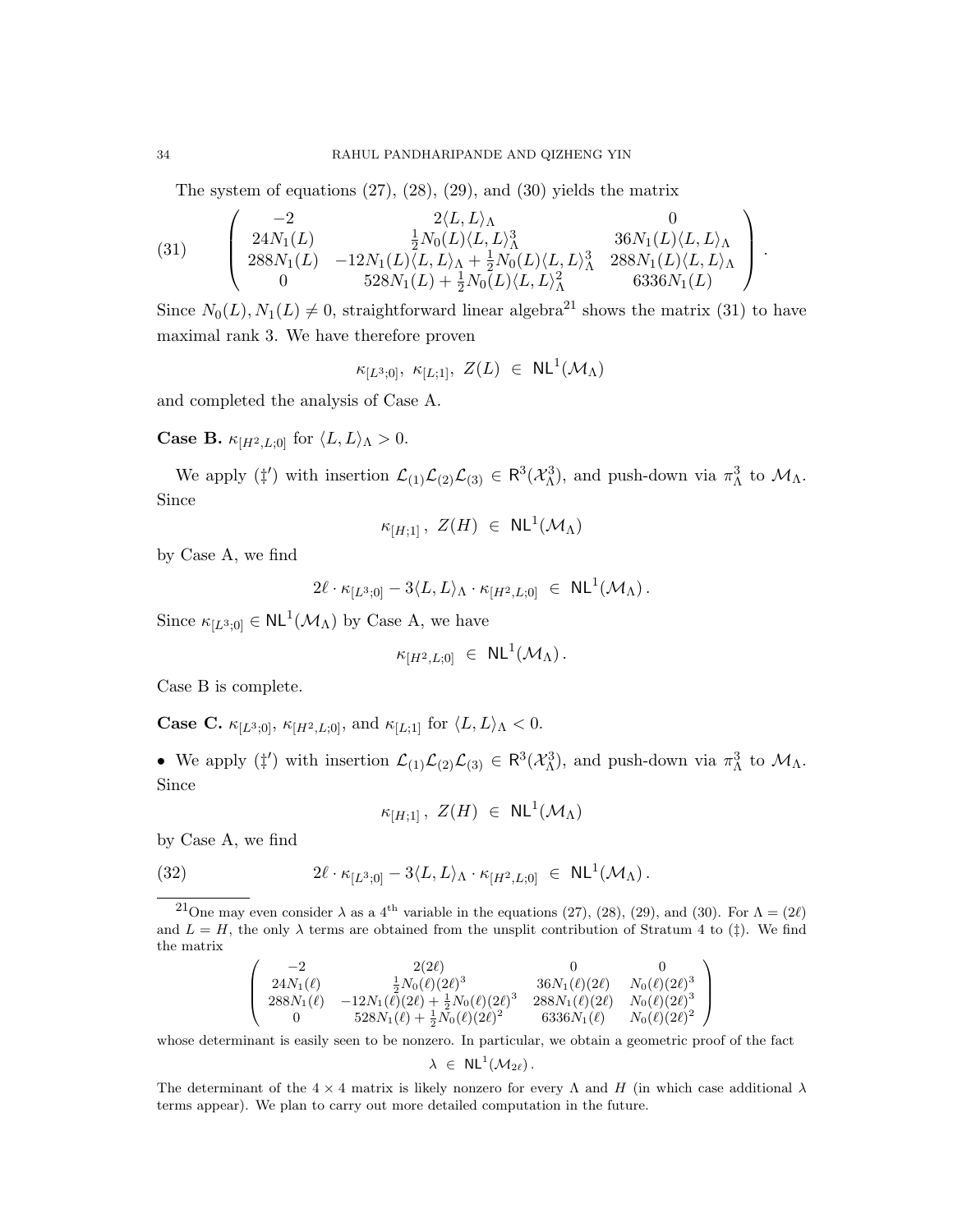The system of equations (27), (28), (29), and (30) yields the matrix

$$
\begin{pmatrix}
-2 & 2\langle L, L\rangle_\Lambda & 0 \\
24N_1(L) & \frac{1}{2}N_0(L)\langle L, L\rangle_\Lambda^3 & 36N_1(L)\langle L, L\rangle_\Lambda \\
288N_1(L) & -12N_1(L)\langle L, L\rangle_\Lambda + \frac{1}{2}N_0(L)\langle L, L\rangle_\Lambda^3 & 288N_1(L)\langle L, L\rangle_\Lambda \\
0 & 528N_1(L) + \frac{1}{2}N_0(L)\langle L, L\rangle_\Lambda^2 & 6336N_1(L)
\end{pmatrix}. \tag{31}
$$

Since $N_0(L), N_1(L) \neq 0$, straightforward linear algebra[21] shows the matrix (31) to have maximal rank 3. We have therefore proven

$$\kappa_{[L^3;0]},\ \kappa_{[L;1]},\ Z(L) \ \in\ \mathsf{NL}^1(\mathcal{M}_\Lambda)$$

and completed the analysis of Case A.

**Case B.** $\kappa_{[H^2,L;0]}$ for $\langle L, L\rangle_\Lambda > 0$.

We apply ($\ddagger'$) with insertion $\mathcal{L}_{(1)}\mathcal{L}_{(2)}\mathcal{L}_{(3)} \in \mathsf{R}^3(\mathcal{X}_\Lambda^3)$, and push-down via $\pi_\Lambda^3$ to $\mathcal{M}_\Lambda$. Since

$$\kappa_{[H;1]},\ Z(H) \ \in\ \mathsf{NL}^1(\mathcal{M}_\Lambda)$$

by Case A, we find

$$2\ell \cdot \kappa_{[L^3;0]} - 3\langle L, L\rangle_\Lambda \cdot \kappa_{[H^2,L;0]} \ \in\ \mathsf{NL}^1(\mathcal{M}_\Lambda)\,.$$

Since $\kappa_{[L^3;0]} \in \mathsf{NL}^1(\mathcal{M}_\Lambda)$ by Case A, we have

$$\kappa_{[H^2,L;0]} \ \in\ \mathsf{NL}^1(\mathcal{M}_\Lambda)\,.$$

Case B is complete.

**Case C.** $\kappa_{[L^3;0]}$, $\kappa_{[H^2,L;0]}$, and $\kappa_{[L;1]}$ for $\langle L, L\rangle_\Lambda < 0$.

- We apply ($\ddagger'$) with insertion $\mathcal{L}_{(1)}\mathcal{L}_{(2)}\mathcal{L}_{(3)} \in \mathsf{R}^3(\mathcal{X}_\Lambda^3)$, and push-down via $\pi_\Lambda^3$ to $\mathcal{M}_\Lambda$. Since

$$\kappa_{[H;1]},\ Z(H) \ \in\ \mathsf{NL}^1(\mathcal{M}_\Lambda)$$

by Case A, we find

$$2\ell \cdot \kappa_{[L^3;0]} - 3\langle L, L\rangle_\Lambda \cdot \kappa_{[H^2,L;0]} \ \in\ \mathsf{NL}^1(\mathcal{M}_\Lambda)\,. \tag{32}$$

---

[21] One may even consider $\lambda$ as a 4th variable in the equations (27), (28), (29), and (30). For $\Lambda = (2\ell)$ and $L = H$, the only $\lambda$ terms are obtained from the unsplit contribution of Stratum 4 to ($\ddagger$). We find the matrix

$$
\begin{pmatrix}
-2 & 2(2\ell) & 0 & 0 \\
24N_1(\ell) & \frac{1}{2}N_0(\ell)(2\ell)^3 & 36N_1(\ell)(2\ell) & N_0(\ell)(2\ell)^3 \\
288N_1(\ell) & -12N_1(\ell)(2\ell) + \frac{1}{2}N_0(\ell)(2\ell)^3 & 288N_1(\ell)(2\ell) & N_0(\ell)(2\ell)^3 \\
0 & 528N_1(\ell) + \frac{1}{2}N_0(\ell)(2\ell)^2 & 6336N_1(\ell) & N_0(\ell)(2\ell)^2
\end{pmatrix}
$$

whose determinant is easily seen to be nonzero. In particular, we obtain a geometric proof of the fact

$$\lambda \ \in\ \mathsf{NL}^1(\mathcal{M}_{2\ell})\,.$$

The determinant of the $4 \times 4$ matrix is likely nonzero for every $\Lambda$ and $H$ (in which case additional $\lambda$ terms appear). We plan to carry out more detailed computation in the future.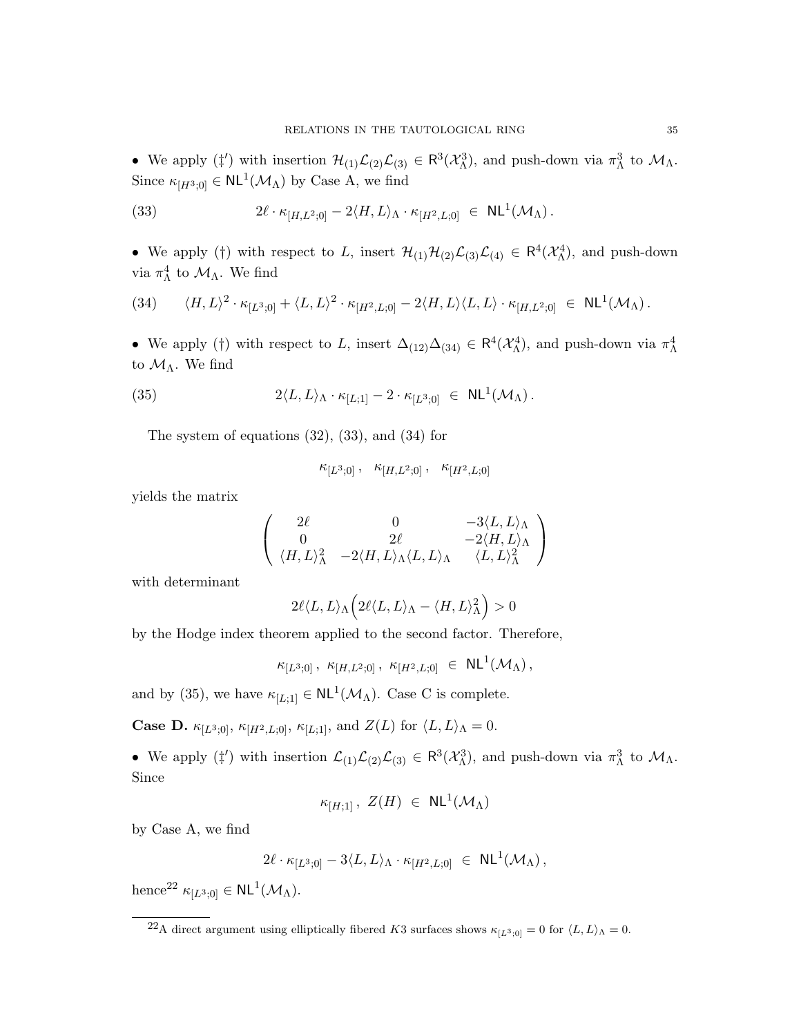• We apply $(\ddagger')$ with insertion $\mathcal{H}_{(1)}\mathcal{L}_{(2)}\mathcal{L}_{(3)} \in \mathsf{R}^3(\mathcal{X}^3_\Lambda)$, and push-down via $\pi^3_\Lambda$ to $\mathcal{M}_\Lambda$. Since $\kappa_{[H^3;0]} \in \mathsf{NL}^1(\mathcal{M}_\Lambda)$ by Case A, we find

$$2\ell \cdot \kappa_{[H,L^2;0]} - 2\langle H, L\rangle_\Lambda \cdot \kappa_{[H^2,L;0]} \;\in\; \mathsf{NL}^1(\mathcal{M}_\Lambda)\,. \tag{33}$$

• We apply $(\dagger)$ with respect to $L$, insert $\mathcal{H}_{(1)}\mathcal{H}_{(2)}\mathcal{L}_{(3)}\mathcal{L}_{(4)} \in \mathsf{R}^4(\mathcal{X}^4_\Lambda)$, and push-down via $\pi^4_\Lambda$ to $\mathcal{M}_\Lambda$. We find

$$\langle H, L\rangle^2 \cdot \kappa_{[L^3;0]} + \langle L, L\rangle^2 \cdot \kappa_{[H^2,L;0]} - 2\langle H, L\rangle\langle L, L\rangle \cdot \kappa_{[H,L^2;0]} \;\in\; \mathsf{NL}^1(\mathcal{M}_\Lambda)\,. \tag{34}$$

• We apply $(\dagger)$ with respect to $L$, insert $\Delta_{(12)}\Delta_{(34)} \in \mathsf{R}^4(\mathcal{X}^4_\Lambda)$, and push-down via $\pi^4_\Lambda$ to $\mathcal{M}_\Lambda$. We find

$$2\langle L, L\rangle_\Lambda \cdot \kappa_{[L;1]} - 2 \cdot \kappa_{[L^3;0]} \;\in\; \mathsf{NL}^1(\mathcal{M}_\Lambda)\,. \tag{35}$$

The system of equations (32), (33), and (34) for

$$\kappa_{[L^3;0]}\,, \quad \kappa_{[H,L^2;0]}\,, \quad \kappa_{[H^2,L;0]}$$

yields the matrix

$$\begin{pmatrix} 2\ell & 0 & -3\langle L, L\rangle_\Lambda \\ 0 & 2\ell & -2\langle H, L\rangle_\Lambda \\ \langle H, L\rangle^2_\Lambda & -2\langle H, L\rangle_\Lambda\langle L, L\rangle_\Lambda & \langle L, L\rangle^2_\Lambda \end{pmatrix}$$

with determinant

$$2\ell\langle L, L\rangle_\Lambda\Big(2\ell\langle L, L\rangle_\Lambda - \langle H, L\rangle^2_\Lambda\Big) > 0$$

by the Hodge index theorem applied to the second factor. Therefore,

$$\kappa_{[L^3;0]}\,,\; \kappa_{[H,L^2;0]}\,,\; \kappa_{[H^2,L;0]} \;\in\; \mathsf{NL}^1(\mathcal{M}_\Lambda)\,,$$

and by (35), we have $\kappa_{[L;1]} \in \mathsf{NL}^1(\mathcal{M}_\Lambda)$. Case C is complete.

**Case D.** $\kappa_{[L^3;0]}$, $\kappa_{[H^2,L;0]}$, $\kappa_{[L;1]}$, and $Z(L)$ for $\langle L, L\rangle_\Lambda = 0$.

• We apply $(\ddagger')$ with insertion $\mathcal{L}_{(1)}\mathcal{L}_{(2)}\mathcal{L}_{(3)} \in \mathsf{R}^3(\mathcal{X}^3_\Lambda)$, and push-down via $\pi^3_\Lambda$ to $\mathcal{M}_\Lambda$. Since

$$\kappa_{[H;1]}\,,\; Z(H) \;\in\; \mathsf{NL}^1(\mathcal{M}_\Lambda)$$

by Case A, we find

$$2\ell \cdot \kappa_{[L^3;0]} - 3\langle L, L\rangle_\Lambda \cdot \kappa_{[H^2,L;0]} \;\in\; \mathsf{NL}^1(\mathcal{M}_\Lambda)\,,$$

hence[22] $\kappa_{[L^3;0]} \in \mathsf{NL}^1(\mathcal{M}_\Lambda)$.

---

[22] A direct argument using elliptically fibered $K3$ surfaces shows $\kappa_{[L^3;0]} = 0$ for $\langle L, L\rangle_\Lambda = 0$.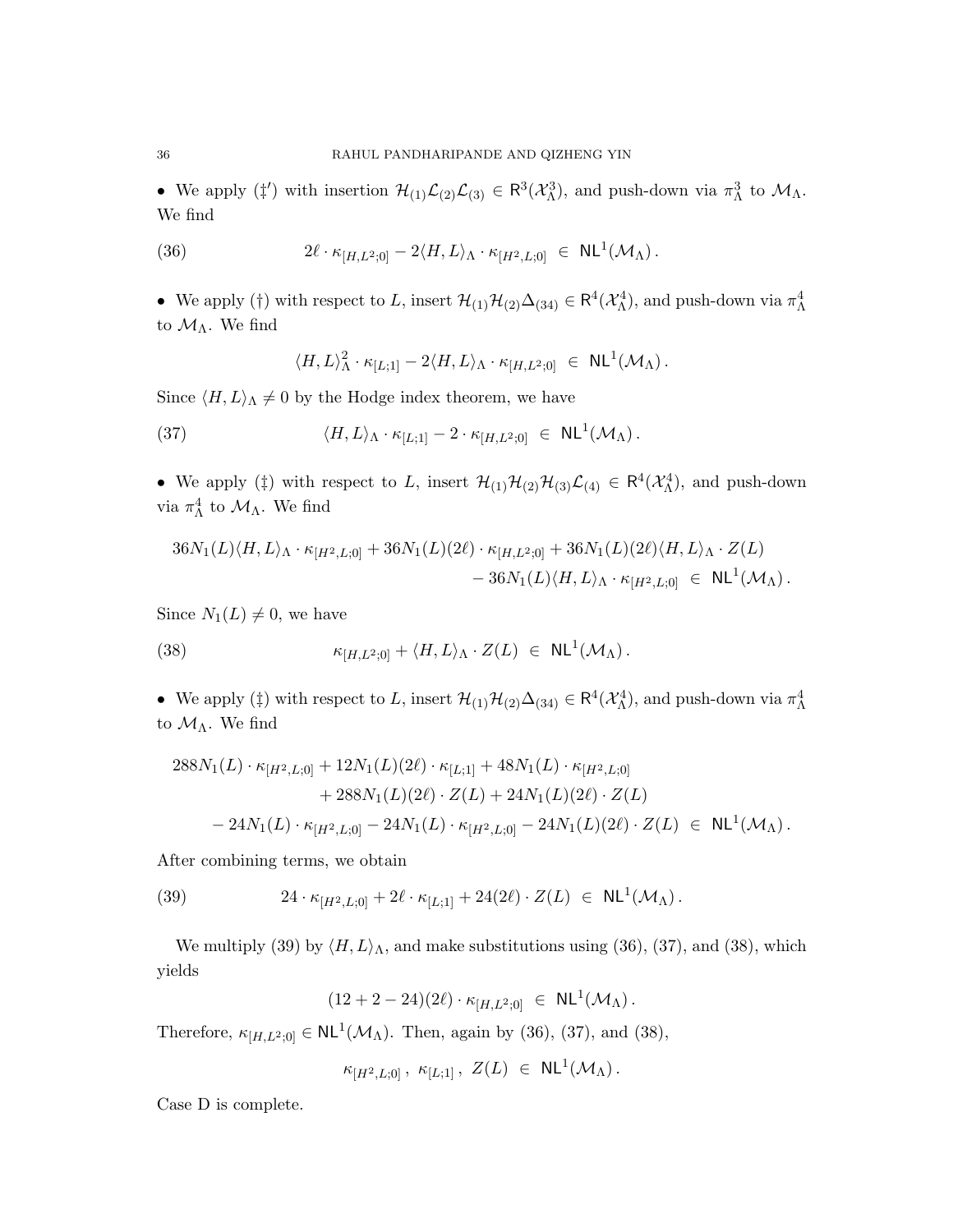• We apply (‡′) with insertion $\mathcal{H}_{(1)}\mathcal{L}_{(2)}\mathcal{L}_{(3)} \in \mathsf{R}^3(\mathcal{X}_\Lambda^3)$, and push-down via $\pi_\Lambda^3$ to $\mathcal{M}_\Lambda$. We find

$$2\ell \cdot \kappa_{[H,L^2;0]} - 2\langle H, L\rangle_\Lambda \cdot \kappa_{[H^2,L;0]} \ \in \ \mathsf{NL}^1(\mathcal{M}_\Lambda)\,. \tag{36}$$

• We apply (†) with respect to $L$, insert $\mathcal{H}_{(1)}\mathcal{H}_{(2)}\Delta_{(34)} \in \mathsf{R}^4(\mathcal{X}_\Lambda^4)$, and push-down via $\pi_\Lambda^4$ to $\mathcal{M}_\Lambda$. We find

$$\langle H, L\rangle_\Lambda^2 \cdot \kappa_{[L;1]} - 2\langle H, L\rangle_\Lambda \cdot \kappa_{[H,L^2;0]} \ \in \ \mathsf{NL}^1(\mathcal{M}_\Lambda)\,.$$

Since $\langle H, L\rangle_\Lambda \neq 0$ by the Hodge index theorem, we have

$$\langle H, L\rangle_\Lambda \cdot \kappa_{[L;1]} - 2 \cdot \kappa_{[H,L^2;0]} \ \in \ \mathsf{NL}^1(\mathcal{M}_\Lambda)\,. \tag{37}$$

• We apply (‡) with respect to $L$, insert $\mathcal{H}_{(1)}\mathcal{H}_{(2)}\mathcal{H}_{(3)}\mathcal{L}_{(4)} \in \mathsf{R}^4(\mathcal{X}_\Lambda^4)$, and push-down via $\pi_\Lambda^4$ to $\mathcal{M}_\Lambda$. We find

$$\begin{aligned} 36N_1(L)\langle H, L\rangle_\Lambda \cdot \kappa_{[H^2,L;0]} + 36N_1(L)(2\ell) \cdot \kappa_{[H,L^2;0]} + 36N_1(L)(2\ell)\langle H, L\rangle_\Lambda \cdot Z(L) \\ - 36N_1(L)\langle H, L\rangle_\Lambda \cdot \kappa_{[H^2,L;0]} \ \in \ \mathsf{NL}^1(\mathcal{M}_\Lambda)\,. \end{aligned}$$

Since $N_1(L) \neq 0$, we have

$$\kappa_{[H,L^2;0]} + \langle H, L\rangle_\Lambda \cdot Z(L) \ \in \ \mathsf{NL}^1(\mathcal{M}_\Lambda)\,. \tag{38}$$

• We apply (‡) with respect to $L$, insert $\mathcal{H}_{(1)}\mathcal{H}_{(2)}\Delta_{(34)} \in \mathsf{R}^4(\mathcal{X}_\Lambda^4)$, and push-down via $\pi_\Lambda^4$ to $\mathcal{M}_\Lambda$. We find

$$\begin{aligned} 288N_1(L) \cdot \kappa_{[H^2,L;0]} + 12N_1(L)(2\ell) \cdot \kappa_{[L;1]} + 48N_1(L) \cdot \kappa_{[H^2,L;0]} \\ + 288N_1(L)(2\ell) \cdot Z(L) + 24N_1(L)(2\ell) \cdot Z(L) \\ - 24N_1(L) \cdot \kappa_{[H^2,L;0]} - 24N_1(L) \cdot \kappa_{[H^2,L;0]} - 24N_1(L)(2\ell) \cdot Z(L) \ \in \ \mathsf{NL}^1(\mathcal{M}_\Lambda)\,. \end{aligned}$$

After combining terms, we obtain

$$24 \cdot \kappa_{[H^2,L;0]} + 2\ell \cdot \kappa_{[L;1]} + 24(2\ell) \cdot Z(L) \ \in \ \mathsf{NL}^1(\mathcal{M}_\Lambda)\,. \tag{39}$$

We multiply (39) by $\langle H, L\rangle_\Lambda$, and make substitutions using (36), (37), and (38), which yields

$$(12 + 2 - 24)(2\ell) \cdot \kappa_{[H,L^2;0]} \ \in \ \mathsf{NL}^1(\mathcal{M}_\Lambda)\,.$$

Therefore, $\kappa_{[H,L^2;0]} \in \mathsf{NL}^1(\mathcal{M}_\Lambda)$. Then, again by (36), (37), and (38),

$$\kappa_{[H^2,L;0]}\,,\ \kappa_{[L;1]}\,,\ Z(L) \ \in \ \mathsf{NL}^1(\mathcal{M}_\Lambda)\,.$$

Case D is complete.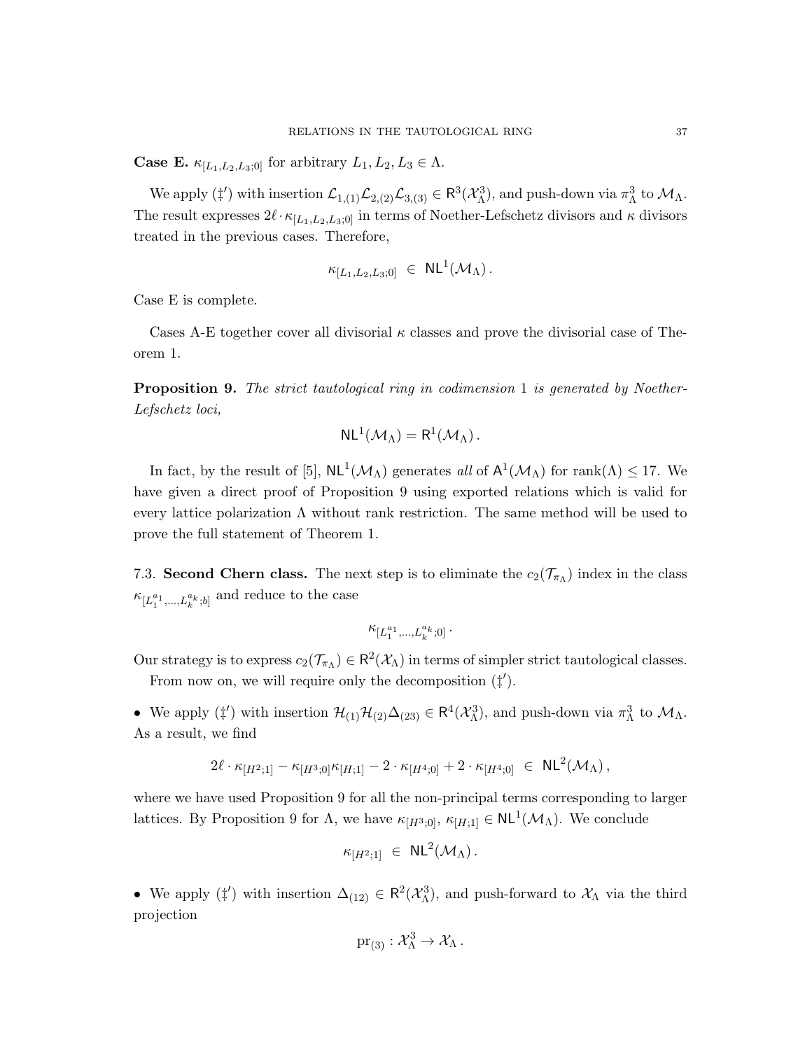**Case E.** $\kappa_{[L_1,L_2,L_3;0]}$ for arbitrary $L_1, L_2, L_3 \in \Lambda$.

We apply ($\ddagger'$) with insertion $\mathcal{L}_{1,(1)}\mathcal{L}_{2,(2)}\mathcal{L}_{3,(3)} \in \mathsf{R}^3(\mathcal{X}^3_\Lambda)$, and push-down via $\pi^3_\Lambda$ to $\mathcal{M}_\Lambda$. The result expresses $2\ell \cdot \kappa_{[L_1,L_2,L_3;0]}$ in terms of Noether-Lefschetz divisors and $\kappa$ divisors treated in the previous cases. Therefore,

$$\kappa_{[L_1,L_2,L_3;0]} \ \in \ \mathsf{NL}^1(\mathcal{M}_\Lambda)\,.$$

Case E is complete.

Cases A-E together cover all divisorial $\kappa$ classes and prove the divisorial case of Theorem 1.

**Proposition 9.** *The strict tautological ring in codimension* 1 *is generated by Noether-Lefschetz loci,*

$$\mathsf{NL}^1(\mathcal{M}_\Lambda) = \mathsf{R}^1(\mathcal{M}_\Lambda)\,.$$

In fact, by the result of [5], $\mathsf{NL}^1(\mathcal{M}_\Lambda)$ generates *all* of $\mathsf{A}^1(\mathcal{M}_\Lambda)$ for $\text{rank}(\Lambda) \leq 17$. We have given a direct proof of Proposition 9 using exported relations which is valid for every lattice polarization $\Lambda$ without rank restriction. The same method will be used to prove the full statement of Theorem 1.

7.3. **Second Chern class.** The next step is to eliminate the $c_2(\mathcal{T}_{\pi_\Lambda})$ index in the class $\kappa_{[L_1^{a_1},\ldots,L_k^{a_k};b]}$ and reduce to the case

$$\kappa_{[L_1^{a_1},\ldots,L_k^{a_k};0]}\,.$$

Our strategy is to express $c_2(\mathcal{T}_{\pi_\Lambda}) \in \mathsf{R}^2(\mathcal{X}_\Lambda)$ in terms of simpler strict tautological classes.

From now on, we will require only the decomposition ($\ddagger'$).

- We apply ($\ddagger'$) with insertion $\mathcal{H}_{(1)}\mathcal{H}_{(2)}\Delta_{(23)} \in \mathsf{R}^4(\mathcal{X}^3_\Lambda)$, and push-down via $\pi^3_\Lambda$ to $\mathcal{M}_\Lambda$. As a result, we find

$$2\ell \cdot \kappa_{[H^2;1]} - \kappa_{[H^3;0]}\kappa_{[H;1]} - 2 \cdot \kappa_{[H^4;0]} + 2 \cdot \kappa_{[H^4;0]} \ \in \ \mathsf{NL}^2(\mathcal{M}_\Lambda)\,,$$

where we have used Proposition 9 for all the non-principal terms corresponding to larger lattices. By Proposition 9 for $\Lambda$, we have $\kappa_{[H^3;0]}$, $\kappa_{[H;1]} \in \mathsf{NL}^1(\mathcal{M}_\Lambda)$. We conclude

$$\kappa_{[H^2;1]} \ \in \ \mathsf{NL}^2(\mathcal{M}_\Lambda)\,.$$

- We apply ($\ddagger'$) with insertion $\Delta_{(12)} \in \mathsf{R}^2(\mathcal{X}^3_\Lambda)$, and push-forward to $\mathcal{X}_\Lambda$ via the third projection

$$\text{pr}_{(3)} : \mathcal{X}^3_\Lambda \to \mathcal{X}_\Lambda\,.$$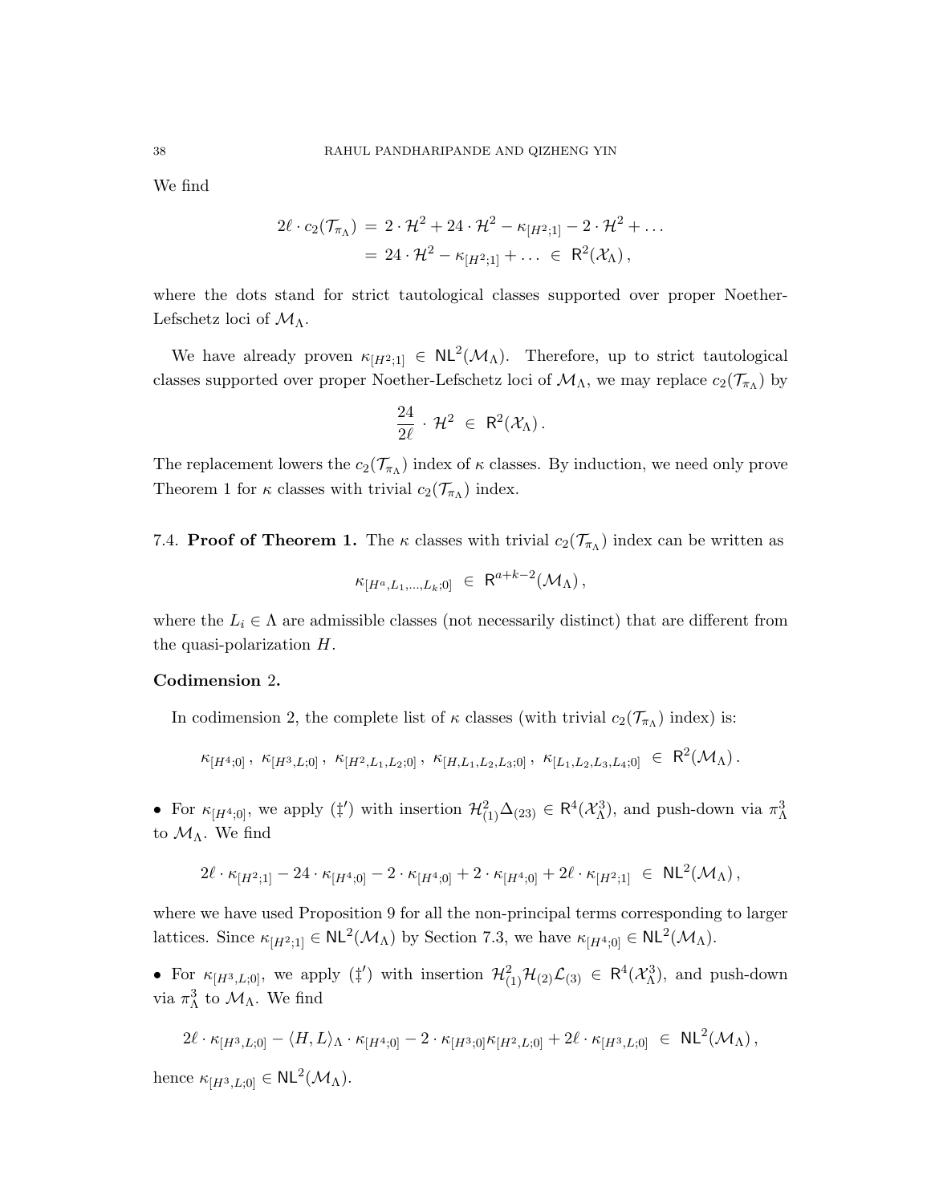We find

$$2\ell \cdot c_2(\mathcal{T}_{\pi_\Lambda}) \,=\, 2 \cdot \mathcal{H}^2 + 24 \cdot \mathcal{H}^2 - \kappa_{[H^2;1]} - 2 \cdot \mathcal{H}^2 + \ldots$$
$$= 24 \cdot \mathcal{H}^2 - \kappa_{[H^2;1]} + \ldots \;\in\; \mathsf{R}^2(\mathcal{X}_\Lambda)\,,$$

where the dots stand for strict tautological classes supported over proper Noether-Lefschetz loci of $\mathcal{M}_\Lambda$.

We have already proven $\kappa_{[H^2;1]} \in \mathsf{NL}^2(\mathcal{M}_\Lambda)$. Therefore, up to strict tautological classes supported over proper Noether-Lefschetz loci of $\mathcal{M}_\Lambda$, we may replace $c_2(\mathcal{T}_{\pi_\Lambda})$ by

$$\frac{24}{2\ell} \cdot \mathcal{H}^2 \;\in\; \mathsf{R}^2(\mathcal{X}_\Lambda)\,.$$

The replacement lowers the $c_2(\mathcal{T}_{\pi_\Lambda})$ index of $\kappa$ classes. By induction, we need only prove Theorem 1 for $\kappa$ classes with trivial $c_2(\mathcal{T}_{\pi_\Lambda})$ index.

7.4. **Proof of Theorem 1.** The $\kappa$ classes with trivial $c_2(\mathcal{T}_{\pi_\Lambda})$ index can be written as

$$\kappa_{[H^a, L_1, \ldots, L_k; 0]} \;\in\; \mathsf{R}^{a+k-2}(\mathcal{M}_\Lambda)\,,$$

where the $L_i \in \Lambda$ are admissible classes (not necessarily distinct) that are different from the quasi-polarization $H$.

**Codimension 2.**

In codimension 2, the complete list of $\kappa$ classes (with trivial $c_2(\mathcal{T}_{\pi_\Lambda})$ index) is:

$$\kappa_{[H^4;0]}\,,\ \kappa_{[H^3,L;0]}\,,\ \kappa_{[H^2,L_1,L_2;0]}\,,\ \kappa_{[H,L_1,L_2,L_3;0]}\,,\ \kappa_{[L_1,L_2,L_3,L_4;0]} \;\in\; \mathsf{R}^2(\mathcal{M}_\Lambda)\,.$$

- For $\kappa_{[H^4;0]}$, we apply ($\ddagger'$) with insertion $\mathcal{H}^2_{(1)}\Delta_{(23)} \in \mathsf{R}^4(\mathcal{X}^3_\Lambda)$, and push-down via $\pi^3_\Lambda$ to $\mathcal{M}_\Lambda$. We find

$$2\ell \cdot \kappa_{[H^2;1]} - 24 \cdot \kappa_{[H^4;0]} - 2 \cdot \kappa_{[H^4;0]} + 2 \cdot \kappa_{[H^4;0]} + 2\ell \cdot \kappa_{[H^2;1]} \;\in\; \mathsf{NL}^2(\mathcal{M}_\Lambda)\,,$$

where we have used Proposition 9 for all the non-principal terms corresponding to larger lattices. Since $\kappa_{[H^2;1]} \in \mathsf{NL}^2(\mathcal{M}_\Lambda)$ by Section 7.3, we have $\kappa_{[H^4;0]} \in \mathsf{NL}^2(\mathcal{M}_\Lambda)$.

- For $\kappa_{[H^3,L;0]}$, we apply ($\ddagger'$) with insertion $\mathcal{H}^2_{(1)}\mathcal{H}_{(2)}\mathcal{L}_{(3)} \in \mathsf{R}^4(\mathcal{X}^3_\Lambda)$, and push-down via $\pi^3_\Lambda$ to $\mathcal{M}_\Lambda$. We find

$$2\ell \cdot \kappa_{[H^3,L;0]} - \langle H, L\rangle_\Lambda \cdot \kappa_{[H^4;0]} - 2 \cdot \kappa_{[H^3;0]}\kappa_{[H^2,L;0]} + 2\ell \cdot \kappa_{[H^3,L;0]} \;\in\; \mathsf{NL}^2(\mathcal{M}_\Lambda)\,,$$

hence $\kappa_{[H^3,L;0]} \in \mathsf{NL}^2(\mathcal{M}_\Lambda)$.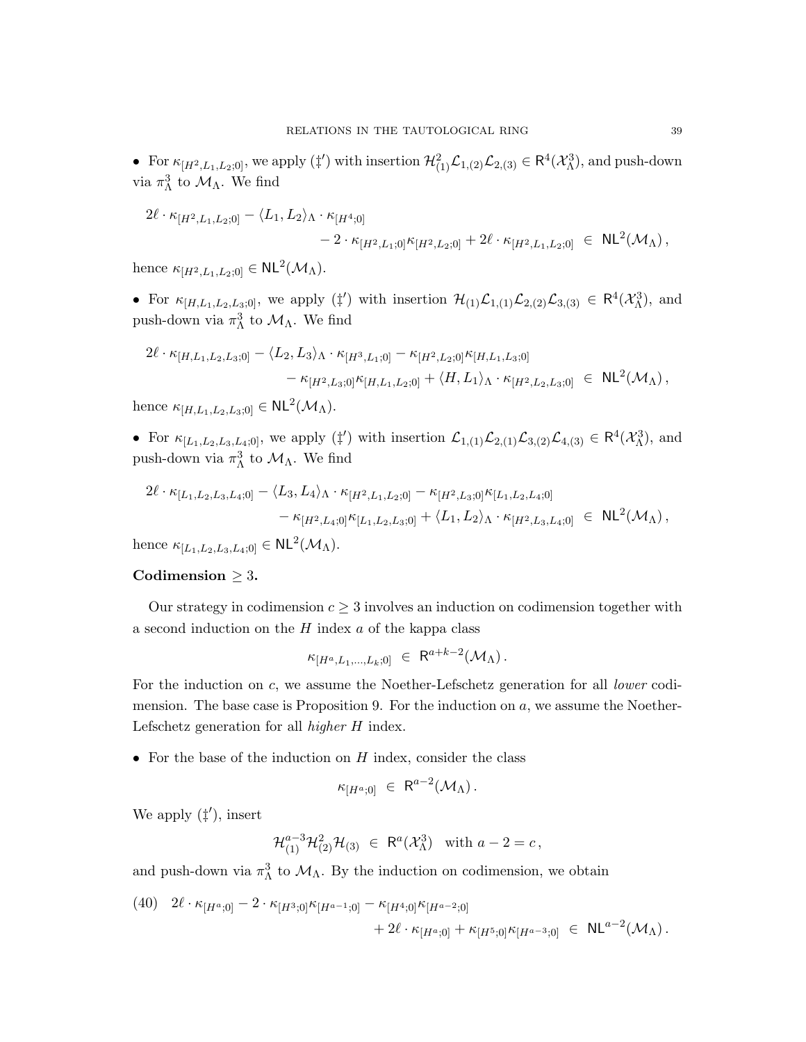• For $\kappa_{[H^2,L_1,L_2;0]}$, we apply $(\ddagger')$ with insertion $\mathcal{H}^2_{(1)}\mathcal{L}_{1,(2)}\mathcal{L}_{2,(3)} \in \mathsf{R}^4(\mathcal{X}^3_\Lambda)$, and push-down via $\pi^3_\Lambda$ to $\mathcal{M}_\Lambda$. We find

$$2\ell \cdot \kappa_{[H^2,L_1,L_2;0]} - \langle L_1, L_2\rangle_\Lambda \cdot \kappa_{[H^4;0]} \\ - 2 \cdot \kappa_{[H^2,L_1;0]}\kappa_{[H^2,L_2;0]} + 2\ell \cdot \kappa_{[H^2,L_1,L_2;0]} \ \in\ \mathsf{NL}^2(\mathcal{M}_\Lambda)\,,$$

hence $\kappa_{[H^2,L_1,L_2;0]} \in \mathsf{NL}^2(\mathcal{M}_\Lambda)$.

• For $\kappa_{[H,L_1,L_2,L_3;0]}$, we apply $(\ddagger')$ with insertion $\mathcal{H}_{(1)}\mathcal{L}_{1,(1)}\mathcal{L}_{2,(2)}\mathcal{L}_{3,(3)} \in \mathsf{R}^4(\mathcal{X}^3_\Lambda)$, and push-down via $\pi^3_\Lambda$ to $\mathcal{M}_\Lambda$. We find

$$2\ell \cdot \kappa_{[H,L_1,L_2,L_3;0]} - \langle L_2, L_3\rangle_\Lambda \cdot \kappa_{[H^3,L_1;0]} - \kappa_{[H^2,L_2;0]}\kappa_{[H,L_1,L_3;0]} \\ - \kappa_{[H^2,L_3;0]}\kappa_{[H,L_1,L_2;0]} + \langle H, L_1\rangle_\Lambda \cdot \kappa_{[H^2,L_2,L_3;0]} \ \in\ \mathsf{NL}^2(\mathcal{M}_\Lambda)\,,$$

hence $\kappa_{[H,L_1,L_2,L_3;0]} \in \mathsf{NL}^2(\mathcal{M}_\Lambda)$.

• For $\kappa_{[L_1,L_2,L_3,L_4;0]}$, we apply $(\ddagger')$ with insertion $\mathcal{L}_{1,(1)}\mathcal{L}_{2,(1)}\mathcal{L}_{3,(2)}\mathcal{L}_{4,(3)} \in \mathsf{R}^4(\mathcal{X}^3_\Lambda)$, and push-down via $\pi^3_\Lambda$ to $\mathcal{M}_\Lambda$. We find

$$2\ell \cdot \kappa_{[L_1,L_2,L_3,L_4;0]} - \langle L_3, L_4\rangle_\Lambda \cdot \kappa_{[H^2,L_1,L_2;0]} - \kappa_{[H^2,L_3;0]}\kappa_{[L_1,L_2,L_4;0]} \\ - \kappa_{[H^2,L_4;0]}\kappa_{[L_1,L_2,L_3;0]} + \langle L_1, L_2\rangle_\Lambda \cdot \kappa_{[H^2,L_3,L_4;0]} \in \mathsf{NL}^2(\mathcal{M}_\Lambda)\,,$$

hence $\kappa_{[L_1,L_2,L_3,L_4;0]} \in \mathsf{NL}^2(\mathcal{M}_\Lambda)$.

**Codimension $\geq 3$.**

Our strategy in codimension $c \geq 3$ involves an induction on codimension together with a second induction on the $H$ index $a$ of the kappa class

$$\kappa_{[H^a,L_1,\ldots,L_k;0]} \ \in\ \mathsf{R}^{a+k-2}(\mathcal{M}_\Lambda)\,.$$

For the induction on $c$, we assume the Noether-Lefschetz generation for all *lower* codimension. The base case is Proposition 9. For the induction on $a$, we assume the Noether-Lefschetz generation for all *higher* $H$ index.

• For the base of the induction on $H$ index, consider the class

$$\kappa_{[H^a;0]} \ \in\ \mathsf{R}^{a-2}(\mathcal{M}_\Lambda)\,.$$

We apply $(\ddagger')$, insert

$$\mathcal{H}^{a-3}_{(1)}\mathcal{H}^2_{(2)}\mathcal{H}_{(3)} \ \in\ \mathsf{R}^a(\mathcal{X}^3_\Lambda) \quad \text{with } a-2 = c\,,$$

and push-down via $\pi^3_\Lambda$ to $\mathcal{M}_\Lambda$. By the induction on codimension, we obtain

$$2\ell \cdot \kappa_{[H^a;0]} - 2 \cdot \kappa_{[H^3;0]}\kappa_{[H^{a-1};0]} - \kappa_{[H^4;0]}\kappa_{[H^{a-2};0]} \\ + 2\ell \cdot \kappa_{[H^a;0]} + \kappa_{[H^5;0]}\kappa_{[H^{a-3};0]} \ \in\ \mathsf{NL}^{a-2}(\mathcal{M}_\Lambda)\,. \tag{40}$$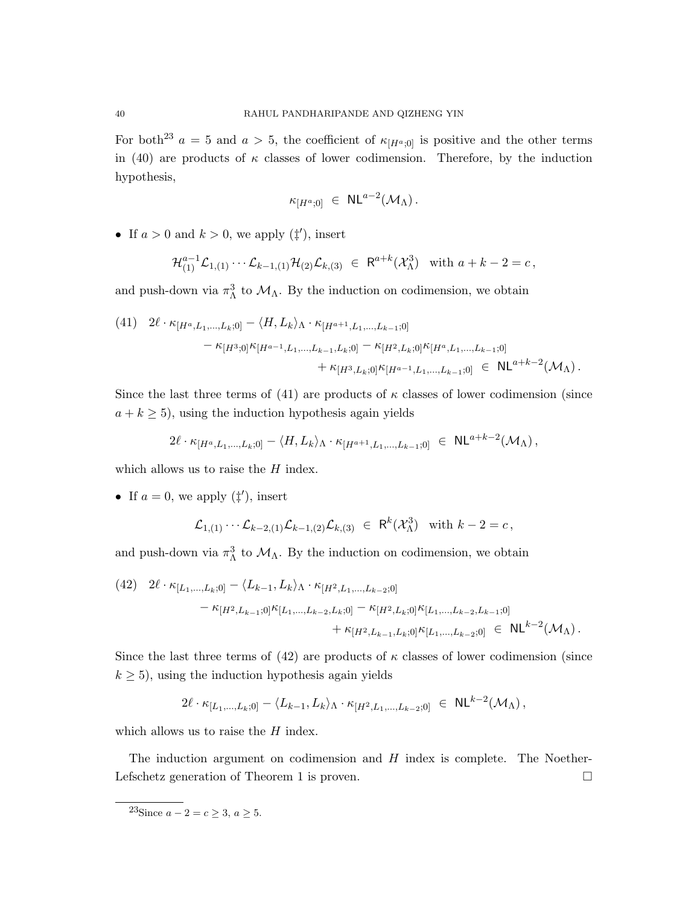For both[23] $a = 5$ and $a > 5$, the coefficient of $\kappa_{[H^a;0]}$ is positive and the other terms in (40) are products of $\kappa$ classes of lower codimension. Therefore, by the induction hypothesis,

$$\kappa_{[H^a;0]} \;\in\; \mathsf{NL}^{a-2}(\mathcal{M}_\Lambda)\,.$$

- If $a > 0$ and $k > 0$, we apply ($\ddagger'$), insert

$$\mathcal{H}_{(1)}^{a-1}\mathcal{L}_{1,(1)}\cdots\mathcal{L}_{k-1,(1)}\mathcal{H}_{(2)}\mathcal{L}_{k,(3)} \;\in\; \mathsf{R}^{a+k}(\mathcal{X}_\Lambda^3) \quad \text{with } a+k-2 = c\,,$$

and push-down via $\pi_\Lambda^3$ to $\mathcal{M}_\Lambda$. By the induction on codimension, we obtain

$$\begin{aligned}(41)\quad 2\ell\cdot\kappa_{[H^a,L_1,\ldots,L_k;0]} - \langle H, L_k\rangle_\Lambda \cdot \kappa_{[H^{a+1},L_1,\ldots,L_{k-1};0]} \\ - \kappa_{[H^3;0]}\kappa_{[H^{a-1},L_1,\ldots,L_{k-1},L_k;0]} - \kappa_{[H^2,L_k;0]}\kappa_{[H^a,L_1,\ldots,L_{k-1};0]} \\ + \kappa_{[H^3,L_k;0]}\kappa_{[H^{a-1},L_1,\ldots,L_{k-1};0]} \;\in\; \mathsf{NL}^{a+k-2}(\mathcal{M}_\Lambda)\,.\end{aligned}$$

Since the last three terms of (41) are products of $\kappa$ classes of lower codimension (since $a+k \geq 5$), using the induction hypothesis again yields

$$2\ell\cdot\kappa_{[H^a,L_1,\ldots,L_k;0]} - \langle H, L_k\rangle_\Lambda \cdot \kappa_{[H^{a+1},L_1,\ldots,L_{k-1};0]} \;\in\; \mathsf{NL}^{a+k-2}(\mathcal{M}_\Lambda)\,,$$

which allows us to raise the $H$ index.

- If $a = 0$, we apply ($\ddagger'$), insert

$$\mathcal{L}_{1,(1)}\cdots\mathcal{L}_{k-2,(1)}\mathcal{L}_{k-1,(2)}\mathcal{L}_{k,(3)} \;\in\; \mathsf{R}^{k}(\mathcal{X}_\Lambda^3) \quad \text{with } k-2 = c\,,$$

and push-down via $\pi_\Lambda^3$ to $\mathcal{M}_\Lambda$. By the induction on codimension, we obtain

$$\begin{aligned}(42)\quad 2\ell\cdot\kappa_{[L_1,\ldots,L_k;0]} - \langle L_{k-1}, L_k\rangle_\Lambda \cdot \kappa_{[H^2,L_1,\ldots,L_{k-2};0]} \\ - \kappa_{[H^2,L_{k-1};0]}\kappa_{[L_1,\ldots,L_{k-2},L_k;0]} - \kappa_{[H^2,L_k;0]}\kappa_{[L_1,\ldots,L_{k-2},L_{k-1};0]} \\ + \kappa_{[H^2,L_{k-1},L_k;0]}\kappa_{[L_1,\ldots,L_{k-2};0]} \;\in\; \mathsf{NL}^{k-2}(\mathcal{M}_\Lambda)\,.\end{aligned}$$

Since the last three terms of (42) are products of $\kappa$ classes of lower codimension (since $k \geq 5$), using the induction hypothesis again yields

$$2\ell\cdot\kappa_{[L_1,\ldots,L_k;0]} - \langle L_{k-1}, L_k\rangle_\Lambda \cdot \kappa_{[H^2,L_1,\ldots,L_{k-2};0]} \;\in\; \mathsf{NL}^{k-2}(\mathcal{M}_\Lambda)\,,$$

which allows us to raise the $H$ index.

The induction argument on codimension and $H$ index is complete. The Noether-Lefschetz generation of Theorem 1 is proven. □

[23] Since $a - 2 = c \geq 3$, $a \geq 5$.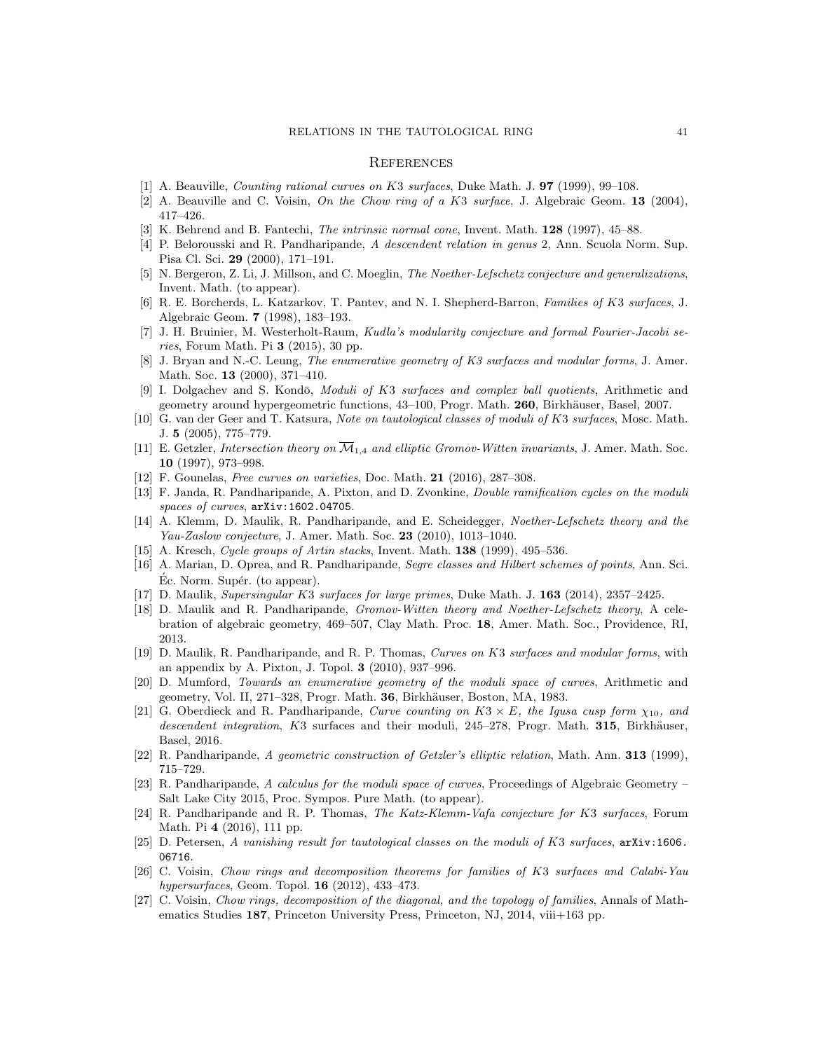# References

[1] A. Beauville, *Counting rational curves on K3 surfaces*, Duke Math. J. **97** (1999), 99–108.

[2] A. Beauville and C. Voisin, *On the Chow ring of a K3 surface*, J. Algebraic Geom. **13** (2004), 417–426.

[3] K. Behrend and B. Fantechi, *The intrinsic normal cone*, Invent. Math. **128** (1997), 45–88.

[4] P. Belorousski and R. Pandharipande, *A descendent relation in genus 2*, Ann. Scuola Norm. Sup. Pisa Cl. Sci. **29** (2000), 171–191.

[5] N. Bergeron, Z. Li, J. Millson, and C. Moeglin, *The Noether-Lefschetz conjecture and generalizations*, Invent. Math. (to appear).

[6] R. E. Borcherds, L. Katzarkov, T. Pantev, and N. I. Shepherd-Barron, *Families of K3 surfaces*, J. Algebraic Geom. **7** (1998), 183–193.

[7] J. H. Bruinier, M. Westerholt-Raum, *Kudla's modularity conjecture and formal Fourier-Jacobi series*, Forum Math. Pi **3** (2015), 30 pp.

[8] J. Bryan and N.-C. Leung, *The enumerative geometry of K3 surfaces and modular forms*, J. Amer. Math. Soc. **13** (2000), 371–410.

[9] I. Dolgachev and S. Kondō, *Moduli of K3 surfaces and complex ball quotients*, Arithmetic and geometry around hypergeometric functions, 43–100, Progr. Math. **260**, Birkhäuser, Basel, 2007.

[10] G. van der Geer and T. Katsura, *Note on tautological classes of moduli of K3 surfaces*, Mosc. Math. J. **5** (2005), 775–779.

[11] E. Getzler, *Intersection theory on $\overline{\mathcal{M}}_{1,4}$ and elliptic Gromov-Witten invariants*, J. Amer. Math. Soc. **10** (1997), 973–998.

[12] F. Gounelas, *Free curves on varieties*, Doc. Math. **21** (2016), 287–308.

[13] F. Janda, R. Pandharipande, A. Pixton, and D. Zvonkine, *Double ramification cycles on the moduli spaces of curves*, arXiv:1602.04705.

[14] A. Klemm, D. Maulik, R. Pandharipande, and E. Scheidegger, *Noether-Lefschetz theory and the Yau-Zaslow conjecture*, J. Amer. Math. Soc. **23** (2010), 1013–1040.

[15] A. Kresch, *Cycle groups of Artin stacks*, Invent. Math. **138** (1999), 495–536.

[16] A. Marian, D. Oprea, and R. Pandharipande, *Segre classes and Hilbert schemes of points*, Ann. Sci. Éc. Norm. Supér. (to appear).

[17] D. Maulik, *Supersingular K3 surfaces for large primes*, Duke Math. J. **163** (2014), 2357–2425.

[18] D. Maulik and R. Pandharipande, *Gromov-Witten theory and Noether-Lefschetz theory*, A celebration of algebraic geometry, 469–507, Clay Math. Proc. **18**, Amer. Math. Soc., Providence, RI, 2013.

[19] D. Maulik, R. Pandharipande, and R. P. Thomas, *Curves on K3 surfaces and modular forms*, with an appendix by A. Pixton, J. Topol. **3** (2010), 937–996.

[20] D. Mumford, *Towards an enumerative geometry of the moduli space of curves*, Arithmetic and geometry, Vol. II, 271–328, Progr. Math. **36**, Birkhäuser, Boston, MA, 1983.

[21] G. Oberdieck and R. Pandharipande, *Curve counting on $K3 \times E$, the Igusa cusp form $\chi_{10}$, and descendent integration*, K3 surfaces and their moduli, 245–278, Progr. Math. **315**, Birkhäuser, Basel, 2016.

[22] R. Pandharipande, *A geometric construction of Getzler's elliptic relation*, Math. Ann. **313** (1999), 715–729.

[23] R. Pandharipande, *A calculus for the moduli space of curves*, Proceedings of Algebraic Geometry – Salt Lake City 2015, Proc. Sympos. Pure Math. (to appear).

[24] R. Pandharipande and R. P. Thomas, *The Katz-Klemm-Vafa conjecture for K3 surfaces*, Forum Math. Pi **4** (2016), 111 pp.

[25] D. Petersen, *A vanishing result for tautological classes on the moduli of K3 surfaces*, arXiv:1606.06716.

[26] C. Voisin, *Chow rings and decomposition theorems for families of K3 surfaces and Calabi-Yau hypersurfaces*, Geom. Topol. **16** (2012), 433–473.

[27] C. Voisin, *Chow rings, decomposition of the diagonal, and the topology of families*, Annals of Mathematics Studies **187**, Princeton University Press, Princeton, NJ, 2014, viii+163 pp.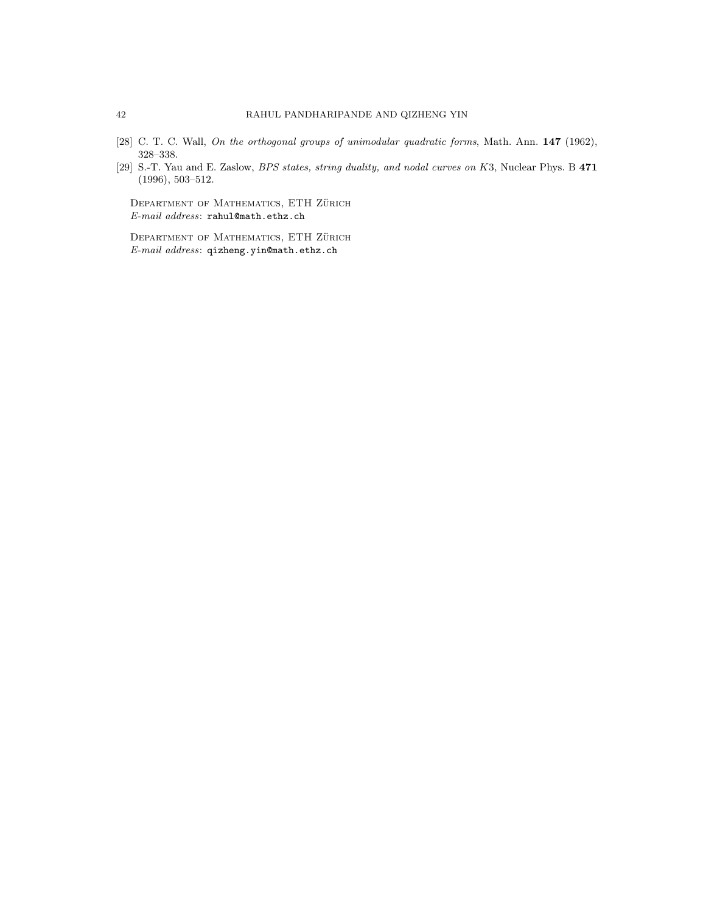[28] C. T. C. Wall, *On the orthogonal groups of unimodular quadratic forms*, Math. Ann. **147** (1962), 328–338.

[29] S.-T. Yau and E. Zaslow, *BPS states, string duality, and nodal curves on* $K3$, Nuclear Phys. B **471** (1996), 503–512.

Department of Mathematics, ETH Zürich
*E-mail address*: `rahul@math.ethz.ch`

Department of Mathematics, ETH Zürich
*E-mail address*: `qizheng.yin@math.ethz.ch`